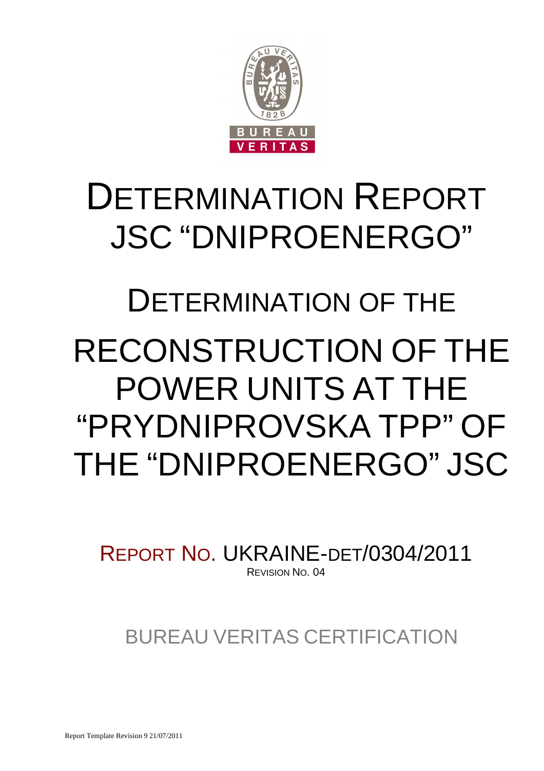# DETERMINATION REPORT JSC "DNIPROENERGO"

# DETERMINATION OF THE RECONSTRUCTION OF THE POWER UNITS AT THE "PRYDNIPROVSKA TPP" OF THE "DNIPROENERGO" JSC

REPORT NO. UKRAINE-DET/0304/2011

REVISION NO. 04

BUREAU VERITAS CERTIFICATION

Report Template Revision 9 21/07/2011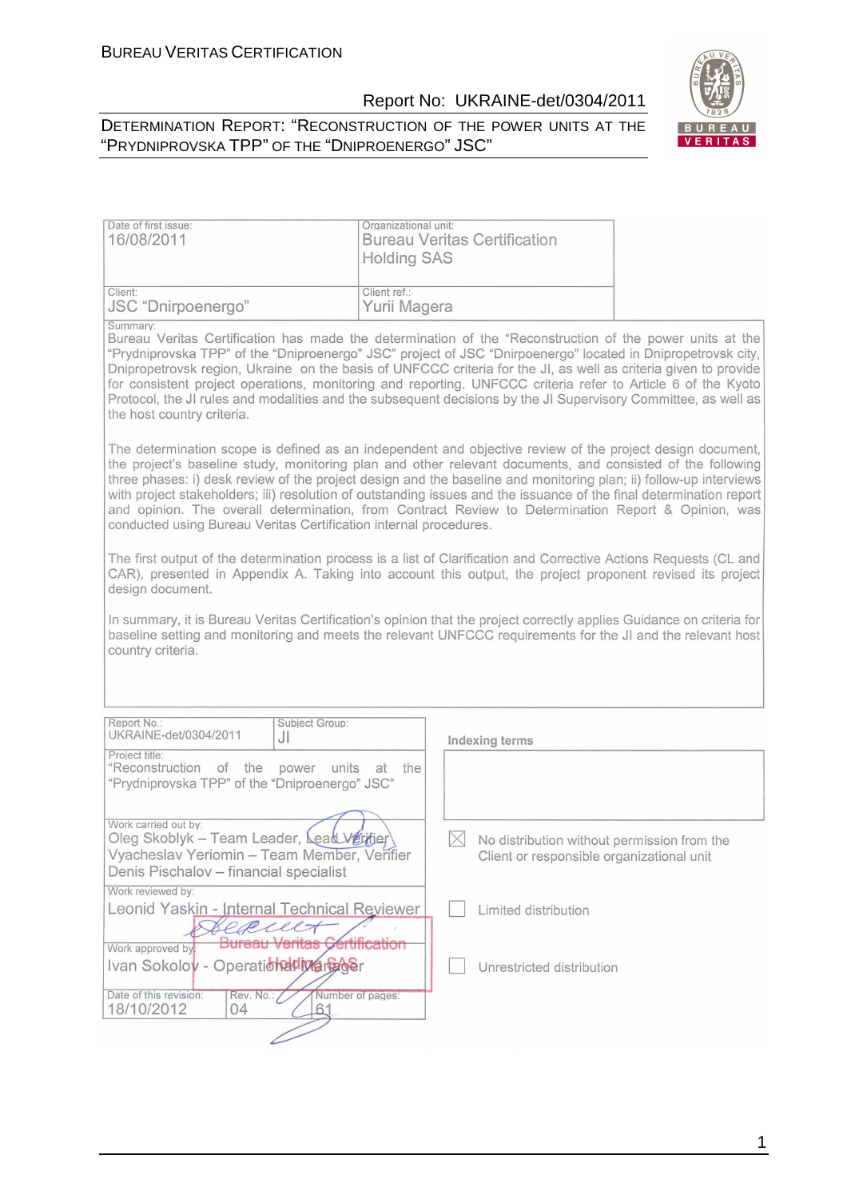| Date of first issue: 16/08/2011 | Organizational unit: Bureau Veritas Certification Holding SAS |
|---|---|
| Client: JSC “Dnirpoenergo” | Client ref.: Yurii Magera |

Summary:

Bureau Veritas Certification has made the determination of the “Reconstruction of the power units at the “Prydniprovska TPP” of the “Dniproenergo” JSC” project of JSC “Dnirpoenergo” located in Dnipropetrovsk city, Dnipropetrovsk region, Ukraine on the basis of UNFCCC criteria for the JI, as well as criteria given to provide for consistent project operations, monitoring and reporting. UNFCCC criteria refer to Article 6 of the Kyoto Protocol, the JI rules and modalities and the subsequent decisions by the JI Supervisory Committee, as well as the host country criteria.

The determination scope is defined as an independent and objective review of the project design document, the project's baseline study, monitoring plan and other relevant documents, and consisted of the following three phases: i) desk review of the project design and the baseline and monitoring plan; ii) follow-up interviews with project stakeholders; iii) resolution of outstanding issues and the issuance of the final determination report and opinion. The overall determination, from Contract Review to Determination Report & Opinion, was conducted using Bureau Veritas Certification internal procedures.

The first output of the determination process is a list of Clarification and Corrective Actions Requests (CL and CAR), presented in Appendix A. Taking into account this output, the project proponent revised its project design document.

In summary, it is Bureau Veritas Certification's opinion that the project correctly applies Guidance on criteria for baseline setting and monitoring and meets the relevant UNFCCC requirements for the JI and the relevant host country criteria.

| Report No.: UKRAINE-det/0304/2011 | Subject Group: JI |
|---|---|
| Project title: “Reconstruction of the power units at the “Prydniprovska TPP” of the “Dniproenergo” JSC” | |
| Work carried out by: Oleg Skoblyk – Team Leader, Lead Verifier; Vyacheslav Yeriomin – Team Member, Verifier; Denis Pischalov – financial specialist | |
| Work reviewed by: Leonid Yaskin - Internal Technical Reviewer | |
| Work approved by: Ivan Sokolov - Operational Manager | |
| Date of this revision: 18/10/2012 | Rev. No.: 04 |
| Number of pages: 61 | |

Bureau Veritas Certification Holding SAS

Indexing terms

☒ No distribution without permission from the Client or responsible organizational unit

☐ Limited distribution

☐ Unrestricted distribution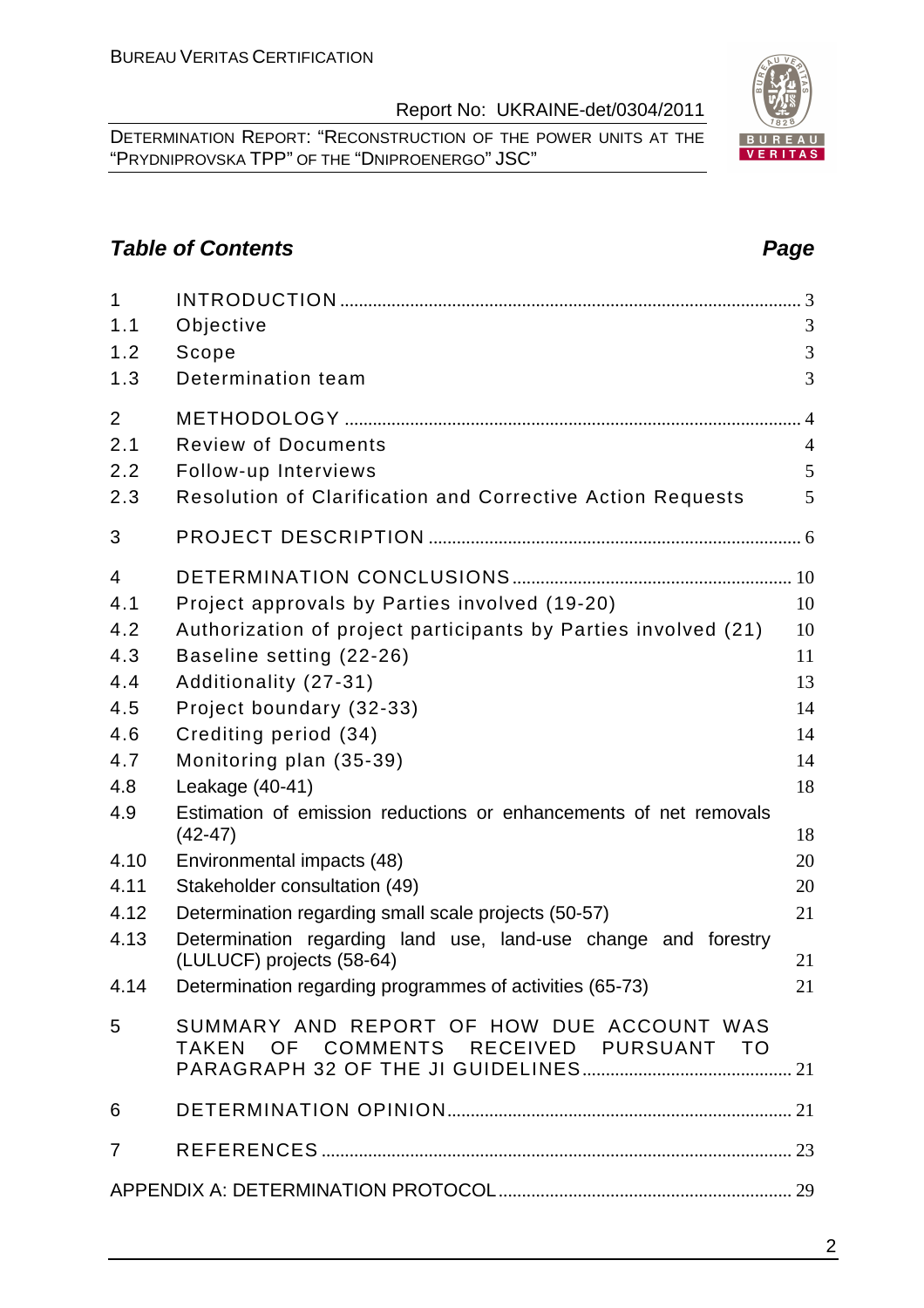## *Table of Contents* *Page*

| | | |
|---|---|---|
| 1 | INTRODUCTION | 3 |
| 1.1 | Objective | 3 |
| 1.2 | Scope | 3 |
| 1.3 | Determination team | 3 |
| 2 | METHODOLOGY | 4 |
| 2.1 | Review of Documents | 4 |
| 2.2 | Follow-up Interviews | 5 |
| 2.3 | Resolution of Clarification and Corrective Action Requests | 5 |
| 3 | PROJECT DESCRIPTION | 6 |
| 4 | DETERMINATION CONCLUSIONS | 10 |
| 4.1 | Project approvals by Parties involved (19-20) | 10 |
| 4.2 | Authorization of project participants by Parties involved (21) | 10 |
| 4.3 | Baseline setting (22-26) | 11 |
| 4.4 | Additionality (27-31) | 13 |
| 4.5 | Project boundary (32-33) | 14 |
| 4.6 | Crediting period (34) | 14 |
| 4.7 | Monitoring plan (35-39) | 14 |
| 4.8 | Leakage (40-41) | 18 |
| 4.9 | Estimation of emission reductions or enhancements of net removals (42-47) | 18 |
| 4.10 | Environmental impacts (48) | 20 |
| 4.11 | Stakeholder consultation (49) | 20 |
| 4.12 | Determination regarding small scale projects (50-57) | 21 |
| 4.13 | Determination regarding land use, land-use change and forestry (LULUCF) projects (58-64) | 21 |
| 4.14 | Determination regarding programmes of activities (65-73) | 21 |
| 5 | SUMMARY AND REPORT OF HOW DUE ACCOUNT WAS TAKEN OF COMMENTS RECEIVED PURSUANT TO PARAGRAPH 32 OF THE JI GUIDELINES | 21 |
| 6 | DETERMINATION OPINION | 21 |
| 7 | REFERENCES | 23 |
| | APPENDIX A: DETERMINATION PROTOCOL | 29 |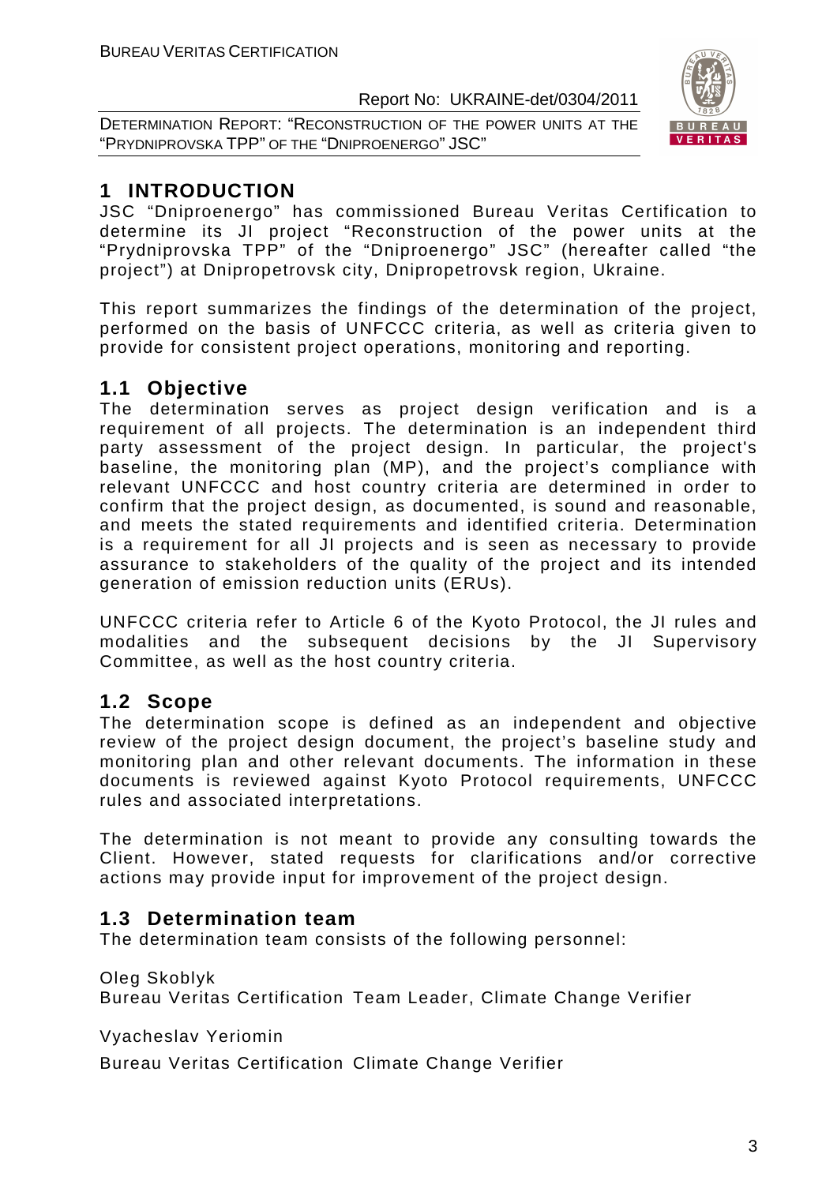# 1 INTRODUCTION

JSC "Dniproenergo" has commissioned Bureau Veritas Certification to determine its JI project "Reconstruction of the power units at the "Prydniprovska TPP" of the "Dniproenergo" JSC" (hereafter called "the project") at Dnipropetrovsk city, Dnipropetrovsk region, Ukraine.

This report summarizes the findings of the determination of the project, performed on the basis of UNFCCC criteria, as well as criteria given to provide for consistent project operations, monitoring and reporting.

## 1.1 Objective

The determination serves as project design verification and is a requirement of all projects. The determination is an independent third party assessment of the project design. In particular, the project's baseline, the monitoring plan (MP), and the project's compliance with relevant UNFCCC and host country criteria are determined in order to confirm that the project design, as documented, is sound and reasonable, and meets the stated requirements and identified criteria. Determination is a requirement for all JI projects and is seen as necessary to provide assurance to stakeholders of the quality of the project and its intended generation of emission reduction units (ERUs).

UNFCCC criteria refer to Article 6 of the Kyoto Protocol, the JI rules and modalities and the subsequent decisions by the JI Supervisory Committee, as well as the host country criteria.

## 1.2 Scope

The determination scope is defined as an independent and objective review of the project design document, the project's baseline study and monitoring plan and other relevant documents. The information in these documents is reviewed against Kyoto Protocol requirements, UNFCCC rules and associated interpretations.

The determination is not meant to provide any consulting towards the Client. However, stated requests for clarifications and/or corrective actions may provide input for improvement of the project design.

## 1.3 Determination team

The determination team consists of the following personnel:

Oleg Skoblyk
Bureau Veritas Certification Team Leader, Climate Change Verifier

Vyacheslav Yeriomin

Bureau Veritas Certification Climate Change Verifier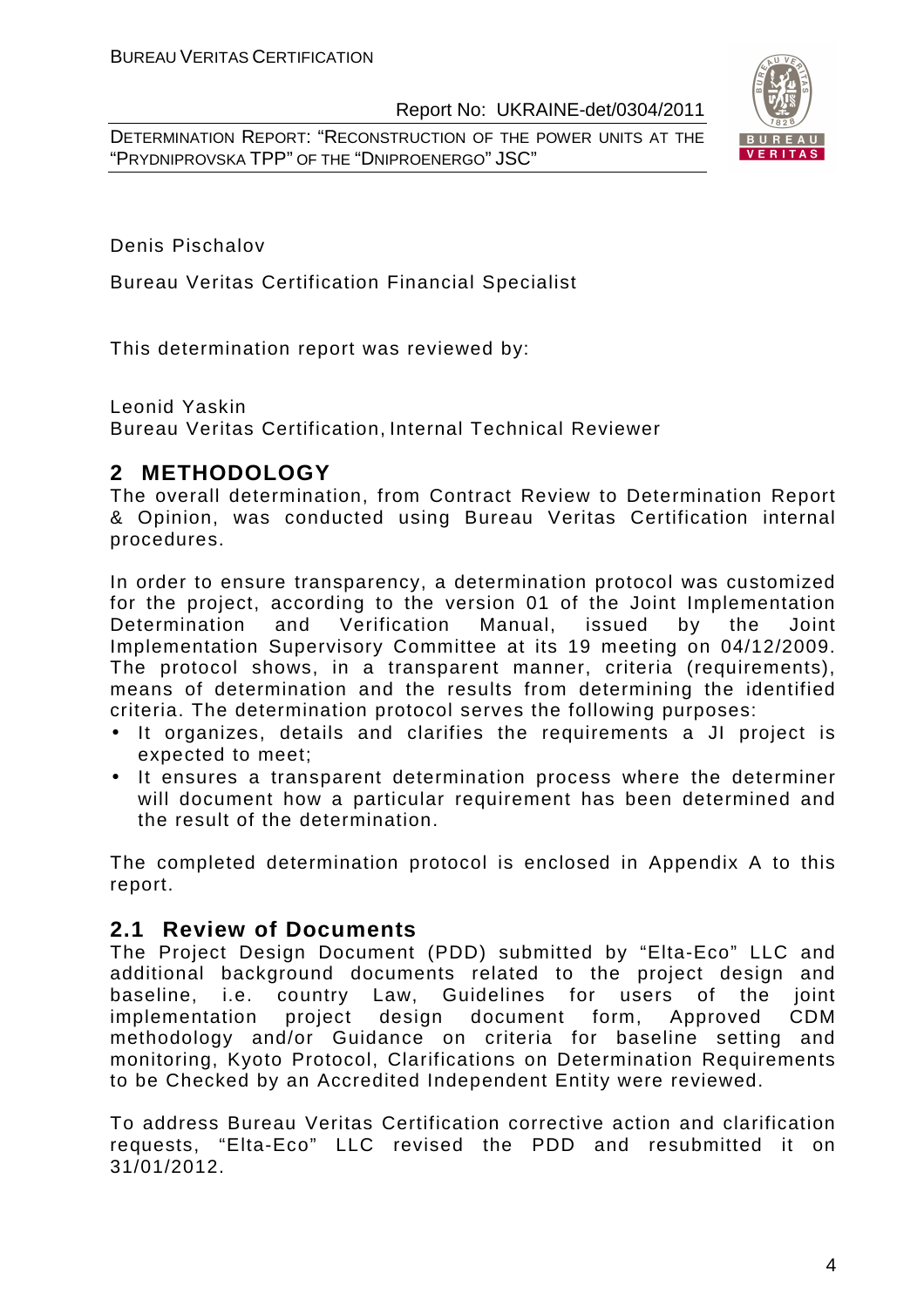Denis Pischalov

Bureau Veritas Certification Financial Specialist

This determination report was reviewed by:

Leonid Yaskin
Bureau Veritas Certification, Internal Technical Reviewer

## 2 METHODOLOGY

The overall determination, from Contract Review to Determination Report & Opinion, was conducted using Bureau Veritas Certification internal procedures.

In order to ensure transparency, a determination protocol was customized for the project, according to the version 01 of the Joint Implementation Determination and Verification Manual, issued by the Joint Implementation Supervisory Committee at its 19 meeting on 04/12/2009. The protocol shows, in a transparent manner, criteria (requirements), means of determination and the results from determining the identified criteria. The determination protocol serves the following purposes:

- It organizes, details and clarifies the requirements a JI project is expected to meet;
- It ensures a transparent determination process where the determiner will document how a particular requirement has been determined and the result of the determination.

The completed determination protocol is enclosed in Appendix A to this report.

### 2.1 Review of Documents

The Project Design Document (PDD) submitted by "Elta-Eco" LLC and additional background documents related to the project design and baseline, i.e. country Law, Guidelines for users of the joint implementation project design document form, Approved CDM methodology and/or Guidance on criteria for baseline setting and monitoring, Kyoto Protocol, Clarifications on Determination Requirements to be Checked by an Accredited Independent Entity were reviewed.

To address Bureau Veritas Certification corrective action and clarification requests, "Elta-Eco" LLC revised the PDD and resubmitted it on 31/01/2012.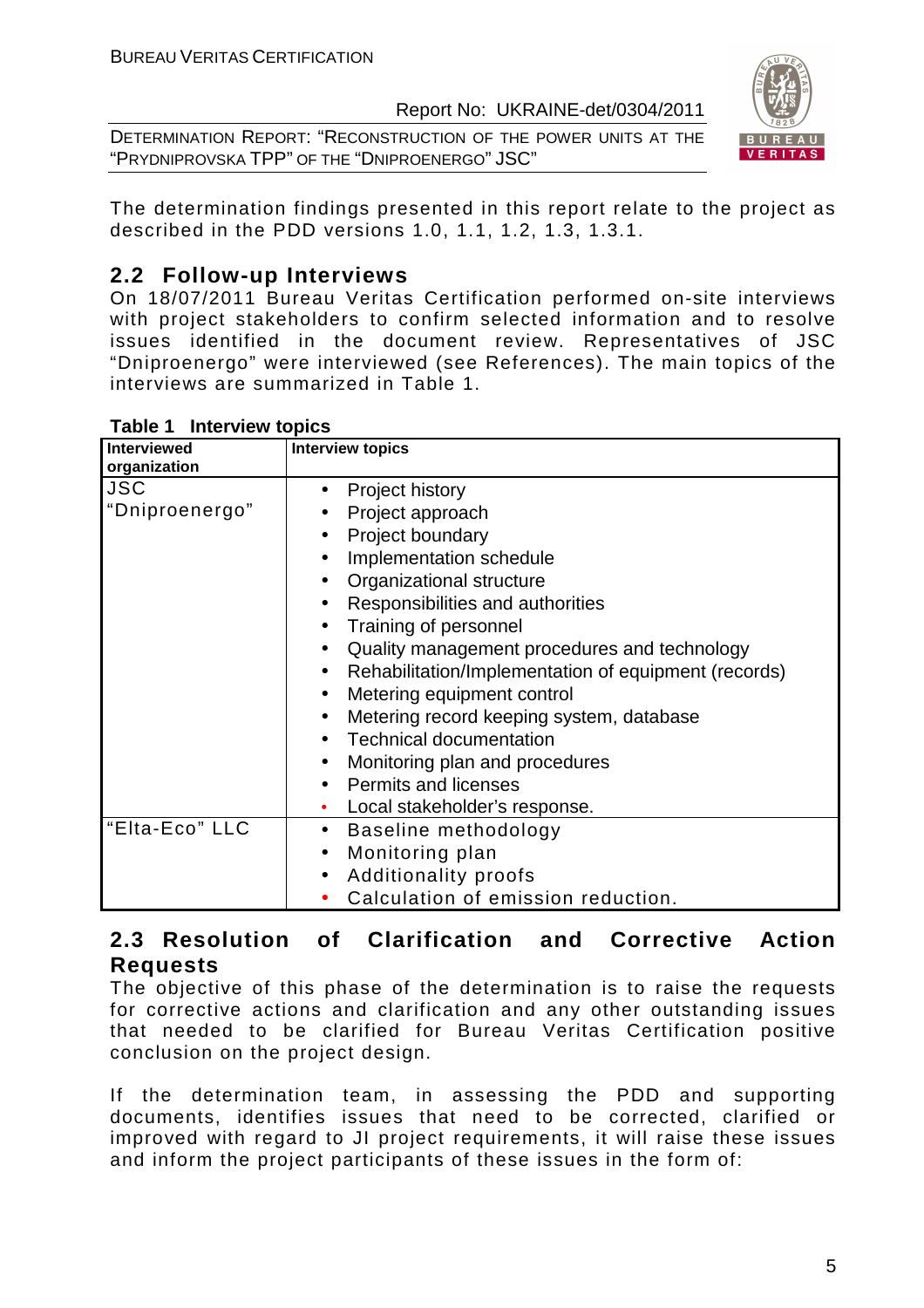The determination findings presented in this report relate to the project as described in the PDD versions 1.0, 1.1, 1.2, 1.3, 1.3.1.

## 2.2 Follow-up Interviews

On 18/07/2011 Bureau Veritas Certification performed on-site interviews with project stakeholders to confirm selected information and to resolve issues identified in the document review. Representatives of JSC "Dniproenergo" were interviewed (see References). The main topics of the interviews are summarized in Table 1.

**Table 1 Interview topics**

| Interviewed organization | Interview topics |
|---|---|
| JSC "Dniproenergo" | • Project history<br>• Project approach<br>• Project boundary<br>• Implementation schedule<br>• Organizational structure<br>• Responsibilities and authorities<br>• Training of personnel<br>• Quality management procedures and technology<br>• Rehabilitation/Implementation of equipment (records)<br>• Metering equipment control<br>• Metering record keeping system, database<br>• Technical documentation<br>• Monitoring plan and procedures<br>• Permits and licenses<br>• Local stakeholder's response. |
| "Elta-Eco" LLC | • Baseline methodology<br>• Monitoring plan<br>• Additionality proofs<br>• Calculation of emission reduction. |

## 2.3 Resolution of Clarification and Corrective Action Requests

The objective of this phase of the determination is to raise the requests for corrective actions and clarification and any other outstanding issues that needed to be clarified for Bureau Veritas Certification positive conclusion on the project design.

If the determination team, in assessing the PDD and supporting documents, identifies issues that need to be corrected, clarified or improved with regard to JI project requirements, it will raise these issues and inform the project participants of these issues in the form of: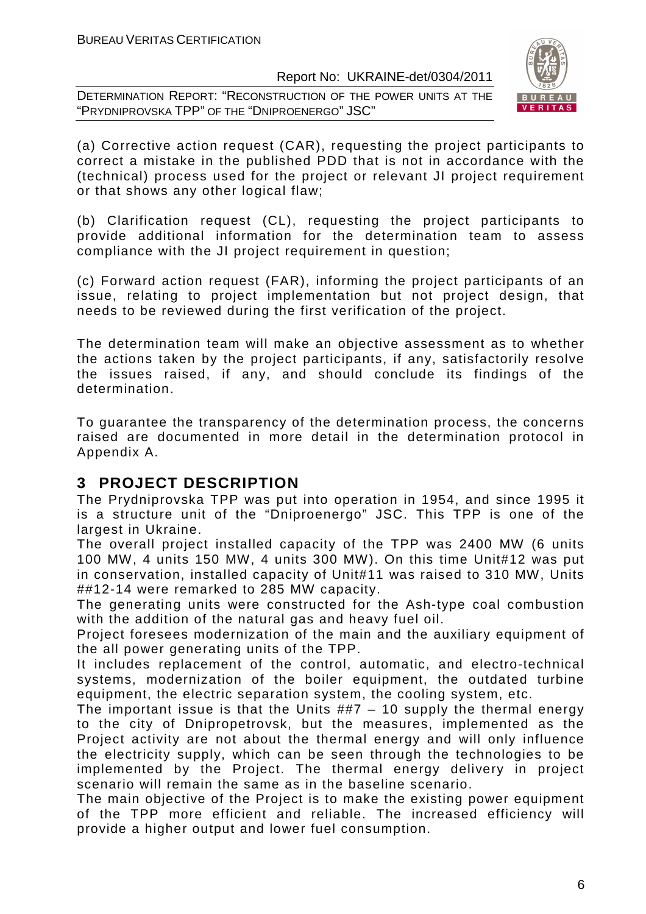(a) Corrective action request (CAR), requesting the project participants to correct a mistake in the published PDD that is not in accordance with the (technical) process used for the project or relevant JI project requirement or that shows any other logical flaw;

(b) Clarification request (CL), requesting the project participants to provide additional information for the determination team to assess compliance with the JI project requirement in question;

(c) Forward action request (FAR), informing the project participants of an issue, relating to project implementation but not project design, that needs to be reviewed during the first verification of the project.

The determination team will make an objective assessment as to whether the actions taken by the project participants, if any, satisfactorily resolve the issues raised, if any, and should conclude its findings of the determination.

To guarantee the transparency of the determination process, the concerns raised are documented in more detail in the determination protocol in Appendix A.

# 3 PROJECT DESCRIPTION

The Prydniprovska TPP was put into operation in 1954, and since 1995 it is a structure unit of the "Dniproenergo" JSC. This TPP is one of the largest in Ukraine.

The overall project installed capacity of the TPP was 2400 MW (6 units 100 MW, 4 units 150 MW, 4 units 300 MW). On this time Unit#12 was put in conservation, installed capacity of Unit#11 was raised to 310 MW, Units ##12-14 were remarked to 285 MW capacity.

The generating units were constructed for the Ash-type coal combustion with the addition of the natural gas and heavy fuel oil.

Project foresees modernization of the main and the auxiliary equipment of the all power generating units of the TPP.

It includes replacement of the control, automatic, and electro-technical systems, modernization of the boiler equipment, the outdated turbine equipment, the electric separation system, the cooling system, etc.

The important issue is that the Units ##7 – 10 supply the thermal energy to the city of Dnipropetrovsk, but the measures, implemented as the Project activity are not about the thermal energy and will only influence the electricity supply, which can be seen through the technologies to be implemented by the Project. The thermal energy delivery in project scenario will remain the same as in the baseline scenario.

The main objective of the Project is to make the existing power equipment of the TPP more efficient and reliable. The increased efficiency will provide a higher output and lower fuel consumption.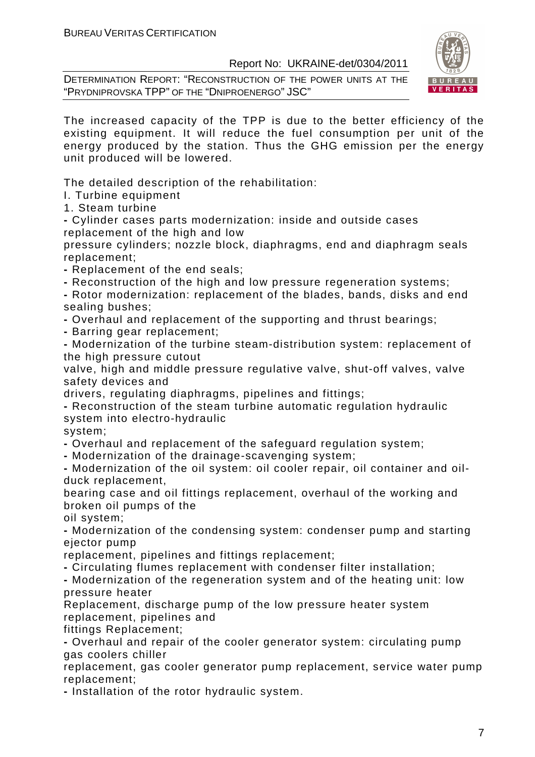The increased capacity of the TPP is due to the better efficiency of the existing equipment. It will reduce the fuel consumption per unit of the energy produced by the station. Thus the GHG emission per the energy unit produced will be lowered.

The detailed description of the rehabilitation:

I. Turbine equipment

1. Steam turbine

- Cylinder cases parts modernization: inside and outside cases replacement of the high and low pressure cylinders; nozzle block, diaphragms, end and diaphragm seals replacement;
- Replacement of the end seals;
- Reconstruction of the high and low pressure regeneration systems;
- Rotor modernization: replacement of the blades, bands, disks and end sealing bushes;
- Overhaul and replacement of the supporting and thrust bearings;
- Barring gear replacement;
- Modernization of the turbine steam-distribution system: replacement of the high pressure cutout valve, high and middle pressure regulative valve, shut-off valves, valve safety devices and drivers, regulating diaphragms, pipelines and fittings;
- Reconstruction of the steam turbine automatic regulation hydraulic system into electro-hydraulic system;
- Overhaul and replacement of the safeguard regulation system;
- Modernization of the drainage-scavenging system;
- Modernization of the oil system: oil cooler repair, oil container and oil-duck replacement, bearing case and oil fittings replacement, overhaul of the working and broken oil pumps of the oil system;
- Modernization of the condensing system: condenser pump and starting ejector pump replacement, pipelines and fittings replacement;
- Circulating flumes replacement with condenser filter installation;
- Modernization of the regeneration system and of the heating unit: low pressure heater Replacement, discharge pump of the low pressure heater system replacement, pipelines and fittings Replacement;
- Overhaul and repair of the cooler generator system: circulating pump gas coolers chiller replacement, gas cooler generator pump replacement, service water pump replacement;
- Installation of the rotor hydraulic system.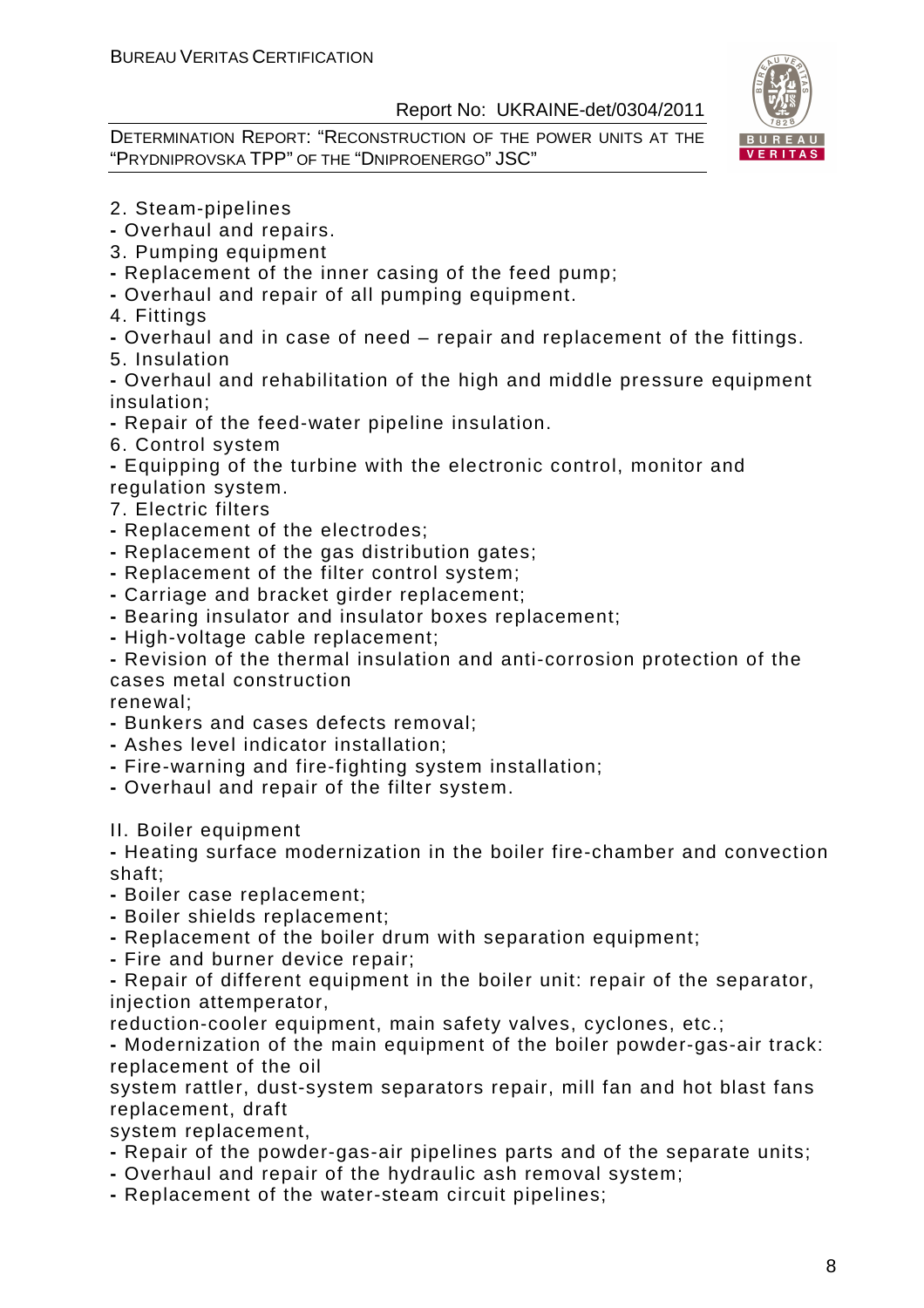2. Steam-pipelines

- Overhaul and repairs.

3. Pumping equipment

- Replacement of the inner casing of the feed pump;
- Overhaul and repair of all pumping equipment.

4. Fittings

- Overhaul and in case of need – repair and replacement of the fittings.

5. Insulation

- Overhaul and rehabilitation of the high and middle pressure equipment insulation;
- Repair of the feed-water pipeline insulation.

6. Control system

- Equipping of the turbine with the electronic control, monitor and regulation system.

7. Electric filters

- Replacement of the electrodes;
- Replacement of the gas distribution gates;
- Replacement of the filter control system;
- Carriage and bracket girder replacement;
- Bearing insulator and insulator boxes replacement;
- High-voltage cable replacement;
- Revision of the thermal insulation and anti-corrosion protection of the cases metal construction
renewal;
- Bunkers and cases defects removal;
- Ashes level indicator installation;
- Fire-warning and fire-fighting system installation;
- Overhaul and repair of the filter system.

II. Boiler equipment

- Heating surface modernization in the boiler fire-chamber and convection shaft;
- Boiler case replacement;
- Boiler shields replacement;
- Replacement of the boiler drum with separation equipment;
- Fire and burner device repair;
- Repair of different equipment in the boiler unit: repair of the separator, injection attemperator,
reduction-cooler equipment, main safety valves, cyclones, etc.;
- Modernization of the main equipment of the boiler powder-gas-air track: replacement of the oil
system rattler, dust-system separators repair, mill fan and hot blast fans replacement, draft
system replacement,
- Repair of the powder-gas-air pipelines parts and of the separate units;
- Overhaul and repair of the hydraulic ash removal system;
- Replacement of the water-steam circuit pipelines;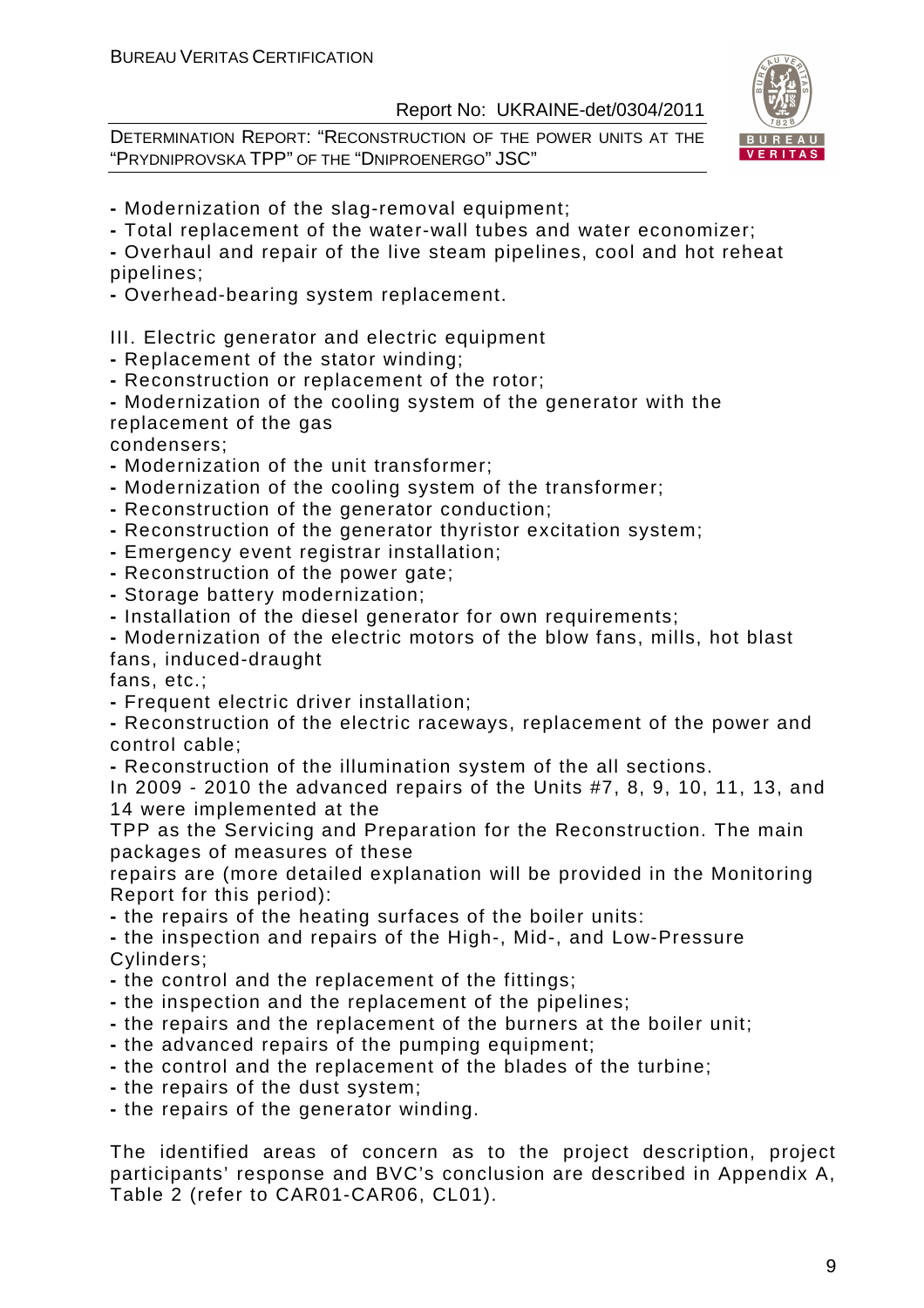- Modernization of the slag-removal equipment;
- Total replacement of the water-wall tubes and water economizer;
- Overhaul and repair of the live steam pipelines, cool and hot reheat pipelines;
- Overhead-bearing system replacement.

III. Electric generator and electric equipment

- Replacement of the stator winding;
- Reconstruction or replacement of the rotor;
- Modernization of the cooling system of the generator with the replacement of the gas condensers;
- Modernization of the unit transformer;
- Modernization of the cooling system of the transformer;
- Reconstruction of the generator conduction;
- Reconstruction of the generator thyristor excitation system;
- Emergency event registrar installation;
- Reconstruction of the power gate;
- Storage battery modernization;
- Installation of the diesel generator for own requirements;
- Modernization of the electric motors of the blow fans, mills, hot blast fans, induced-draught fans, etc.;
- Frequent electric driver installation;
- Reconstruction of the electric raceways, replacement of the power and control cable;
- Reconstruction of the illumination system of the all sections.

In 2009 - 2010 the advanced repairs of the Units #7, 8, 9, 10, 11, 13, and 14 were implemented at the TPP as the Servicing and Preparation for the Reconstruction. The main packages of measures of these repairs are (more detailed explanation will be provided in the Monitoring Report for this period):

- the repairs of the heating surfaces of the boiler units:
- the inspection and repairs of the High-, Mid-, and Low-Pressure Cylinders;
- the control and the replacement of the fittings;
- the inspection and the replacement of the pipelines;
- the repairs and the replacement of the burners at the boiler unit;
- the advanced repairs of the pumping equipment;
- the control and the replacement of the blades of the turbine;
- the repairs of the dust system;
- the repairs of the generator winding.

The identified areas of concern as to the project description, project participants' response and BVC's conclusion are described in Appendix A, Table 2 (refer to CAR01-CAR06, CL01).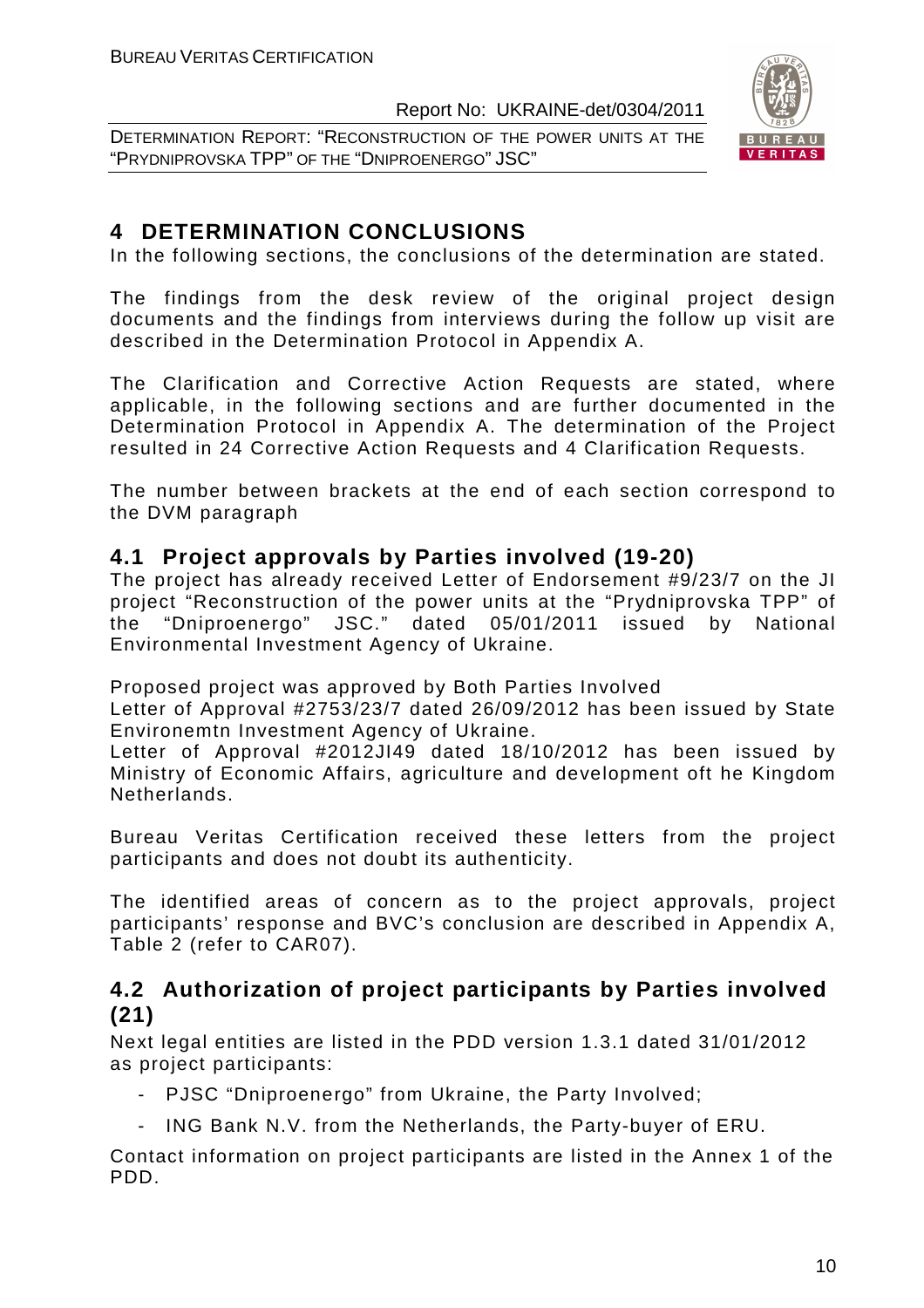# 4 DETERMINATION CONCLUSIONS

In the following sections, the conclusions of the determination are stated.

The findings from the desk review of the original project design documents and the findings from interviews during the follow up visit are described in the Determination Protocol in Appendix A.

The Clarification and Corrective Action Requests are stated, where applicable, in the following sections and are further documented in the Determination Protocol in Appendix A. The determination of the Project resulted in 24 Corrective Action Requests and 4 Clarification Requests.

The number between brackets at the end of each section correspond to the DVM paragraph

## 4.1 Project approvals by Parties involved (19-20)

The project has already received Letter of Endorsement #9/23/7 on the JI project "Reconstruction of the power units at the "Prydniprovska TPP" of the "Dniproenergo" JSC." dated 05/01/2011 issued by National Environmental Investment Agency of Ukraine.

Proposed project was approved by Both Parties Involved

Letter of Approval #2753/23/7 dated 26/09/2012 has been issued by State Environemtn Investment Agency of Ukraine.

Letter of Approval #2012JI49 dated 18/10/2012 has been issued by Ministry of Economic Affairs, agriculture and development oft he Kingdom Netherlands.

Bureau Veritas Certification received these letters from the project participants and does not doubt its authenticity.

The identified areas of concern as to the project approvals, project participants' response and BVC's conclusion are described in Appendix A, Table 2 (refer to CAR07).

## 4.2 Authorization of project participants by Parties involved (21)

Next legal entities are listed in the PDD version 1.3.1 dated 31/01/2012 as project participants:

- PJSC "Dniproenergo" from Ukraine, the Party Involved;
- ING Bank N.V. from the Netherlands, the Party-buyer of ERU.

Contact information on project participants are listed in the Annex 1 of the PDD.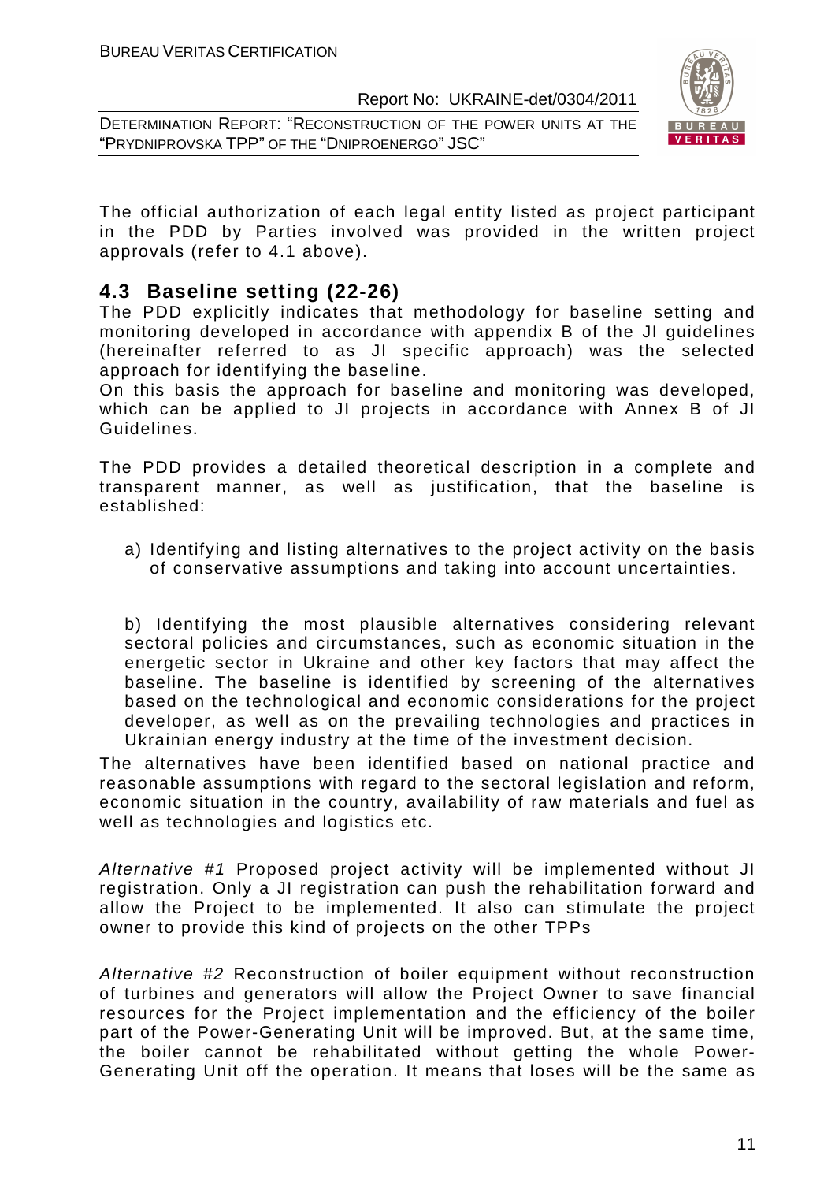The official authorization of each legal entity listed as project participant in the PDD by Parties involved was provided in the written project approvals (refer to 4.1 above).

## 4.3 Baseline setting (22-26)

The PDD explicitly indicates that methodology for baseline setting and monitoring developed in accordance with appendix B of the JI guidelines (hereinafter referred to as JI specific approach) was the selected approach for identifying the baseline.

On this basis the approach for baseline and monitoring was developed, which can be applied to JI projects in accordance with Annex B of JI Guidelines.

The PDD provides a detailed theoretical description in a complete and transparent manner, as well as justification, that the baseline is established:

a) Identifying and listing alternatives to the project activity on the basis of conservative assumptions and taking into account uncertainties.

b) Identifying the most plausible alternatives considering relevant sectoral policies and circumstances, such as economic situation in the energetic sector in Ukraine and other key factors that may affect the baseline. The baseline is identified by screening of the alternatives based on the technological and economic considerations for the project developer, as well as on the prevailing technologies and practices in Ukrainian energy industry at the time of the investment decision.

The alternatives have been identified based on national practice and reasonable assumptions with regard to the sectoral legislation and reform, economic situation in the country, availability of raw materials and fuel as well as technologies and logistics etc.

*Alternative #1* Proposed project activity will be implemented without JI registration. Only a JI registration can push the rehabilitation forward and allow the Project to be implemented. It also can stimulate the project owner to provide this kind of projects on the other TPPs

*Alternative #2* Reconstruction of boiler equipment without reconstruction of turbines and generators will allow the Project Owner to save financial resources for the Project implementation and the efficiency of the boiler part of the Power-Generating Unit will be improved. But, at the same time, the boiler cannot be rehabilitated without getting the whole Power-Generating Unit off the operation. It means that loses will be the same as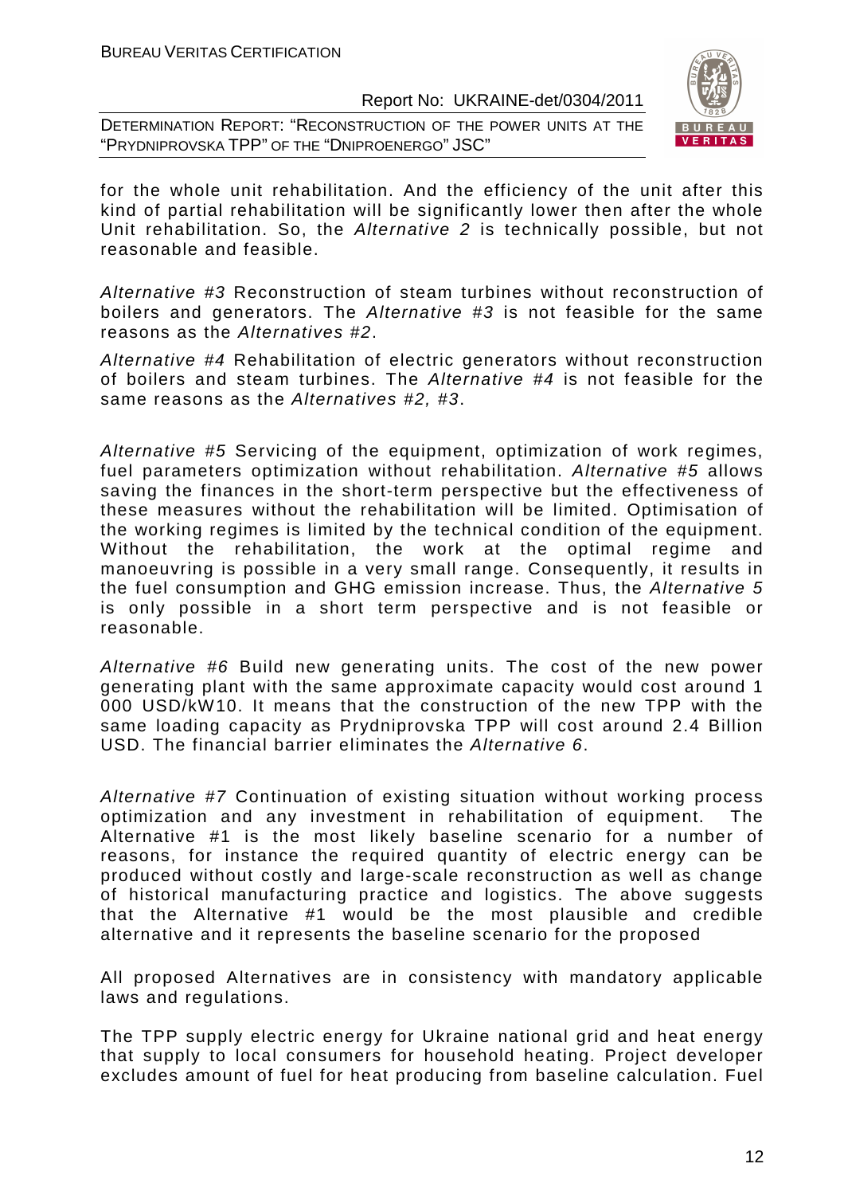for the whole unit rehabilitation. And the efficiency of the unit after this kind of partial rehabilitation will be significantly lower then after the whole Unit rehabilitation. So, the *Alternative 2* is technically possible, but not reasonable and feasible.

*Alternative #3* Reconstruction of steam turbines without reconstruction of boilers and generators. The *Alternative #3* is not feasible for the same reasons as the *Alternatives #2*.

*Alternative #4* Rehabilitation of electric generators without reconstruction of boilers and steam turbines. The *Alternative #4* is not feasible for the same reasons as the *Alternatives #2, #3*.

*Alternative #5* Servicing of the equipment, optimization of work regimes, fuel parameters optimization without rehabilitation. *Alternative #5* allows saving the finances in the short-term perspective but the effectiveness of these measures without the rehabilitation will be limited. Optimisation of the working regimes is limited by the technical condition of the equipment. Without the rehabilitation, the work at the optimal regime and manoeuvring is possible in a very small range. Consequently, it results in the fuel consumption and GHG emission increase. Thus, the *Alternative 5* is only possible in a short term perspective and is not feasible or reasonable.

*Alternative #6* Build new generating units. The cost of the new power generating plant with the same approximate capacity would cost around 1 000 USD/kW10. It means that the construction of the new TPP with the same loading capacity as Prydniprovska TPP will cost around 2.4 Billion USD. The financial barrier eliminates the *Alternative 6*.

*Alternative #7* Continuation of existing situation without working process optimization and any investment in rehabilitation of equipment. The Alternative #1 is the most likely baseline scenario for a number of reasons, for instance the required quantity of electric energy can be produced without costly and large-scale reconstruction as well as change of historical manufacturing practice and logistics. The above suggests that the Alternative #1 would be the most plausible and credible alternative and it represents the baseline scenario for the proposed

All proposed Alternatives are in consistency with mandatory applicable laws and regulations.

The TPP supply electric energy for Ukraine national grid and heat energy that supply to local consumers for household heating. Project developer excludes amount of fuel for heat producing from baseline calculation. Fuel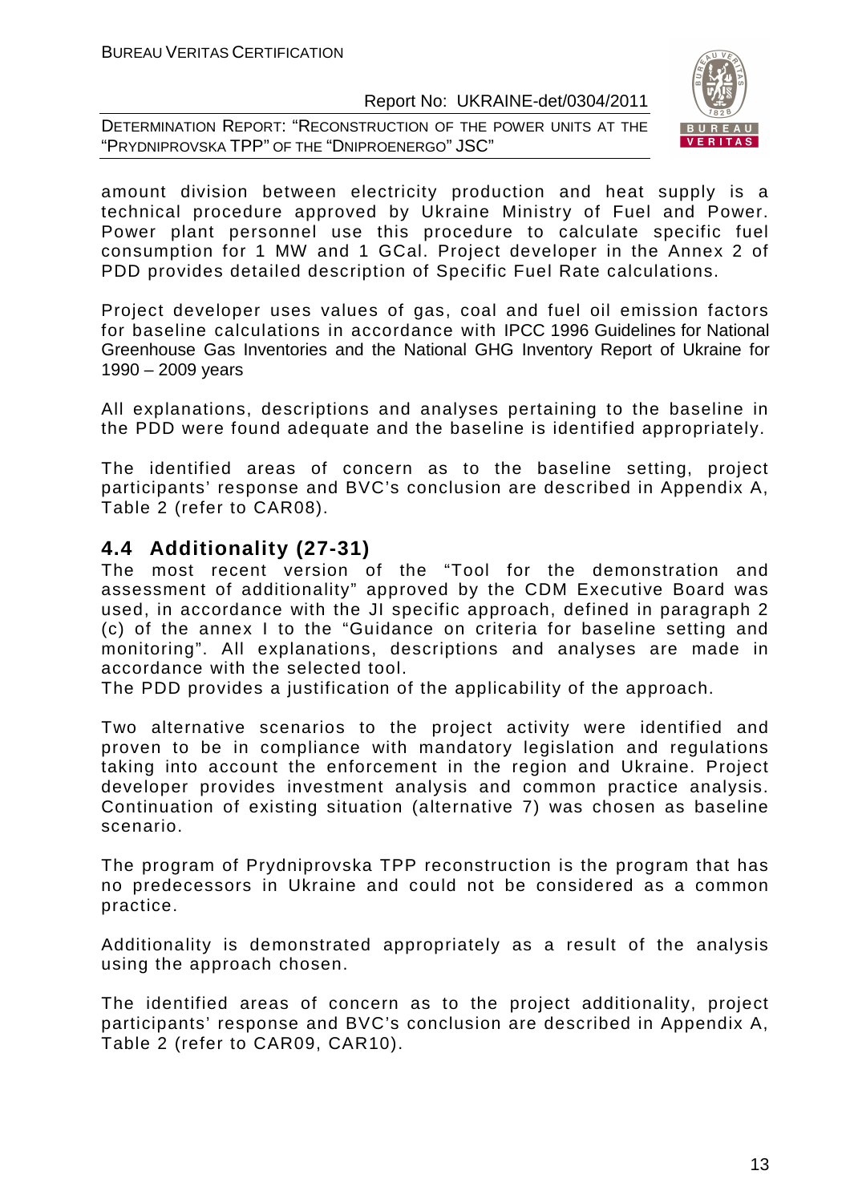amount division between electricity production and heat supply is a technical procedure approved by Ukraine Ministry of Fuel and Power. Power plant personnel use this procedure to calculate specific fuel consumption for 1 MW and 1 GCal. Project developer in the Annex 2 of PDD provides detailed description of Specific Fuel Rate calculations.

Project developer uses values of gas, coal and fuel oil emission factors for baseline calculations in accordance with IPCC 1996 Guidelines for National Greenhouse Gas Inventories and the National GHG Inventory Report of Ukraine for 1990 – 2009 years

All explanations, descriptions and analyses pertaining to the baseline in the PDD were found adequate and the baseline is identified appropriately.

The identified areas of concern as to the baseline setting, project participants' response and BVC's conclusion are described in Appendix A, Table 2 (refer to CAR08).

## 4.4 Additionality (27-31)

The most recent version of the "Tool for the demonstration and assessment of additionality" approved by the CDM Executive Board was used, in accordance with the JI specific approach, defined in paragraph 2 (c) of the annex I to the "Guidance on criteria for baseline setting and monitoring". All explanations, descriptions and analyses are made in accordance with the selected tool.

The PDD provides a justification of the applicability of the approach.

Two alternative scenarios to the project activity were identified and proven to be in compliance with mandatory legislation and regulations taking into account the enforcement in the region and Ukraine. Project developer provides investment analysis and common practice analysis. Continuation of existing situation (alternative 7) was chosen as baseline scenario.

The program of Prydniprovska TPP reconstruction is the program that has no predecessors in Ukraine and could not be considered as a common practice.

Additionality is demonstrated appropriately as a result of the analysis using the approach chosen.

The identified areas of concern as to the project additionality, project participants' response and BVC's conclusion are described in Appendix A, Table 2 (refer to CAR09, CAR10).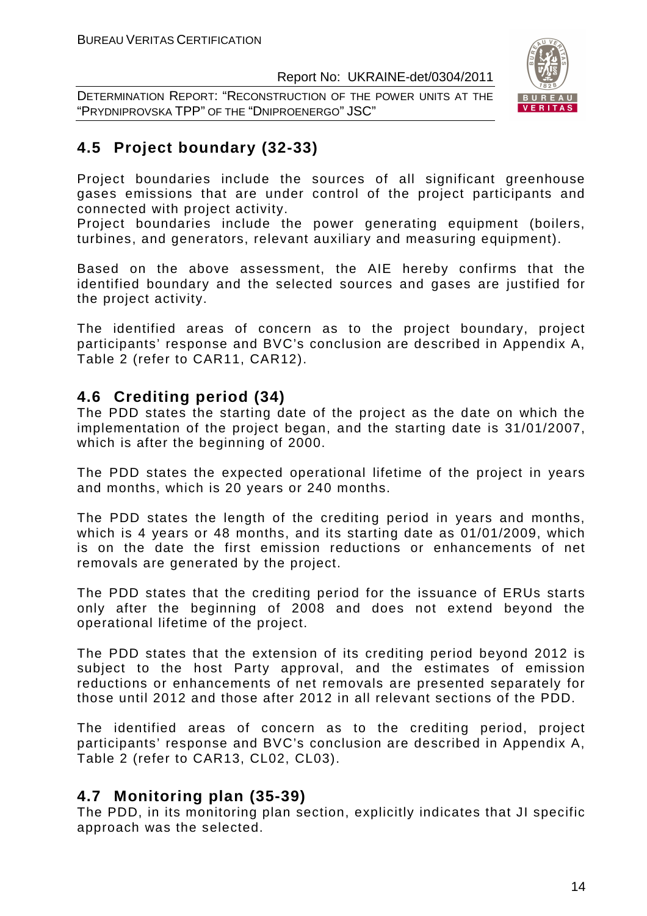## 4.5 Project boundary (32-33)

Project boundaries include the sources of all significant greenhouse gases emissions that are under control of the project participants and connected with project activity.
Project boundaries include the power generating equipment (boilers, turbines, and generators, relevant auxiliary and measuring equipment).

Based on the above assessment, the AIE hereby confirms that the identified boundary and the selected sources and gases are justified for the project activity.

The identified areas of concern as to the project boundary, project participants' response and BVC's conclusion are described in Appendix A, Table 2 (refer to CAR11, CAR12).

## 4.6 Crediting period (34)

The PDD states the starting date of the project as the date on which the implementation of the project began, and the starting date is 31/01/2007, which is after the beginning of 2000.

The PDD states the expected operational lifetime of the project in years and months, which is 20 years or 240 months.

The PDD states the length of the crediting period in years and months, which is 4 years or 48 months, and its starting date as 01/01/2009, which is on the date the first emission reductions or enhancements of net removals are generated by the project.

The PDD states that the crediting period for the issuance of ERUs starts only after the beginning of 2008 and does not extend beyond the operational lifetime of the project.

The PDD states that the extension of its crediting period beyond 2012 is subject to the host Party approval, and the estimates of emission reductions or enhancements of net removals are presented separately for those until 2012 and those after 2012 in all relevant sections of the PDD.

The identified areas of concern as to the crediting period, project participants' response and BVC's conclusion are described in Appendix A, Table 2 (refer to CAR13, CL02, CL03).

## 4.7 Monitoring plan (35-39)

The PDD, in its monitoring plan section, explicitly indicates that JI specific approach was the selected.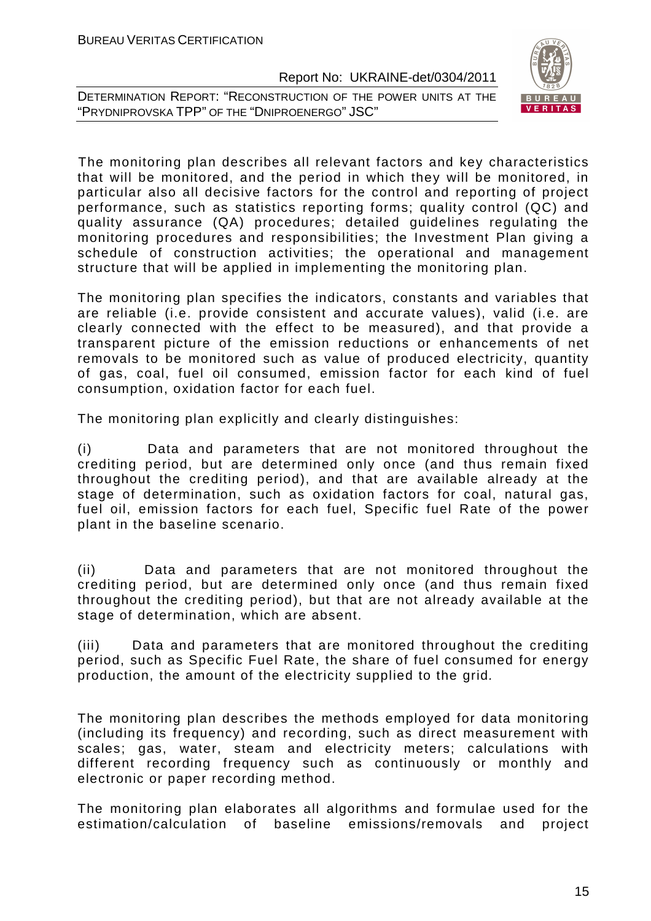The monitoring plan describes all relevant factors and key characteristics that will be monitored, and the period in which they will be monitored, in particular also all decisive factors for the control and reporting of project performance, such as statistics reporting forms; quality control (QC) and quality assurance (QA) procedures; detailed guidelines regulating the monitoring procedures and responsibilities; the Investment Plan giving a schedule of construction activities; the operational and management structure that will be applied in implementing the monitoring plan.

The monitoring plan specifies the indicators, constants and variables that are reliable (i.e. provide consistent and accurate values), valid (i.e. are clearly connected with the effect to be measured), and that provide a transparent picture of the emission reductions or enhancements of net removals to be monitored such as value of produced electricity, quantity of gas, coal, fuel oil consumed, emission factor for each kind of fuel consumption, oxidation factor for each fuel.

The monitoring plan explicitly and clearly distinguishes:

(i) Data and parameters that are not monitored throughout the crediting period, but are determined only once (and thus remain fixed throughout the crediting period), and that are available already at the stage of determination, such as oxidation factors for coal, natural gas, fuel oil, emission factors for each fuel, Specific fuel Rate of the power plant in the baseline scenario.

(ii) Data and parameters that are not monitored throughout the crediting period, but are determined only once (and thus remain fixed throughout the crediting period), but that are not already available at the stage of determination, which are absent.

(iii) Data and parameters that are monitored throughout the crediting period, such as Specific Fuel Rate, the share of fuel consumed for energy production, the amount of the electricity supplied to the grid.

The monitoring plan describes the methods employed for data monitoring (including its frequency) and recording, such as direct measurement with scales; gas, water, steam and electricity meters; calculations with different recording frequency such as continuously or monthly and electronic or paper recording method.

The monitoring plan elaborates all algorithms and formulae used for the estimation/calculation of baseline emissions/removals and project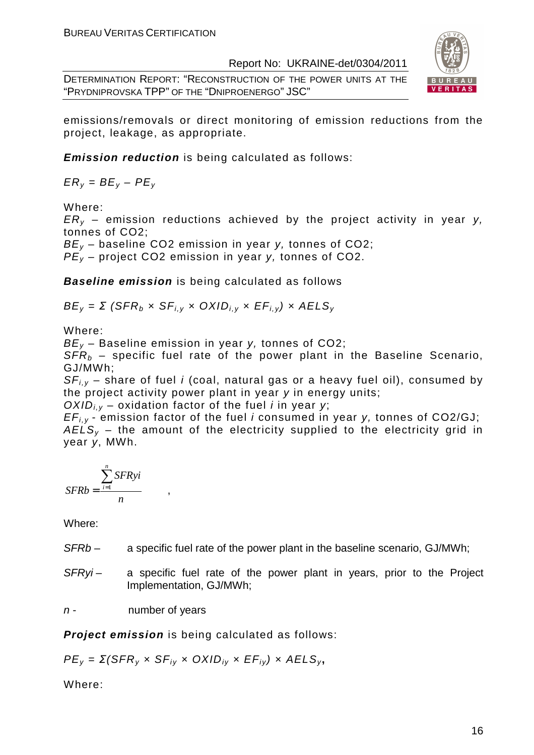emissions/removals or direct monitoring of emission reductions from the project, leakage, as appropriate.

***Emission reduction*** is being calculated as follows:

$ER_y = BE_y – PE_y$

Where:

$ER_y$ – emission reductions achieved by the project activity in year *y,* tonnes of CO2;

$BE_y$ – baseline CO2 emission in year *y,* tonnes of CO2;

$PE_y$ – project CO2 emission in year *y,* tonnes of CO2.

***Baseline emission*** is being calculated as follows

$BE_y = Σ (SFR_b × SF_{i,y} × OXID_{i,y} × EF_{i,y}) × AELS_y$

Where:

$BE_y$ – Baseline emission in year *y,* tonnes of CO2;

$SFR_b$ – specific fuel rate of the power plant in the Baseline Scenario, GJ/MWh;

$SF_{i,y}$ – share of fuel *i* (coal, natural gas or a heavy fuel oil), consumed by the project activity power plant in year *y* in energy units;

$OXID_{i,y}$ – oxidation factor of the fuel *i* in year *y*;

$EF_{i,y}$ - emission factor of the fuel *i* consumed in year *y,* tonnes of CO2/GJ;

$AELS_y$ – the amount of the electricity supplied to the electricity grid in year *y*, MWh.

$$SFRb = \frac{\sum_{i=1}^{n} SFRyi}{n} \quad ,$$

Where:

*SFRb* – a specific fuel rate of the power plant in the baseline scenario, GJ/MWh;

*SFRyi* – a specific fuel rate of the power plant in years, prior to the Project Implementation, GJ/MWh;

*n* - number of years

***Project emission*** is being calculated as follows:

$PE_y = Σ(SFR_y × SF_{iy} × OXID_{iy} × EF_{iy}) × AELS_y$,

Where: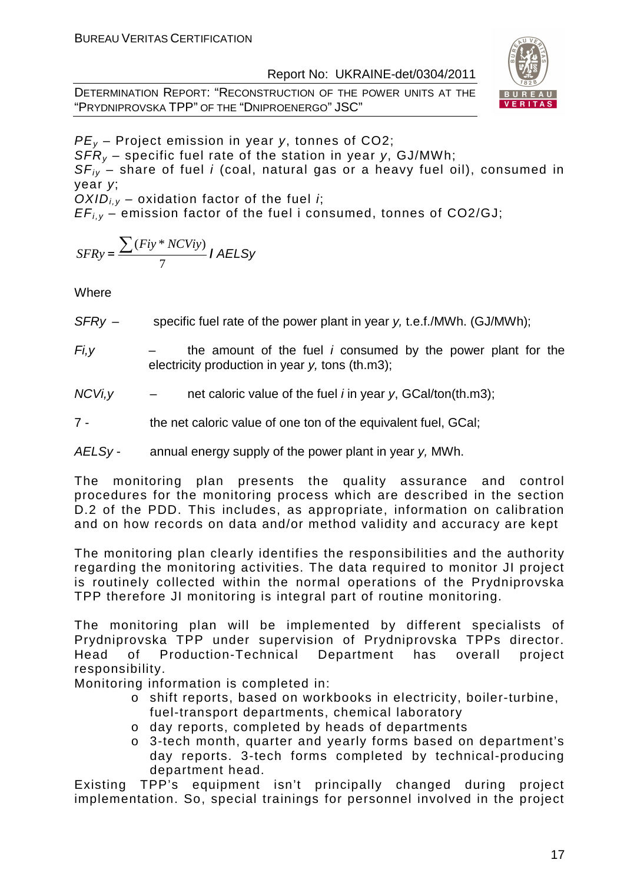$PE_y$ – Project emission in year $y$, tonnes of $CO_2$;

$SFR_y$ – specific fuel rate of the station in year $y$, GJ/MWh;

$SF_{iy}$ – share of fuel $i$ (coal, natural gas or a heavy fuel oil), consumed in year $y$;

$OXID_{i,y}$ – oxidation factor of the fuel $i$;

$EF_{i,y}$ – emission factor of the fuel i consumed, tonnes of $CO_2$/GJ;

$$SFRy = \frac{\sum (Fiy * NCViy)}{7} / AELSy$$

Where

$SFRy$ – specific fuel rate of the power plant in year *y,* t.e.f./MWh. (GJ/MWh);

$Fi,y$ – the amount of the fuel *i* consumed by the power plant for the electricity production in year *y,* tons (th.m3);

$NCVi,y$ – net caloric value of the fuel *i* in year *y*, GCal/ton(th.m3);

7 - the net caloric value of one ton of the equivalent fuel, GCal;

$AELSy$ - annual energy supply of the power plant in year *y,* MWh.

The monitoring plan presents the quality assurance and control procedures for the monitoring process which are described in the section D.2 of the PDD. This includes, as appropriate, information on calibration and on how records on data and/or method validity and accuracy are kept

The monitoring plan clearly identifies the responsibilities and the authority regarding the monitoring activities. The data required to monitor JI project is routinely collected within the normal operations of the Prydniprovska TPP therefore JI monitoring is integral part of routine monitoring.

The monitoring plan will be implemented by different specialists of Prydniprovska TPP under supervision of Prydniprovska TPPs director. Head of Production-Technical Department has overall project responsibility.

Monitoring information is completed in:

- shift reports, based on workbooks in electricity, boiler-turbine, fuel-transport departments, chemical laboratory
- day reports, completed by heads of departments
- 3-tech month, quarter and yearly forms based on department's day reports. 3-tech forms completed by technical-producing department head.

Existing TPP's equipment isn't principally changed during project implementation. So, special trainings for personnel involved in the project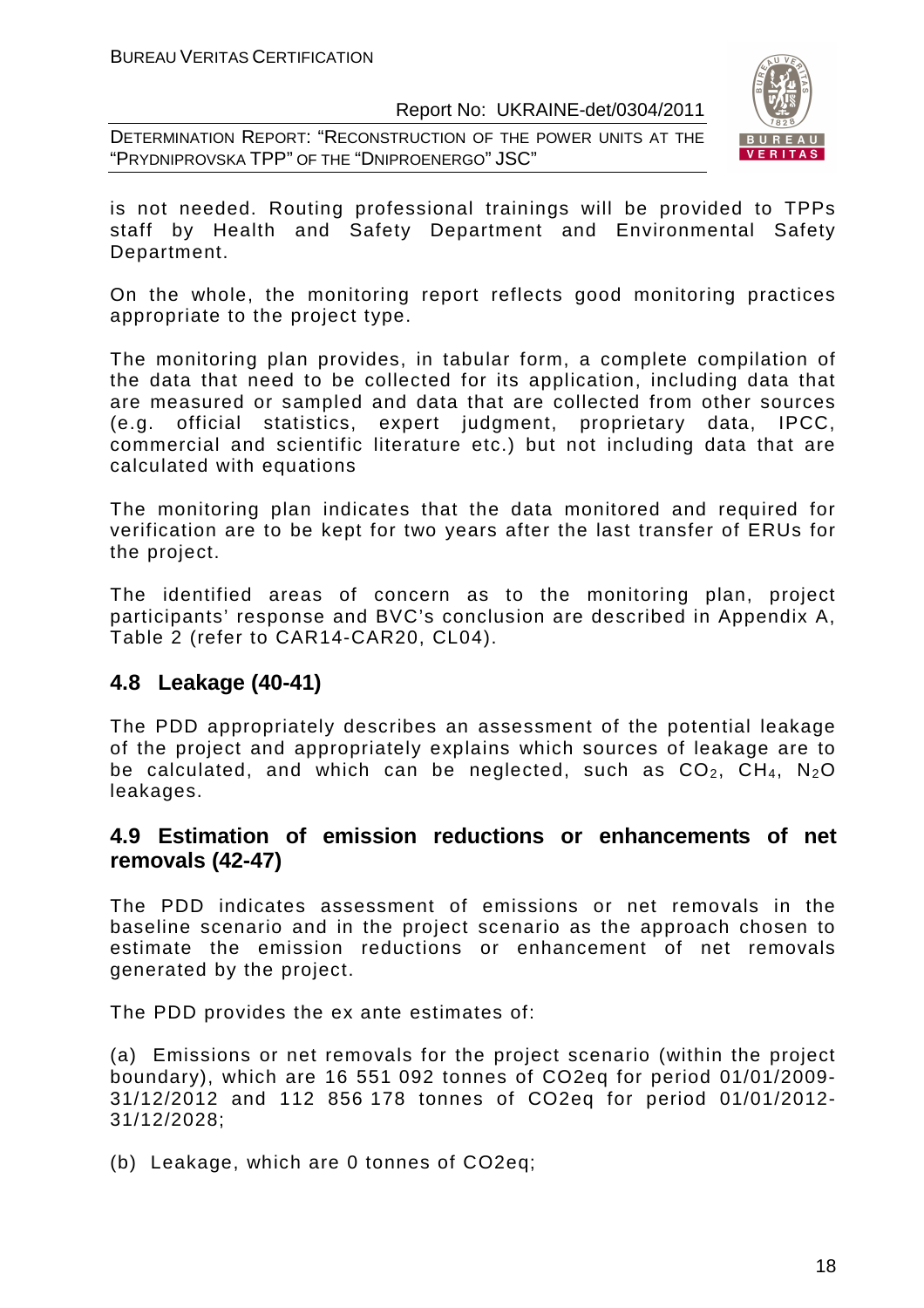is not needed. Routing professional trainings will be provided to TPPs staff by Health and Safety Department and Environmental Safety Department.

On the whole, the monitoring report reflects good monitoring practices appropriate to the project type.

The monitoring plan provides, in tabular form, a complete compilation of the data that need to be collected for its application, including data that are measured or sampled and data that are collected from other sources (e.g. official statistics, expert judgment, proprietary data, IPCC, commercial and scientific literature etc.) but not including data that are calculated with equations

The monitoring plan indicates that the data monitored and required for verification are to be kept for two years after the last transfer of ERUs for the project.

The identified areas of concern as to the monitoring plan, project participants' response and BVC's conclusion are described in Appendix A, Table 2 (refer to CAR14-CAR20, CL04).

## 4.8 Leakage (40-41)

The PDD appropriately describes an assessment of the potential leakage of the project and appropriately explains which sources of leakage are to be calculated, and which can be neglected, such as $CO_2$, $CH_4$, $N_2O$ leakages.

## 4.9 Estimation of emission reductions or enhancements of net removals (42-47)

The PDD indicates assessment of emissions or net removals in the baseline scenario and in the project scenario as the approach chosen to estimate the emission reductions or enhancement of net removals generated by the project.

The PDD provides the ex ante estimates of:

(a) Emissions or net removals for the project scenario (within the project boundary), which are 16 551 092 tonnes of CO2eq for period 01/01/2009-31/12/2012 and 112 856 178 tonnes of CO2eq for period 01/01/2012-31/12/2028;

(b) Leakage, which are 0 tonnes of CO2eq;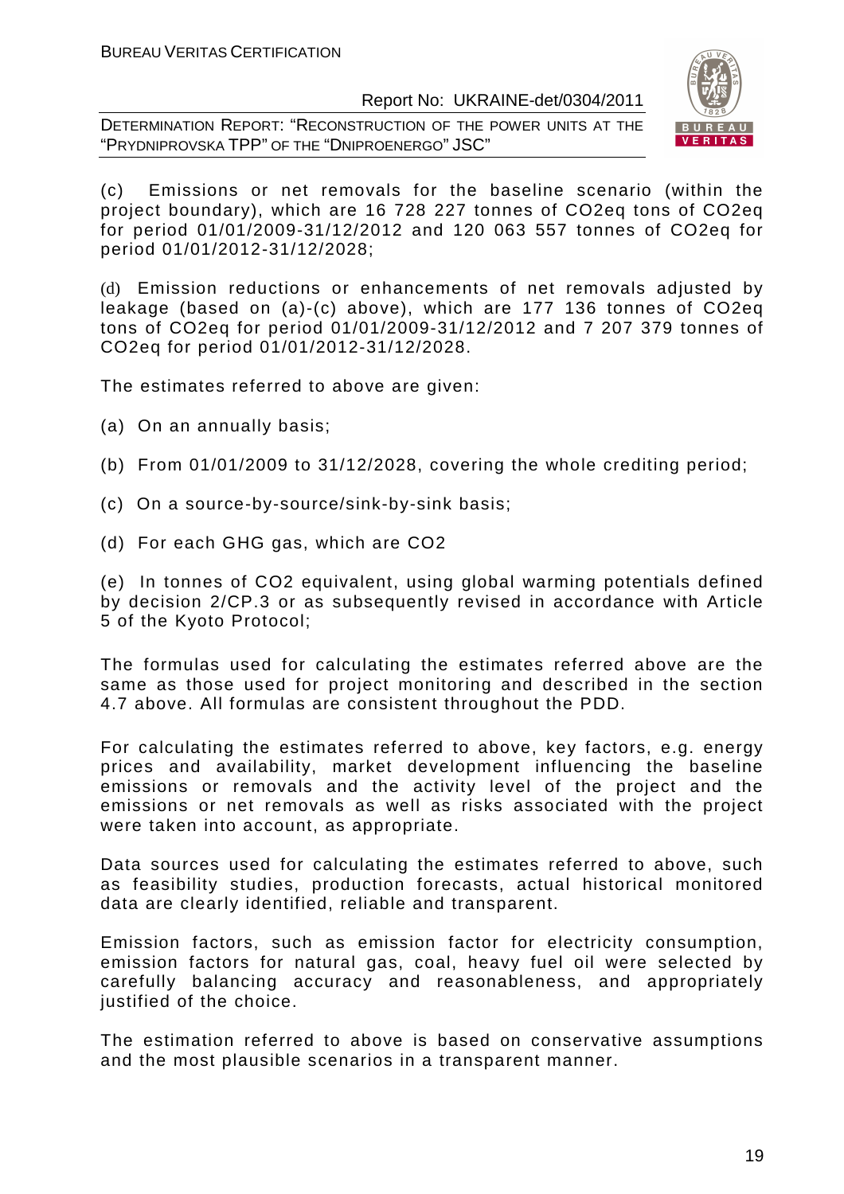(c) Emissions or net removals for the baseline scenario (within the project boundary), which are 16 728 227 tonnes of CO2eq tons of CO2eq for period 01/01/2009-31/12/2012 and 120 063 557 tonnes of CO2eq for period 01/01/2012-31/12/2028;

(d) Emission reductions or enhancements of net removals adjusted by leakage (based on (a)-(c) above), which are 177 136 tonnes of CO2eq tons of CO2eq for period 01/01/2009-31/12/2012 and 7 207 379 tonnes of CO2eq for period 01/01/2012-31/12/2028.

The estimates referred to above are given:

(a) On an annually basis;

(b) From 01/01/2009 to 31/12/2028, covering the whole crediting period;

(c) On a source-by-source/sink-by-sink basis;

(d) For each GHG gas, which are CO2

(e) In tonnes of CO2 equivalent, using global warming potentials defined by decision 2/CP.3 or as subsequently revised in accordance with Article 5 of the Kyoto Protocol;

The formulas used for calculating the estimates referred above are the same as those used for project monitoring and described in the section 4.7 above. All formulas are consistent throughout the PDD.

For calculating the estimates referred to above, key factors, e.g. energy prices and availability, market development influencing the baseline emissions or removals and the activity level of the project and the emissions or net removals as well as risks associated with the project were taken into account, as appropriate.

Data sources used for calculating the estimates referred to above, such as feasibility studies, production forecasts, actual historical monitored data are clearly identified, reliable and transparent.

Emission factors, such as emission factor for electricity consumption, emission factors for natural gas, coal, heavy fuel oil were selected by carefully balancing accuracy and reasonableness, and appropriately justified of the choice.

The estimation referred to above is based on conservative assumptions and the most plausible scenarios in a transparent manner.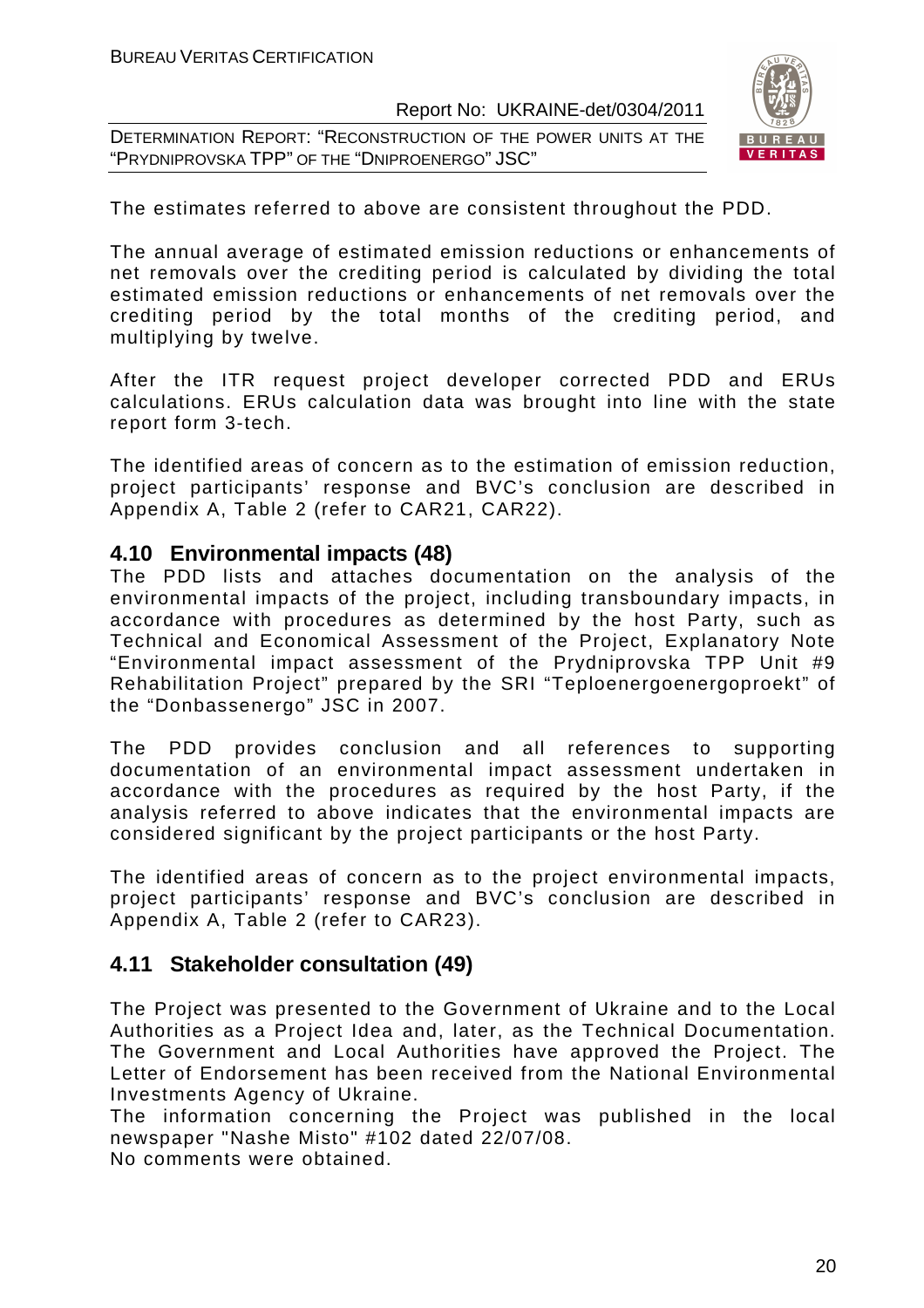The estimates referred to above are consistent throughout the PDD.

The annual average of estimated emission reductions or enhancements of net removals over the crediting period is calculated by dividing the total estimated emission reductions or enhancements of net removals over the crediting period by the total months of the crediting period, and multiplying by twelve.

After the ITR request project developer corrected PDD and ERUs calculations. ERUs calculation data was brought into line with the state report form 3-tech.

The identified areas of concern as to the estimation of emission reduction, project participants' response and BVC's conclusion are described in Appendix A, Table 2 (refer to CAR21, CAR22).

## 4.10 Environmental impacts (48)

The PDD lists and attaches documentation on the analysis of the environmental impacts of the project, including transboundary impacts, in accordance with procedures as determined by the host Party, such as Technical and Economical Assessment of the Project, Explanatory Note "Environmental impact assessment of the Prydniprovska TPP Unit #9 Rehabilitation Project" prepared by the SRI "Teploenergoenergoproekt" of the "Donbassenergo" JSC in 2007.

The PDD provides conclusion and all references to supporting documentation of an environmental impact assessment undertaken in accordance with the procedures as required by the host Party, if the analysis referred to above indicates that the environmental impacts are considered significant by the project participants or the host Party.

The identified areas of concern as to the project environmental impacts, project participants' response and BVC's conclusion are described in Appendix A, Table 2 (refer to CAR23).

## 4.11 Stakeholder consultation (49)

The Project was presented to the Government of Ukraine and to the Local Authorities as a Project Idea and, later, as the Technical Documentation. The Government and Local Authorities have approved the Project. The Letter of Endorsement has been received from the National Environmental Investments Agency of Ukraine.
The information concerning the Project was published in the local newspaper "Nashe Misto" #102 dated 22/07/08.
No comments were obtained.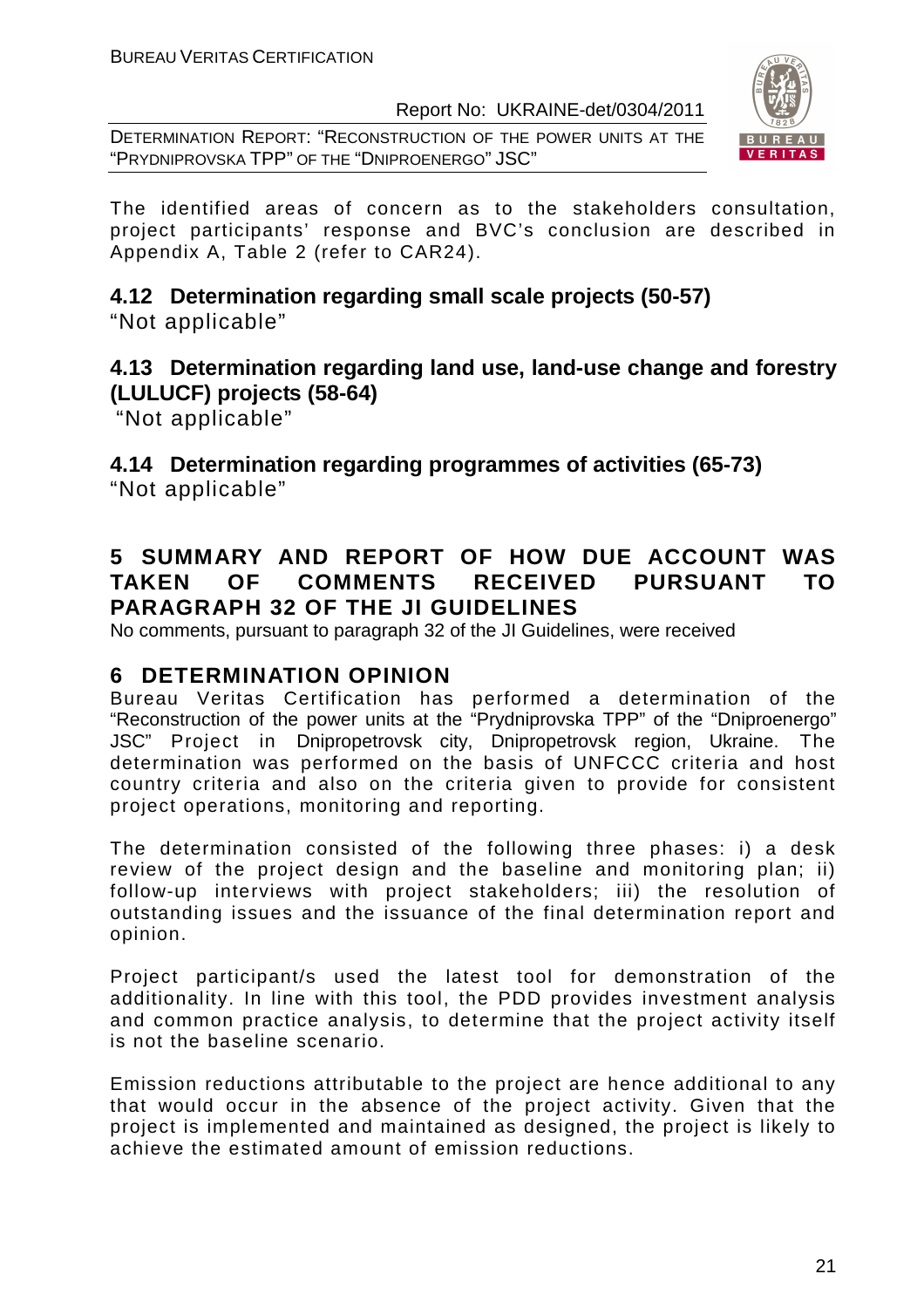The identified areas of concern as to the stakeholders consultation, project participants' response and BVC's conclusion are described in Appendix A, Table 2 (refer to CAR24).

## 4.12 Determination regarding small scale projects (50-57)

"Not applicable"

## 4.13 Determination regarding land use, land-use change and forestry (LULUCF) projects (58-64)

"Not applicable"

## 4.14 Determination regarding programmes of activities (65-73)

"Not applicable"

# 5 SUMMARY AND REPORT OF HOW DUE ACCOUNT WAS TAKEN OF COMMENTS RECEIVED PURSUANT TO PARAGRAPH 32 OF THE JI GUIDELINES

No comments, pursuant to paragraph 32 of the JI Guidelines, were received

# 6 DETERMINATION OPINION

Bureau Veritas Certification has performed a determination of the "Reconstruction of the power units at the "Prydniprovska TPP" of the "Dniproenergo" JSC" Project in Dnipropetrovsk city, Dnipropetrovsk region, Ukraine. The determination was performed on the basis of UNFCCC criteria and host country criteria and also on the criteria given to provide for consistent project operations, monitoring and reporting.

The determination consisted of the following three phases: i) a desk review of the project design and the baseline and monitoring plan; ii) follow-up interviews with project stakeholders; iii) the resolution of outstanding issues and the issuance of the final determination report and opinion.

Project participant/s used the latest tool for demonstration of the additionality. In line with this tool, the PDD provides investment analysis and common practice analysis, to determine that the project activity itself is not the baseline scenario.

Emission reductions attributable to the project are hence additional to any that would occur in the absence of the project activity. Given that the project is implemented and maintained as designed, the project is likely to achieve the estimated amount of emission reductions.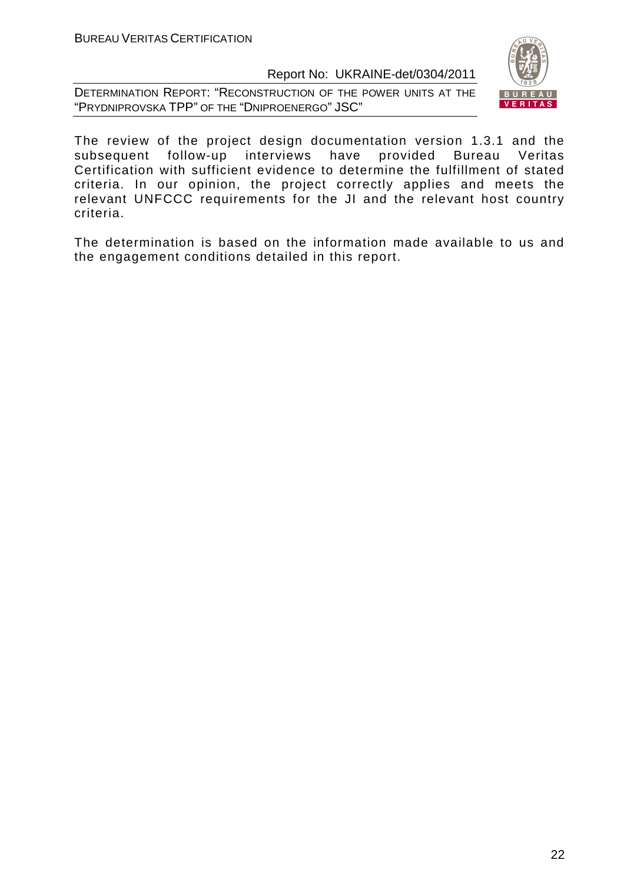The review of the project design documentation version 1.3.1 and the subsequent follow-up interviews have provided Bureau Veritas Certification with sufficient evidence to determine the fulfillment of stated criteria. In our opinion, the project correctly applies and meets the relevant UNFCCC requirements for the JI and the relevant host country criteria.

The determination is based on the information made available to us and the engagement conditions detailed in this report.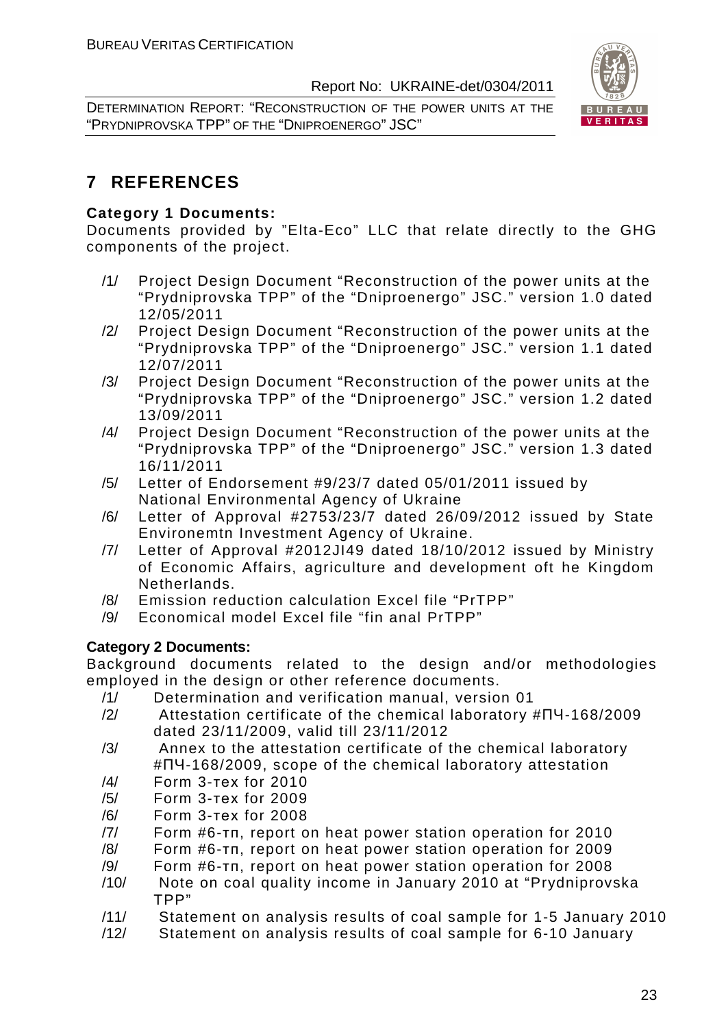# 7 REFERENCES

**Category 1 Documents:**

Documents provided by "Elta-Eco" LLC that relate directly to the GHG components of the project.

/1/ Project Design Document "Reconstruction of the power units at the "Prydniprovska TPP" of the "Dniproenergo" JSC." version 1.0 dated 12/05/2011

/2/ Project Design Document "Reconstruction of the power units at the "Prydniprovska TPP" of the "Dniproenergo" JSC." version 1.1 dated 12/07/2011

/3/ Project Design Document "Reconstruction of the power units at the "Prydniprovska TPP" of the "Dniproenergo" JSC." version 1.2 dated 13/09/2011

/4/ Project Design Document "Reconstruction of the power units at the "Prydniprovska TPP" of the "Dniproenergo" JSC." version 1.3 dated 16/11/2011

/5/ Letter of Endorsement #9/23/7 dated 05/01/2011 issued by National Environmental Agency of Ukraine

/6/ Letter of Approval #2753/23/7 dated 26/09/2012 issued by State Environemtn Investment Agency of Ukraine.

/7/ Letter of Approval #2012JI49 dated 18/10/2012 issued by Ministry of Economic Affairs, agriculture and development oft he Kingdom Netherlands.

/8/ Emission reduction calculation Excel file "PrTPP"

/9/ Economical model Excel file "fin anal PrTPP"

**Category 2 Documents:**

Background documents related to the design and/or methodologies employed in the design or other reference documents.

/1/ Determination and verification manual, version 01

/2/ Attestation certificate of the chemical laboratory #ПЧ-168/2009 dated 23/11/2009, valid till 23/11/2012

/3/ Annex to the attestation certificate of the chemical laboratory #ПЧ-168/2009, scope of the chemical laboratory attestation

/4/ Form 3-тех for 2010

/5/ Form 3-тех for 2009

/6/ Form 3-тех for 2008

/7/ Form #6-тп, report on heat power station operation for 2010

/8/ Form #6-тп, report on heat power station operation for 2009

/9/ Form #6-тп, report on heat power station operation for 2008

/10/ Note on coal quality income in January 2010 at "Prydniprovska TPP"

/11/ Statement on analysis results of coal sample for 1-5 January 2010

/12/ Statement on analysis results of coal sample for 6-10 January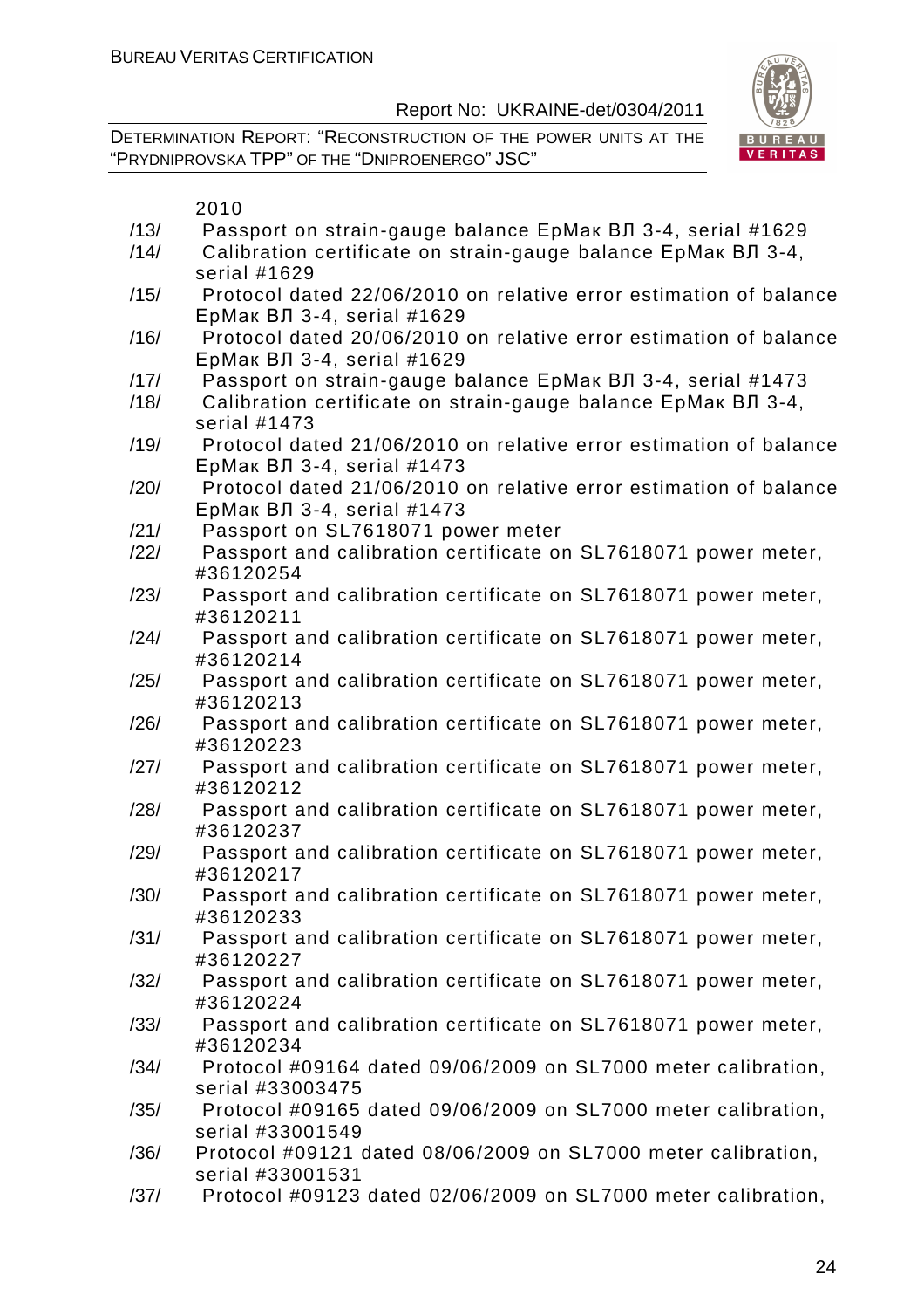2010

/13/ Passport on strain-gauge balance ЕрМак ВЛ 3-4, serial #1629

/14/ Calibration certificate on strain-gauge balance ЕрМак ВЛ 3-4, serial #1629

/15/ Protocol dated 22/06/2010 on relative error estimation of balance ЕрМак ВЛ 3-4, serial #1629

/16/ Protocol dated 20/06/2010 on relative error estimation of balance ЕрМак ВЛ 3-4, serial #1629

/17/ Passport on strain-gauge balance ЕрМак ВЛ 3-4, serial #1473

/18/ Calibration certificate on strain-gauge balance ЕрМак ВЛ 3-4, serial #1473

/19/ Protocol dated 21/06/2010 on relative error estimation of balance ЕрМак ВЛ 3-4, serial #1473

/20/ Protocol dated 21/06/2010 on relative error estimation of balance ЕрМак ВЛ 3-4, serial #1473

/21/ Passport on SL7618071 power meter

/22/ Passport and calibration certificate on SL7618071 power meter, #36120254

/23/ Passport and calibration certificate on SL7618071 power meter, #36120211

/24/ Passport and calibration certificate on SL7618071 power meter, #36120214

/25/ Passport and calibration certificate on SL7618071 power meter, #36120213

/26/ Passport and calibration certificate on SL7618071 power meter, #36120223

/27/ Passport and calibration certificate on SL7618071 power meter, #36120212

/28/ Passport and calibration certificate on SL7618071 power meter, #36120237

/29/ Passport and calibration certificate on SL7618071 power meter, #36120217

/30/ Passport and calibration certificate on SL7618071 power meter, #36120233

/31/ Passport and calibration certificate on SL7618071 power meter, #36120227

/32/ Passport and calibration certificate on SL7618071 power meter, #36120224

/33/ Passport and calibration certificate on SL7618071 power meter, #36120234

/34/ Protocol #09164 dated 09/06/2009 on SL7000 meter calibration, serial #33003475

/35/ Protocol #09165 dated 09/06/2009 on SL7000 meter calibration, serial #33001549

/36/ Protocol #09121 dated 08/06/2009 on SL7000 meter calibration, serial #33001531

/37/ Protocol #09123 dated 02/06/2009 on SL7000 meter calibration,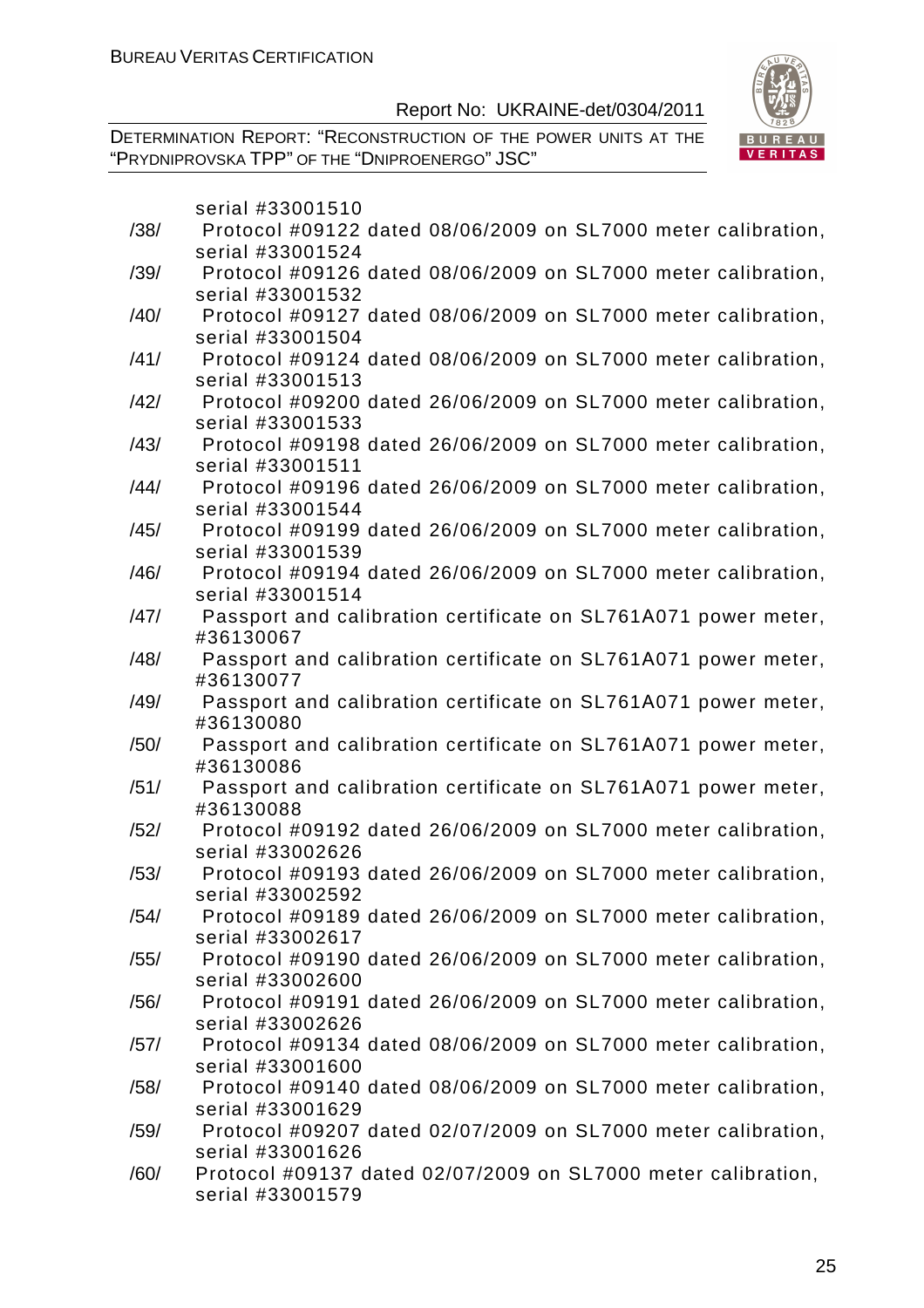serial #33001510

/38/ Protocol #09122 dated 08/06/2009 on SL7000 meter calibration, serial #33001524

/39/ Protocol #09126 dated 08/06/2009 on SL7000 meter calibration, serial #33001532

/40/ Protocol #09127 dated 08/06/2009 on SL7000 meter calibration, serial #33001504

/41/ Protocol #09124 dated 08/06/2009 on SL7000 meter calibration, serial #33001513

/42/ Protocol #09200 dated 26/06/2009 on SL7000 meter calibration, serial #33001533

/43/ Protocol #09198 dated 26/06/2009 on SL7000 meter calibration, serial #33001511

/44/ Protocol #09196 dated 26/06/2009 on SL7000 meter calibration, serial #33001544

/45/ Protocol #09199 dated 26/06/2009 on SL7000 meter calibration, serial #33001539

/46/ Protocol #09194 dated 26/06/2009 on SL7000 meter calibration, serial #33001514

/47/ Passport and calibration certificate on SL761A071 power meter, #36130067

/48/ Passport and calibration certificate on SL761A071 power meter, #36130077

/49/ Passport and calibration certificate on SL761A071 power meter, #36130080

/50/ Passport and calibration certificate on SL761A071 power meter, #36130086

/51/ Passport and calibration certificate on SL761A071 power meter, #36130088

/52/ Protocol #09192 dated 26/06/2009 on SL7000 meter calibration, serial #33002626

/53/ Protocol #09193 dated 26/06/2009 on SL7000 meter calibration, serial #33002592

/54/ Protocol #09189 dated 26/06/2009 on SL7000 meter calibration, serial #33002617

/55/ Protocol #09190 dated 26/06/2009 on SL7000 meter calibration, serial #33002600

/56/ Protocol #09191 dated 26/06/2009 on SL7000 meter calibration, serial #33002626

/57/ Protocol #09134 dated 08/06/2009 on SL7000 meter calibration, serial #33001600

/58/ Protocol #09140 dated 08/06/2009 on SL7000 meter calibration, serial #33001629

/59/ Protocol #09207 dated 02/07/2009 on SL7000 meter calibration, serial #33001626

/60/ Protocol #09137 dated 02/07/2009 on SL7000 meter calibration, serial #33001579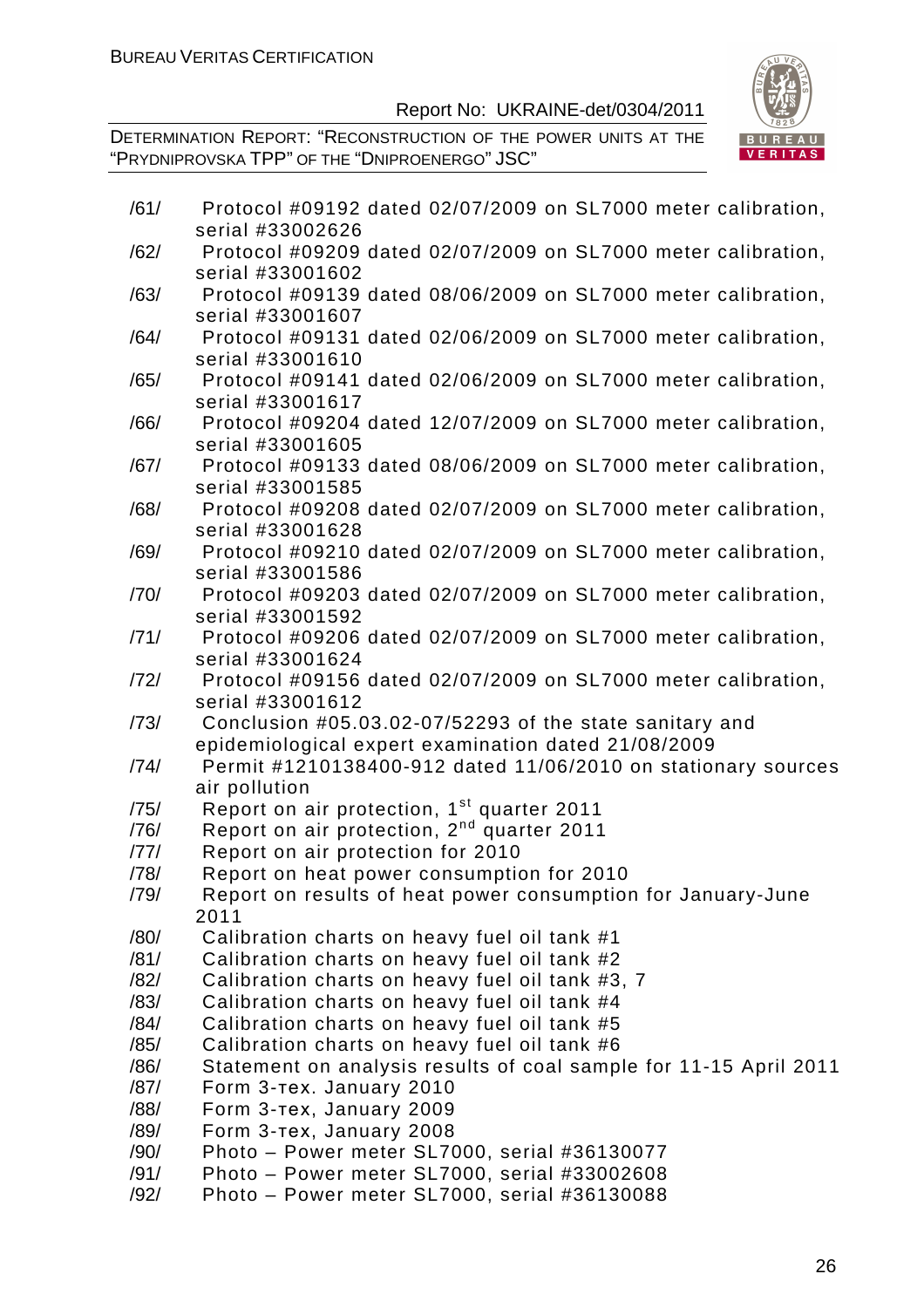/61/ Protocol #09192 dated 02/07/2009 on SL7000 meter calibration, serial #33002626

/62/ Protocol #09209 dated 02/07/2009 on SL7000 meter calibration, serial #33001602

/63/ Protocol #09139 dated 08/06/2009 on SL7000 meter calibration, serial #33001607

/64/ Protocol #09131 dated 02/06/2009 on SL7000 meter calibration, serial #33001610

/65/ Protocol #09141 dated 02/06/2009 on SL7000 meter calibration, serial #33001617

/66/ Protocol #09204 dated 12/07/2009 on SL7000 meter calibration, serial #33001605

/67/ Protocol #09133 dated 08/06/2009 on SL7000 meter calibration, serial #33001585

/68/ Protocol #09208 dated 02/07/2009 on SL7000 meter calibration, serial #33001628

/69/ Protocol #09210 dated 02/07/2009 on SL7000 meter calibration, serial #33001586

/70/ Protocol #09203 dated 02/07/2009 on SL7000 meter calibration, serial #33001592

/71/ Protocol #09206 dated 02/07/2009 on SL7000 meter calibration, serial #33001624

/72/ Protocol #09156 dated 02/07/2009 on SL7000 meter calibration, serial #33001612

/73/ Conclusion #05.03.02-07/52293 of the state sanitary and epidemiological expert examination dated 21/08/2009

/74/ Permit #1210138400-912 dated 11/06/2010 on stationary sources air pollution

/75/ Report on air protection, 1st quarter 2011

/76/ Report on air protection, 2nd quarter 2011

/77/ Report on air protection for 2010

/78/ Report on heat power consumption for 2010

/79/ Report on results of heat power consumption for January-June 2011

/80/ Calibration charts on heavy fuel oil tank #1

/81/ Calibration charts on heavy fuel oil tank #2

/82/ Calibration charts on heavy fuel oil tank #3, 7

/83/ Calibration charts on heavy fuel oil tank #4

/84/ Calibration charts on heavy fuel oil tank #5

/85/ Calibration charts on heavy fuel oil tank #6

/86/ Statement on analysis results of coal sample for 11-15 April 2011

/87/ Form 3-тех. January 2010

/88/ Form 3-тех, January 2009

/89/ Form 3-тех, January 2008

/90/ Photo – Power meter SL7000, serial #36130077

/91/ Photo – Power meter SL7000, serial #33002608

/92/ Photo – Power meter SL7000, serial #36130088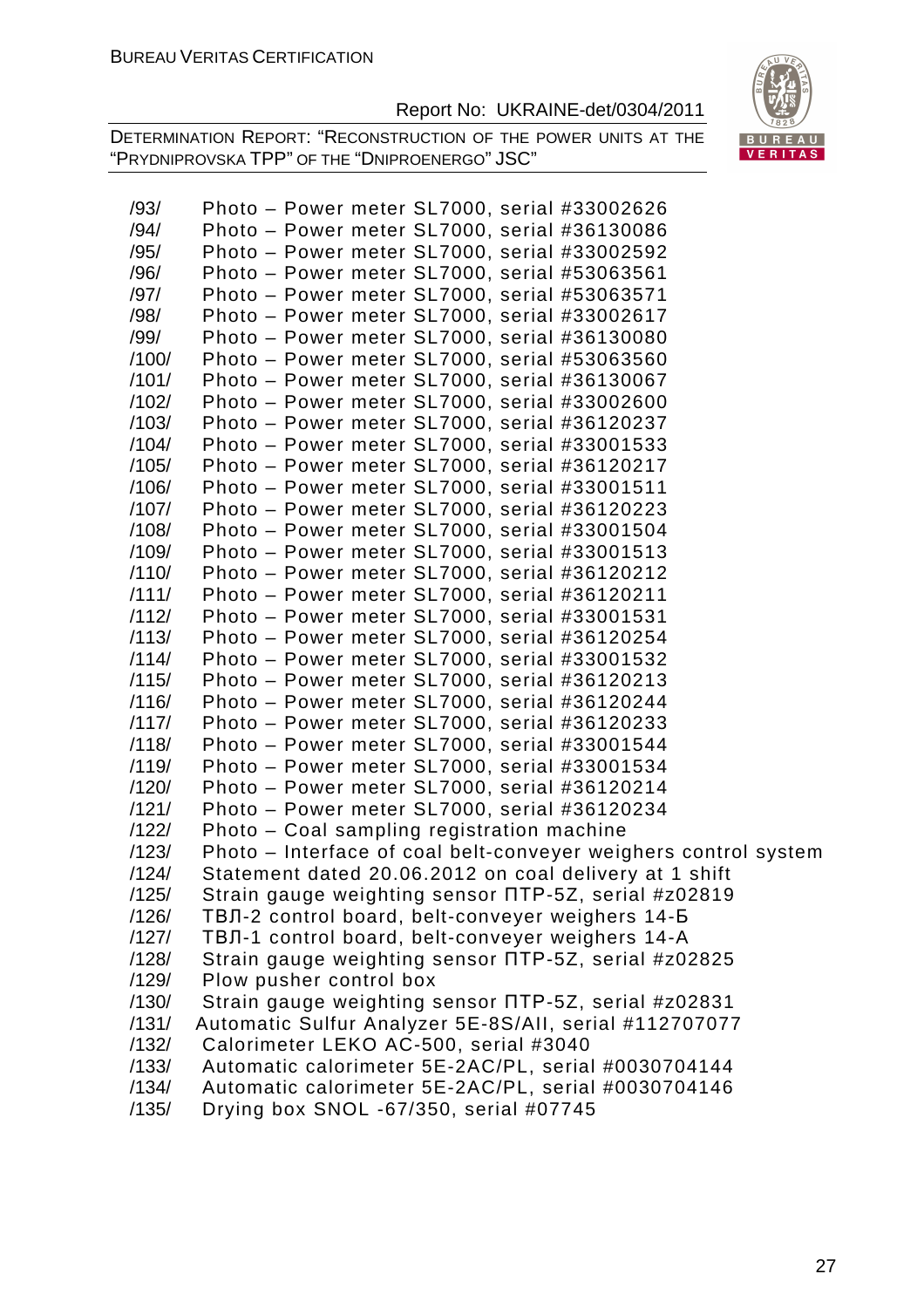/93/ Photo – Power meter SL7000, serial #33002626
/94/ Photo – Power meter SL7000, serial #36130086
/95/ Photo – Power meter SL7000, serial #33002592
/96/ Photo – Power meter SL7000, serial #53063561
/97/ Photo – Power meter SL7000, serial #53063571
/98/ Photo – Power meter SL7000, serial #33002617
/99/ Photo – Power meter SL7000, serial #36130080
/100/ Photo – Power meter SL7000, serial #53063560
/101/ Photo – Power meter SL7000, serial #36130067
/102/ Photo – Power meter SL7000, serial #33002600
/103/ Photo – Power meter SL7000, serial #36120237
/104/ Photo – Power meter SL7000, serial #33001533
/105/ Photo – Power meter SL7000, serial #36120217
/106/ Photo – Power meter SL7000, serial #33001511
/107/ Photo – Power meter SL7000, serial #36120223
/108/ Photo – Power meter SL7000, serial #33001504
/109/ Photo – Power meter SL7000, serial #33001513
/110/ Photo – Power meter SL7000, serial #36120212
/111/ Photo – Power meter SL7000, serial #36120211
/112/ Photo – Power meter SL7000, serial #33001531
/113/ Photo – Power meter SL7000, serial #36120254
/114/ Photo – Power meter SL7000, serial #33001532
/115/ Photo – Power meter SL7000, serial #36120213
/116/ Photo – Power meter SL7000, serial #36120244
/117/ Photo – Power meter SL7000, serial #36120233
/118/ Photo – Power meter SL7000, serial #33001544
/119/ Photo – Power meter SL7000, serial #33001534
/120/ Photo – Power meter SL7000, serial #36120214
/121/ Photo – Power meter SL7000, serial #36120234
/122/ Photo – Coal sampling registration machine
/123/ Photo – Interface of coal belt-conveyer weighers control system
/124/ Statement dated 20.06.2012 on coal delivery at 1 shift
/125/ Strain gauge weighting sensor ПТР-5Z, serial #z02819
/126/ ТВЛ-2 control board, belt-conveyer weighers 14-Б
/127/ ТВЛ-1 control board, belt-conveyer weighers 14-А
/128/ Strain gauge weighting sensor ПТР-5Z, serial #z02825
/129/ Plow pusher control box
/130/ Strain gauge weighting sensor ПТР-5Z, serial #z02831
/131/ Automatic Sulfur Analyzer 5E-8S/AII, serial #112707077
/132/ Calorimeter LEKO AC-500, serial #3040
/133/ Automatic calorimeter 5E-2AC/PL, serial #0030704144
/134/ Automatic calorimeter 5E-2AC/PL, serial #0030704146
/135/ Drying box SNOL -67/350, serial #07745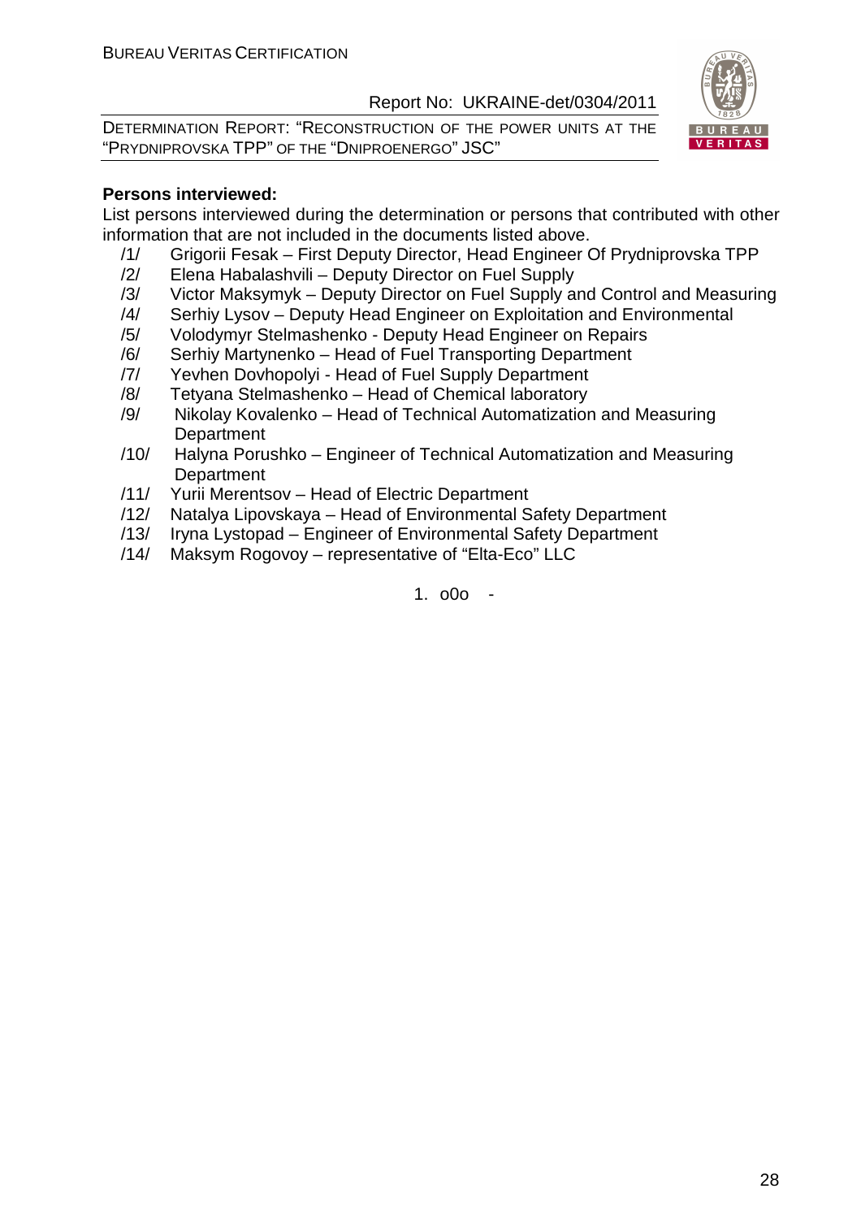**Persons interviewed:**

List persons interviewed during the determination or persons that contributed with other information that are not included in the documents listed above.

/1/ Grigorii Fesak – First Deputy Director, Head Engineer Of Prydniprovska TPP
/2/ Elena Habalashvili – Deputy Director on Fuel Supply
/3/ Victor Maksymyk – Deputy Director on Fuel Supply and Control and Measuring
/4/ Serhiy Lysov – Deputy Head Engineer on Exploitation and Environmental
/5/ Volodymyr Stelmashenko - Deputy Head Engineer on Repairs
/6/ Serhiy Martynenko – Head of Fuel Transporting Department
/7/ Yevhen Dovhopolyi - Head of Fuel Supply Department
/8/ Tetyana Stelmashenko – Head of Chemical laboratory
/9/ Nikolay Kovalenko – Head of Technical Automatization and Measuring Department
/10/ Halyna Porushko – Engineer of Technical Automatization and Measuring Department
/11/ Yurii Merentsov – Head of Electric Department
/12/ Natalya Lipovskaya – Head of Environmental Safety Department
/13/ Iryna Lystopad – Engineer of Environmental Safety Department
/14/ Maksym Rogovoy – representative of "Elta-Eco" LLC

1. o0o -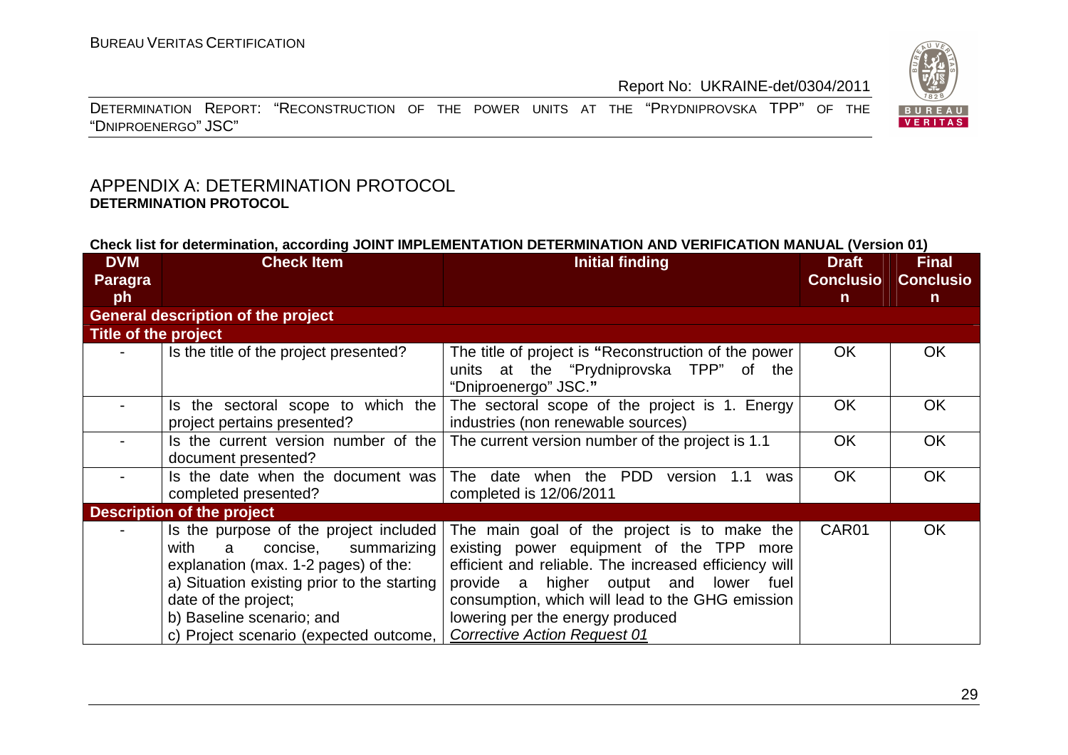## APPENDIX A: DETERMINATION PROTOCOL

**DETERMINATION PROTOCOL**

**Check list for determination, according JOINT IMPLEMENTATION DETERMINATION AND VERIFICATION MANUAL (Version 01)**

| DVM Paragraph | Check Item | Initial finding | Draft Conclusion | Final Conclusion |
|---|---|---|---|---|
| **General description of the project** | | | | |
| **Title of the project** | | | | |
| - | Is the title of the project presented? | The title of project is **"**Reconstruction of the power units at the "Prydniprovska TPP" of the "Dniproenergo" JSC.**"** | OK | OK |
| - | Is the sectoral scope to which the project pertains presented? | The sectoral scope of the project is 1. Energy industries (non renewable sources) | OK | OK |
| - | Is the current version number of the document presented? | The current version number of the project is 1.1 | OK | OK |
| - | Is the date when the document was completed presented? | The date when the PDD version 1.1 was completed is 12/06/2011 | OK | OK |
| **Description of the project** | | | | |
| - | Is the purpose of the project included with a concise, summarizing explanation (max. 1-2 pages) of the:<br>a) Situation existing prior to the starting date of the project;<br>b) Baseline scenario; and<br>c) Project scenario (expected outcome, | The main goal of the project is to make the existing power equipment of the TPP more efficient and reliable. The increased efficiency will provide a higher output and lower fuel consumption, which will lead to the GHG emission lowering per the energy produced<br>*Corrective Action Request 01* | CAR01 | OK |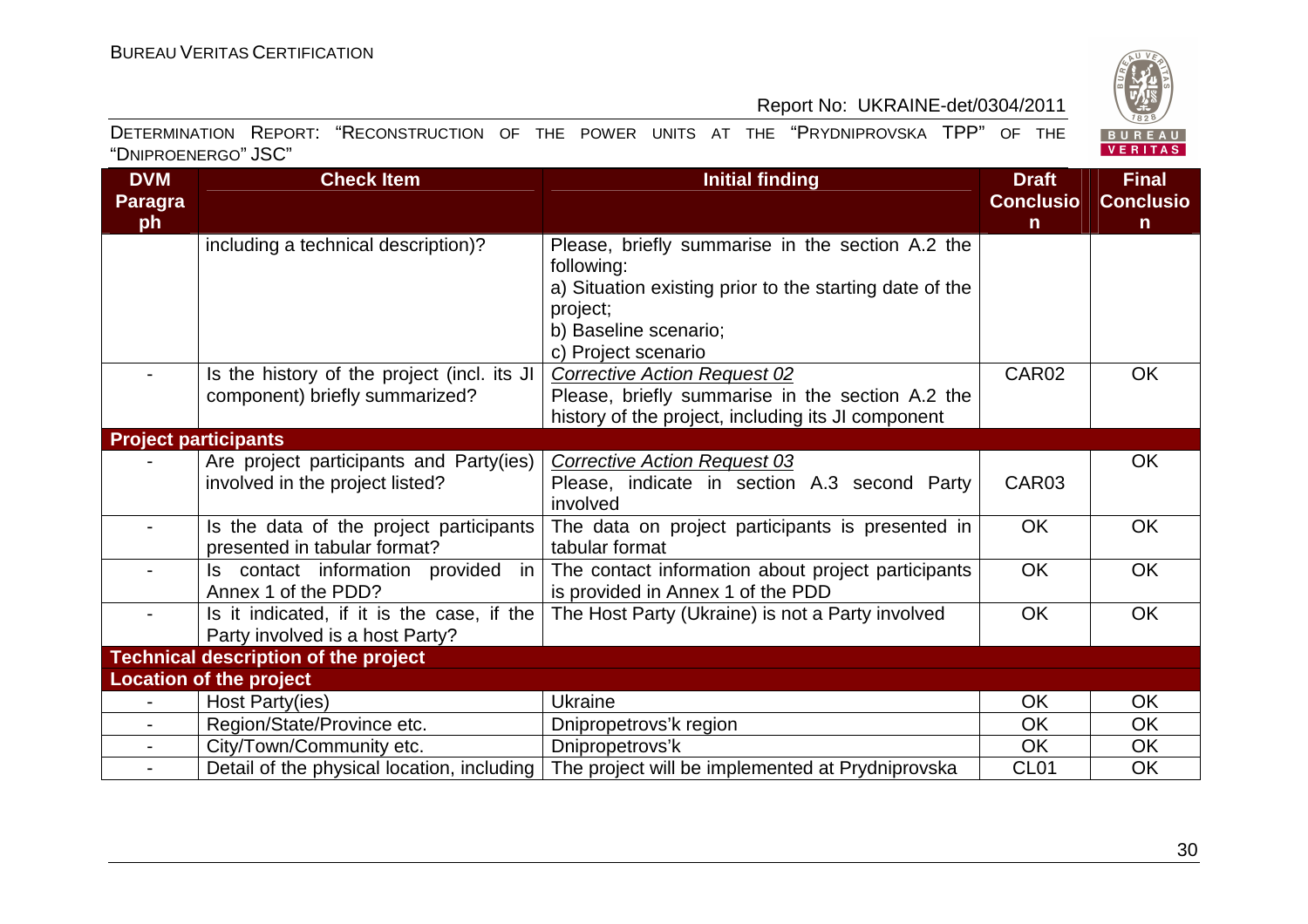| DVM Paragraph | Check Item | Initial finding | Draft Conclusion | Final Conclusion |
|---|---|---|---|---|
| | including a technical description)? | Please, briefly summarise in the section A.2 the following:<br>a) Situation existing prior to the starting date of the project;<br>b) Baseline scenario;<br>c) Project scenario | | |
| - | Is the history of the project (incl. its JI component) briefly summarized? | *Corrective Action Request 02*<br>Please, briefly summarise in the section A.2 the history of the project, including its JI component | CAR02 | OK |
| **Project participants** | | | | |
| - | Are project participants and Party(ies) involved in the project listed? | *Corrective Action Request 03*<br>Please, indicate in section A.3 second Party involved | CAR03 | OK |
| - | Is the data of the project participants presented in tabular format? | The data on project participants is presented in tabular format | OK | OK |
| - | Is contact information provided in Annex 1 of the PDD? | The contact information about project participants is provided in Annex 1 of the PDD | OK | OK |
| - | Is it indicated, if it is the case, if the Party involved is a host Party? | The Host Party (Ukraine) is not a Party involved | OK | OK |
| **Technical description of the project** | | | | |
| **Location of the project** | | | | |
| - | Host Party(ies) | Ukraine | OK | OK |
| - | Region/State/Province etc. | Dnipropetrovs'k region | OK | OK |
| - | City/Town/Community etc. | Dnipropetrovs'k | OK | OK |
| - | Detail of the physical location, including | The project will be implemented at Prydniprovska | CL01 | OK |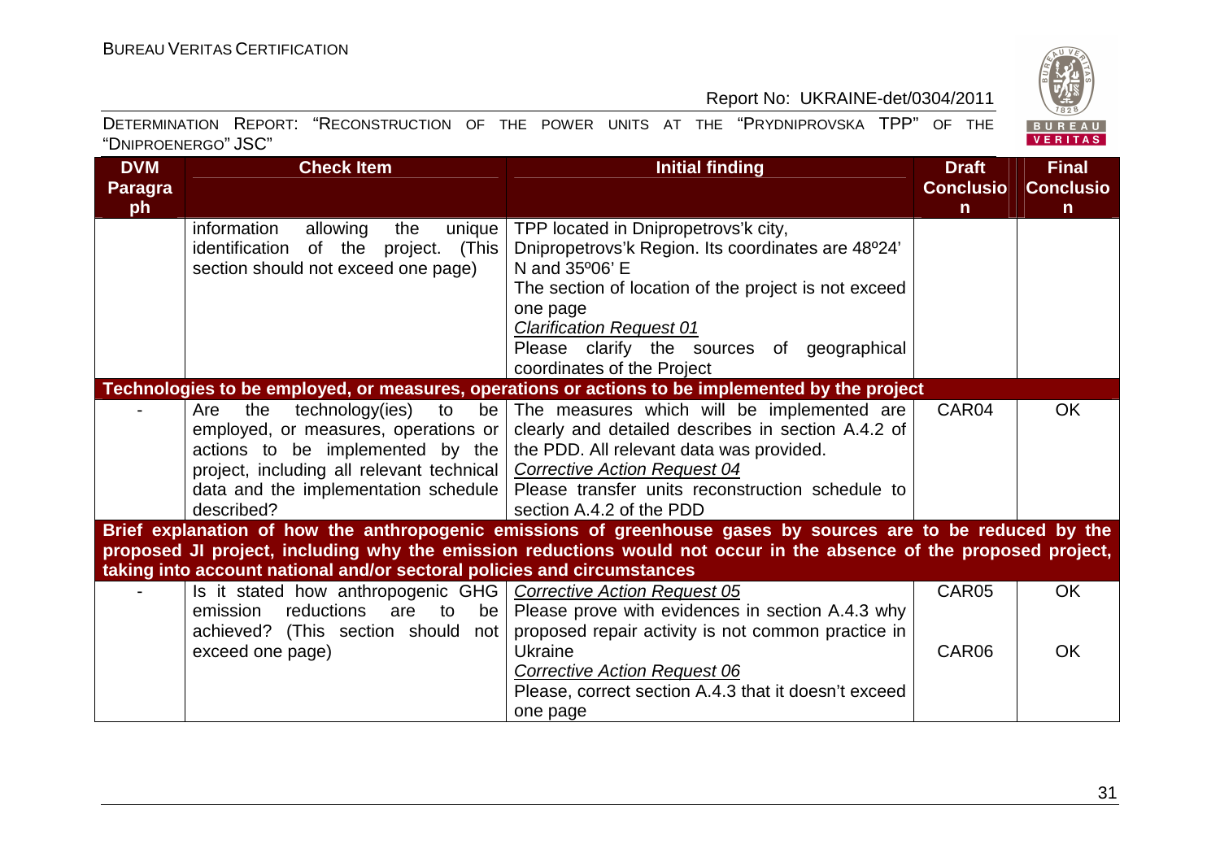| DVM Paragraph | Check Item | Initial finding | Draft Conclusion | Final Conclusion |
|---|---|---|---|---|
| | information allowing the unique identification of the project. (This section should not exceed one page) | TPP located in Dnipropetrovs'k city, Dnipropetrovs'k Region. Its coordinates are 48º24' N and 35º06' E<br>The section of location of the project is not exceed one page<br>*Clarification Request 01*<br>Please clarify the sources of geographical coordinates of the Project | | |
| **Technologies to be employed, or measures, operations or actions to be implemented by the project** | | | | |
| - | Are the technology(ies) to be employed, or measures, operations or actions to be implemented by the project, including all relevant technical data and the implementation schedule described? | The measures which will be implemented are clearly and detailed describes in section A.4.2 of the PDD. All relevant data was provided.<br>*Corrective Action Request 04*<br>Please transfer units reconstruction schedule to section A.4.2 of the PDD | CAR04 | OK |
| **Brief explanation of how the anthropogenic emissions of greenhouse gases by sources are to be reduced by the proposed JI project, including why the emission reductions would not occur in the absence of the proposed project, taking into account national and/or sectoral policies and circumstances** | | | | |
| - | Is it stated how anthropogenic GHG emission reductions are to be achieved? (This section should not exceed one page) | *Corrective Action Request 05*<br>Please prove with evidences in section A.4.3 why proposed repair activity is not common practice in Ukraine<br>*Corrective Action Request 06*<br>Please, correct section A.4.3 that it doesn't exceed one page | CAR05<br><br>CAR06 | OK<br><br>OK |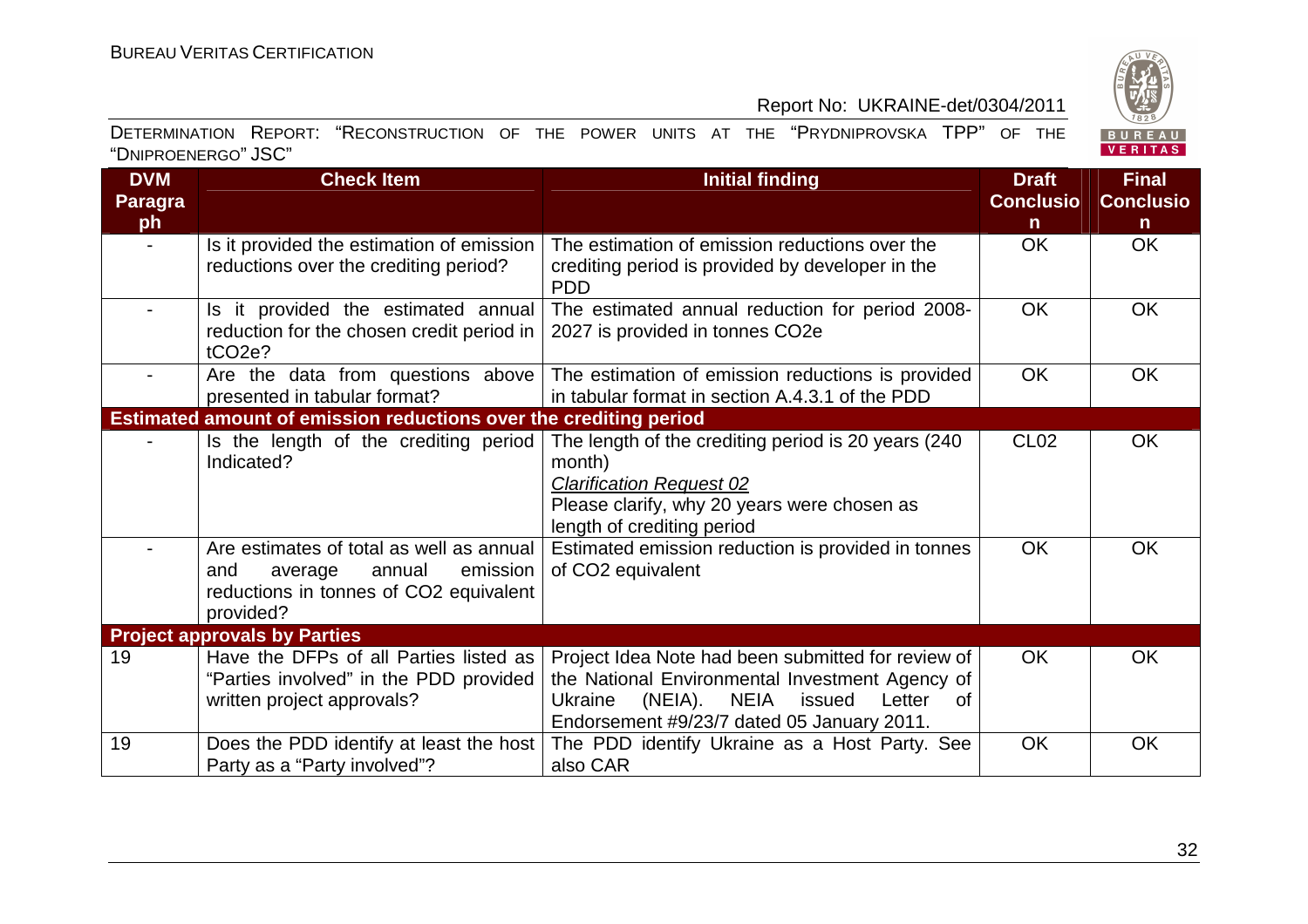| DVM Paragraph | Check Item | Initial finding | Draft Conclusion | Final Conclusion |
|---|---|---|---|---|
| - | Is it provided the estimation of emission reductions over the crediting period? | The estimation of emission reductions over the crediting period is provided by developer in the PDD | OK | OK |
| - | Is it provided the estimated annual reduction for the chosen credit period in $tCO_2e$? | The estimated annual reduction for period 2008-2027 is provided in tonnes $CO_2e$ | OK | OK |
| - | Are the data from questions above presented in tabular format? | The estimation of emission reductions is provided in tabular format in section A.4.3.1 of the PDD | OK | OK |
| **Estimated amount of emission reductions over the crediting period** | | | | |
| - | Is the length of the crediting period Indicated? | The length of the crediting period is 20 years (240 month)<br>*Clarification Request 02*<br>Please clarify, why 20 years were chosen as length of crediting period | CL02 | OK |
| - | Are estimates of total as well as annual and average annual emission reductions in tonnes of $CO_2$ equivalent provided? | Estimated emission reduction is provided in tonnes of $CO_2$ equivalent | OK | OK |
| **Project approvals by Parties** | | | | |
| 19 | Have the DFPs of all Parties listed as "Parties involved" in the PDD provided written project approvals? | Project Idea Note had been submitted for review of the National Environmental Investment Agency of Ukraine (NEIA). NEIA issued Letter of Endorsement #9/23/7 dated 05 January 2011. | OK | OK |
| 19 | Does the PDD identify at least the host Party as a "Party involved"? | The PDD identify Ukraine as a Host Party. See also CAR | OK | OK |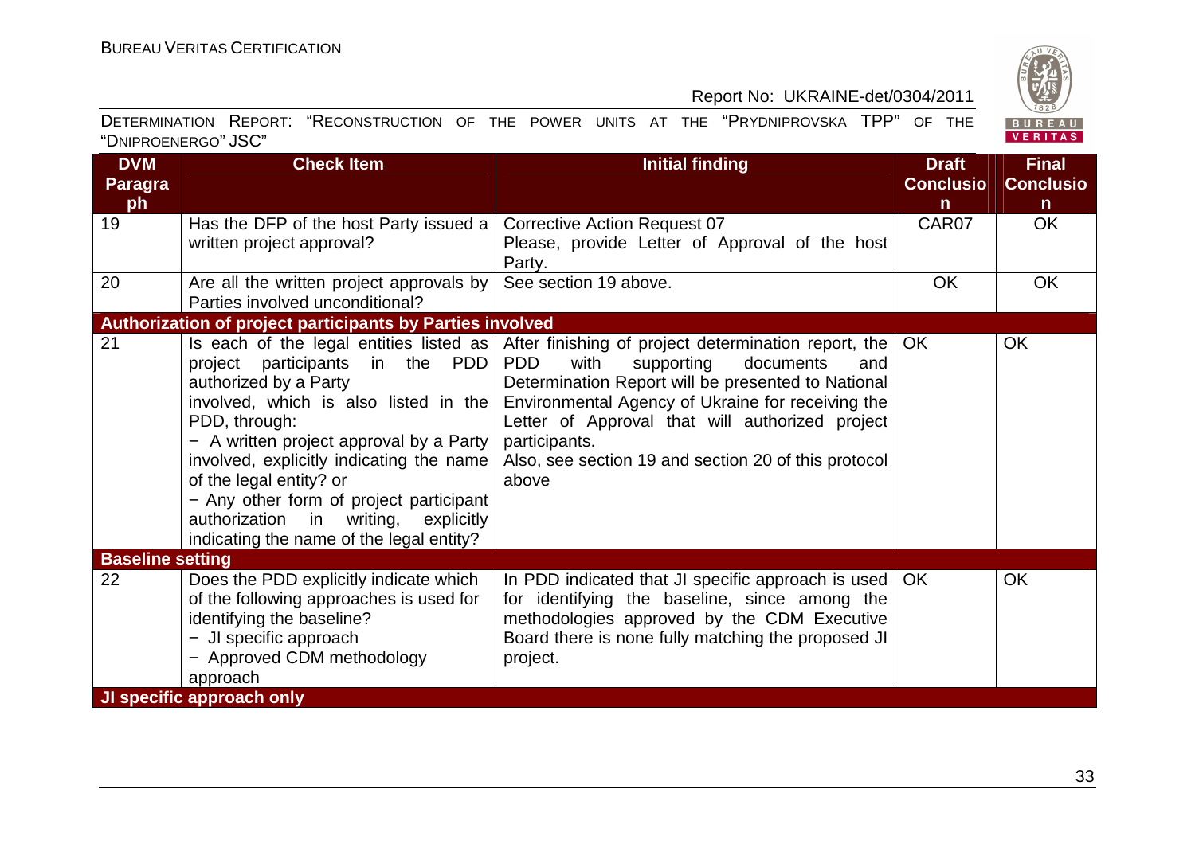| DVM Paragraph | Check Item | Initial finding | Draft Conclusion | Final Conclusion |
|---|---|---|---|---|
| 19 | Has the DFP of the host Party issued a written project approval? | Corrective Action Request 07<br>Please, provide Letter of Approval of the host Party. | CAR07 | OK |
| 20 | Are all the written project approvals by Parties involved unconditional? | See section 19 above. | OK | OK |
| **Authorization of project participants by Parties involved** | | | | |
| 21 | Is each of the legal entities listed as project participants in the PDD authorized by a Party involved, which is also listed in the PDD, through:<br>− A written project approval by a Party involved, explicitly indicating the name of the legal entity? or<br>− Any other form of project participant authorization in writing, explicitly indicating the name of the legal entity? | After finishing of project determination report, the PDD with supporting documents and Determination Report will be presented to National Environmental Agency of Ukraine for receiving the Letter of Approval that will authorized project participants.<br>Also, see section 19 and section 20 of this protocol above | OK | OK |
| **Baseline setting** | | | | |
| 22 | Does the PDD explicitly indicate which of the following approaches is used for identifying the baseline?<br>− JI specific approach<br>− Approved CDM methodology approach | In PDD indicated that JI specific approach is used for identifying the baseline, since among the methodologies approved by the CDM Executive Board there is none fully matching the proposed JI project. | OK | OK |
| **JI specific approach only** | | | | |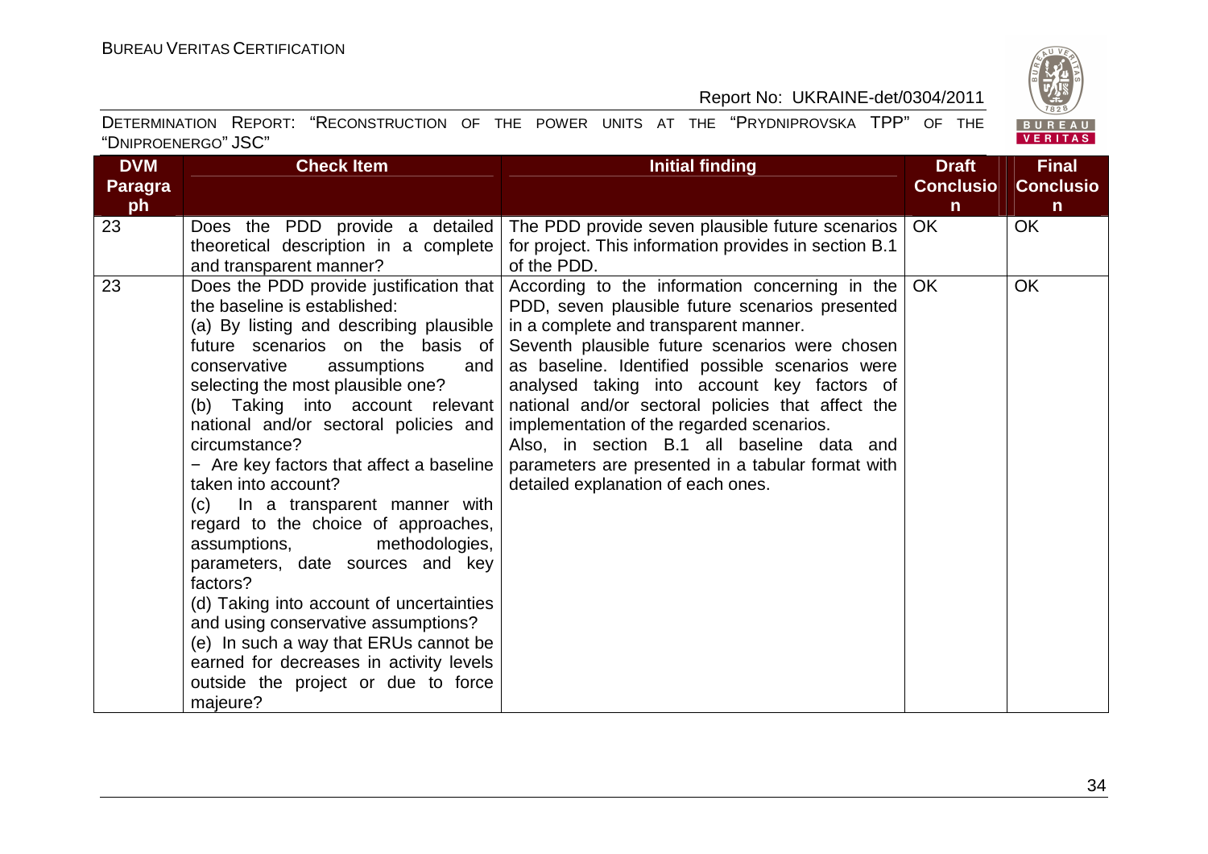| DVM Paragraph | Check Item | Initial finding | Draft Conclusion | Final Conclusion |
|---|---|---|---|---|
| 23 | Does the PDD provide a detailed theoretical description in a complete and transparent manner? | The PDD provide seven plausible future scenarios for project. This information provides in section B.1 of the PDD. | OK | OK |
| 23 | Does the PDD provide justification that the baseline is established:<br>(a) By listing and describing plausible future scenarios on the basis of conservative assumptions and selecting the most plausible one?<br>(b) Taking into account relevant national and/or sectoral policies and circumstance?<br>− Are key factors that affect a baseline taken into account?<br>(c) In a transparent manner with regard to the choice of approaches, assumptions, methodologies, parameters, date sources and key factors?<br>(d) Taking into account of uncertainties and using conservative assumptions?<br>(e) In such a way that ERUs cannot be earned for decreases in activity levels outside the project or due to force majeure? | According to the information concerning in the PDD, seven plausible future scenarios presented in a complete and transparent manner.<br>Seventh plausible future scenarios were chosen as baseline. Identified possible scenarios were analysed taking into account key factors of national and/or sectoral policies that affect the implementation of the regarded scenarios.<br>Also, in section B.1 all baseline data and parameters are presented in a tabular format with detailed explanation of each ones. | OK | OK |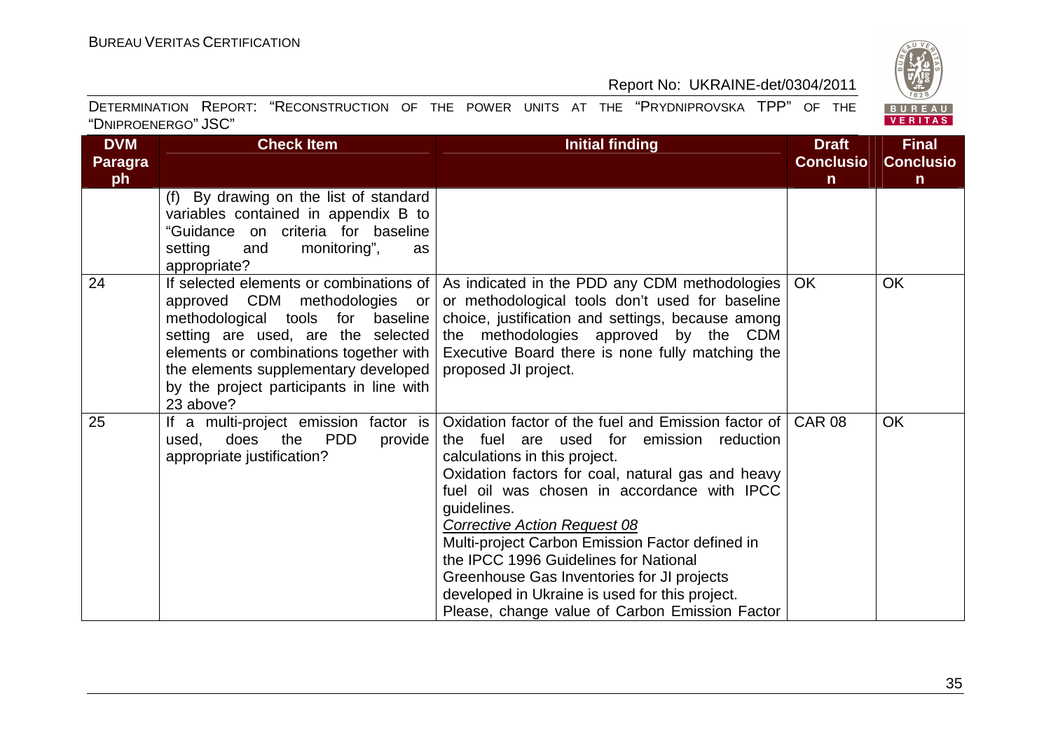| DVM Paragraph | Check Item | Initial finding | Draft Conclusion | Final Conclusion |
|---|---|---|---|---|
| | (f) By drawing on the list of standard variables contained in appendix B to "Guidance on criteria for baseline setting and monitoring", as appropriate? | | | |
| 24 | If selected elements or combinations of approved CDM methodologies or methodological tools for baseline setting are used, are the selected elements or combinations together with the elements supplementary developed by the project participants in line with 23 above? | As indicated in the PDD any CDM methodologies or methodological tools don't used for baseline choice, justification and settings, because among the methodologies approved by the CDM Executive Board there is none fully matching the proposed JI project. | OK | OK |
| 25 | If a multi-project emission factor is used, does the PDD provide appropriate justification? | Oxidation factor of the fuel and Emission factor of the fuel are used for emission reduction calculations in this project.<br>Oxidation factors for coal, natural gas and heavy fuel oil was chosen in accordance with IPCC guidelines.<br>*Corrective Action Request 08*<br>Multi-project Carbon Emission Factor defined in the IPCC 1996 Guidelines for National Greenhouse Gas Inventories for JI projects developed in Ukraine is used for this project. Please, change value of Carbon Emission Factor | CAR 08 | OK |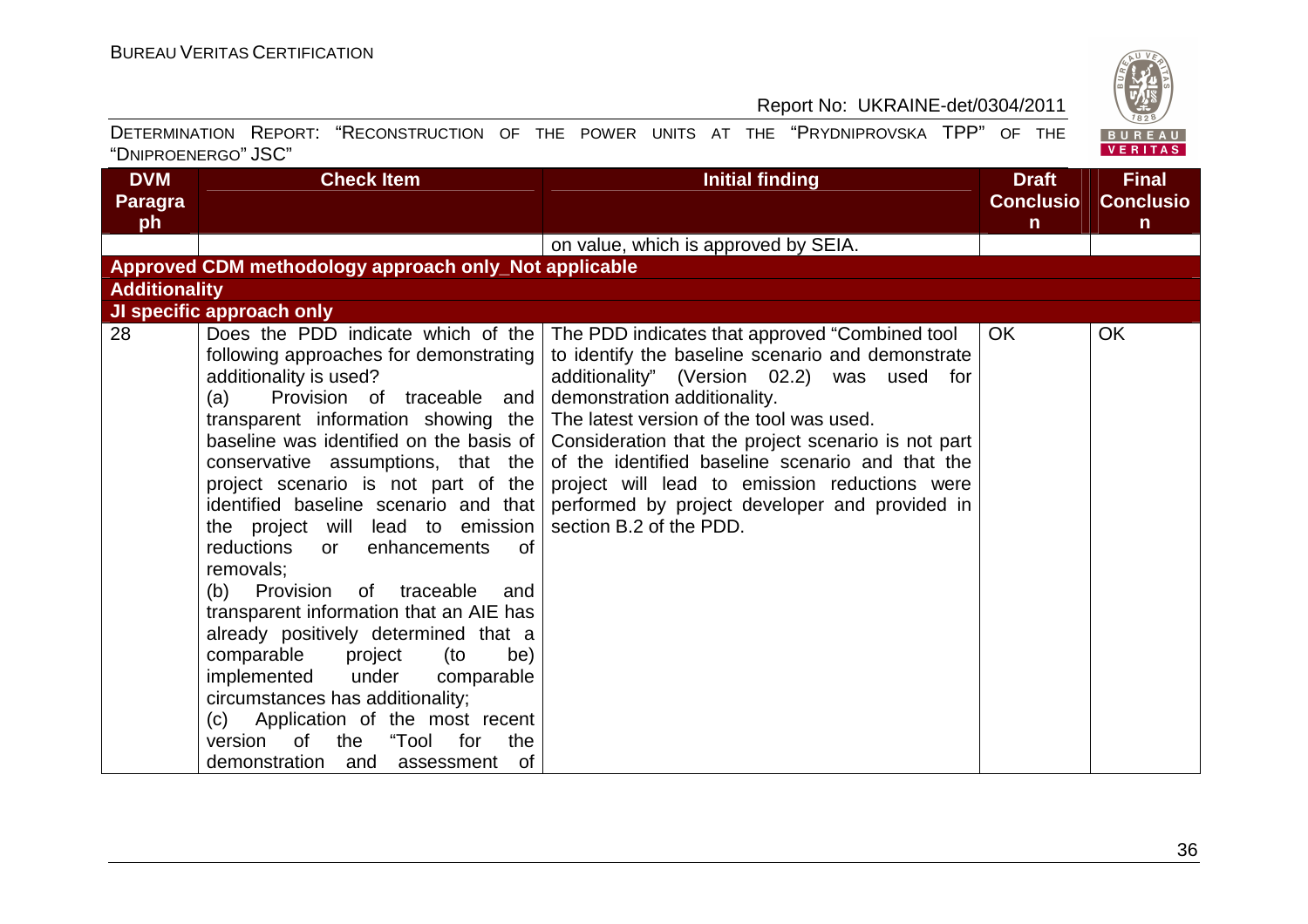| DVM Paragraph | Check Item | Initial finding | Draft Conclusion | Final Conclusion |
|---|---|---|---|---|
| | | on value, which is approved by SEIA. | | |
| **Approved CDM methodology approach only_Not applicable** | | | | |
| **Additionality** | | | | |
| **JI specific approach only** | | | | |
| 28 | Does the PDD indicate which of the following approaches for demonstrating additionality is used?<br>(a) Provision of traceable and transparent information showing the baseline was identified on the basis of conservative assumptions, that the project scenario is not part of the identified baseline scenario and that the project will lead to emission reductions or enhancements of removals;<br>(b) Provision of traceable and transparent information that an AIE has already positively determined that a comparable project (to be) implemented under comparable circumstances has additionality;<br>(c) Application of the most recent version of the "Tool for the demonstration and assessment of | The PDD indicates that approved "Combined tool to identify the baseline scenario and demonstrate additionality" (Version 02.2) was used for demonstration additionality.<br>The latest version of the tool was used.<br>Consideration that the project scenario is not part of the identified baseline scenario and that the project will lead to emission reductions were performed by project developer and provided in section B.2 of the PDD. | OK | OK |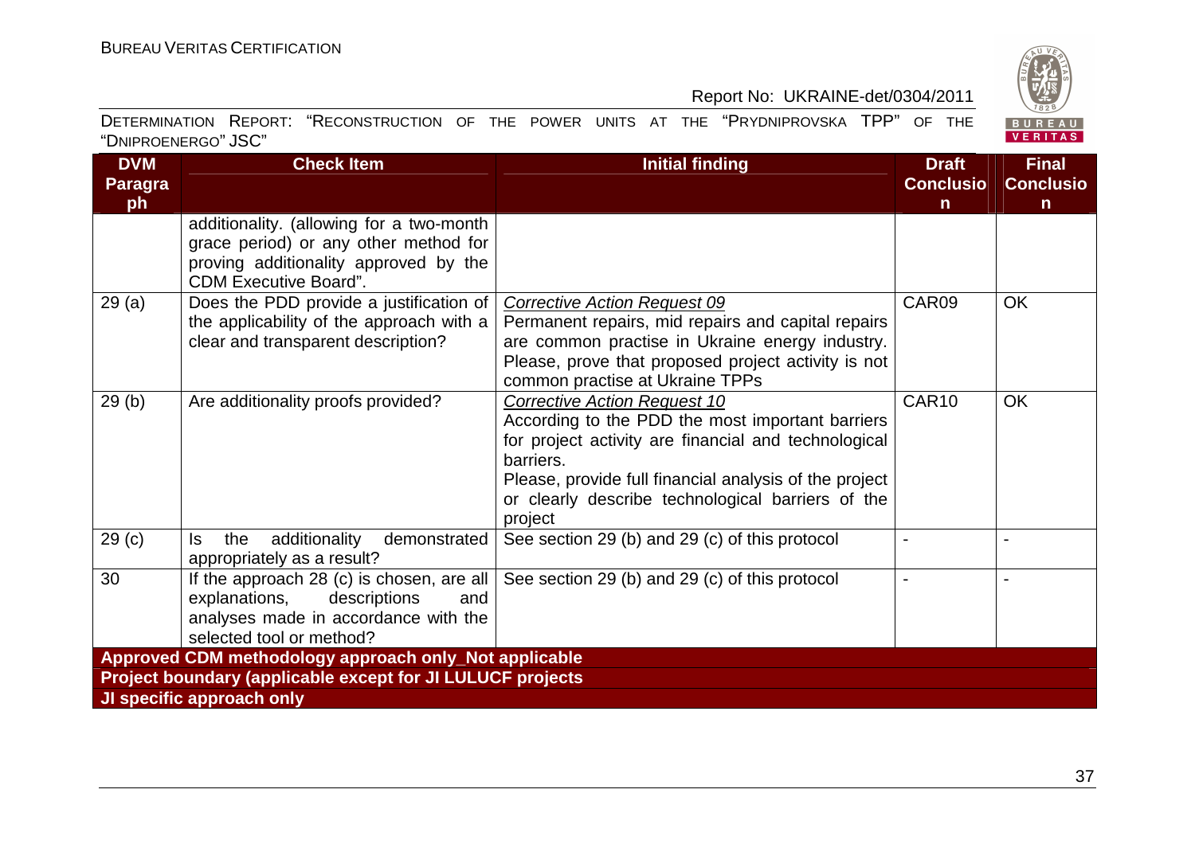| DVM Paragraph | Check Item | Initial finding | Draft Conclusion | Final Conclusion |
|---|---|---|---|---|
| | additionality. (allowing for a two-month grace period) or any other method for proving additionality approved by the CDM Executive Board". | | | |
| 29 (a) | Does the PDD provide a justification of the applicability of the approach with a clear and transparent description? | *Corrective Action Request 09*<br>Permanent repairs, mid repairs and capital repairs are common practise in Ukraine energy industry. Please, prove that proposed project activity is not common practise at Ukraine TPPs | CAR09 | OK |
| 29 (b) | Are additionality proofs provided? | *Corrective Action Request 10*<br>According to the PDD the most important barriers for project activity are financial and technological barriers.<br>Please, provide full financial analysis of the project or clearly describe technological barriers of the project | CAR10 | OK |
| 29 (c) | Is the additionality demonstrated appropriately as a result? | See section 29 (b) and 29 (c) of this protocol | - | - |
| 30 | If the approach 28 (c) is chosen, are all explanations, descriptions and analyses made in accordance with the selected tool or method? | See section 29 (b) and 29 (c) of this protocol | - | - |
| **Approved CDM methodology approach only_Not applicable** | | | | |
| **Project boundary (applicable except for JI LULUCF projects** | | | | |
| **JI specific approach only** | | | | |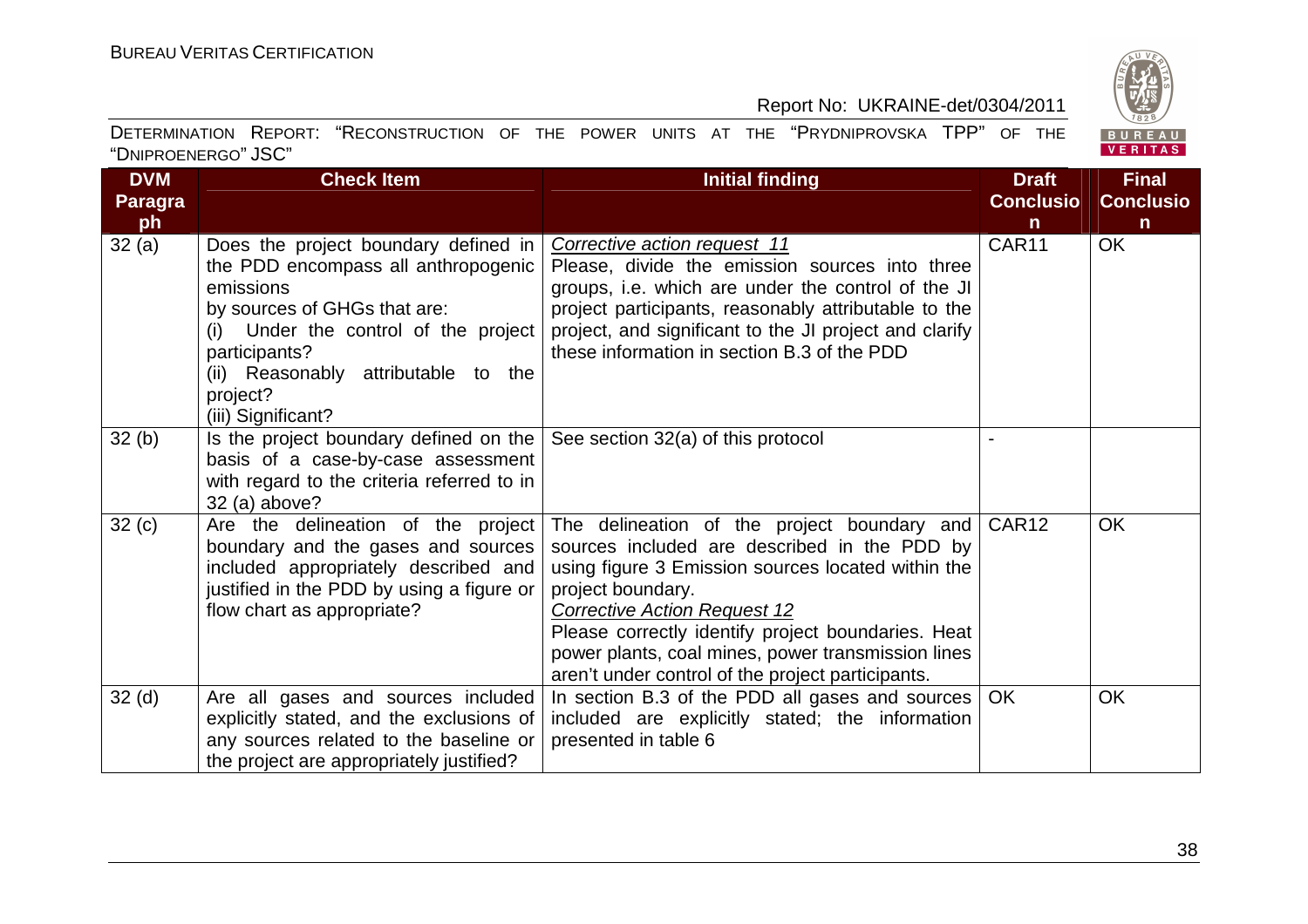| DVM Paragraph | Check Item | Initial finding | Draft Conclusion | Final Conclusion |
|---|---|---|---|---|
| 32 (a) | Does the project boundary defined in the PDD encompass all anthropogenic emissions by sources of GHGs that are: (i) Under the control of the project participants? (ii) Reasonably attributable to the project? (iii) Significant? | *Corrective action request 11* Please, divide the emission sources into three groups, i.e. which are under the control of the JI project participants, reasonably attributable to the project, and significant to the JI project and clarify these information in section B.3 of the PDD | CAR11 | OK |
| 32 (b) | Is the project boundary defined on the basis of a case-by-case assessment with regard to the criteria referred to in 32 (a) above? | See section 32(a) of this protocol | - | |
| 32 (c) | Are the delineation of the project boundary and the gases and sources included appropriately described and justified in the PDD by using a figure or flow chart as appropriate? | The delineation of the project boundary and sources included are described in the PDD by using figure 3 Emission sources located within the project boundary. *Corrective Action Request 12* Please correctly identify project boundaries. Heat power plants, coal mines, power transmission lines aren't under control of the project participants. | CAR12 | OK |
| 32 (d) | Are all gases and sources included explicitly stated, and the exclusions of any sources related to the baseline or the project are appropriately justified? | In section B.3 of the PDD all gases and sources included are explicitly stated; the information presented in table 6 | OK | OK |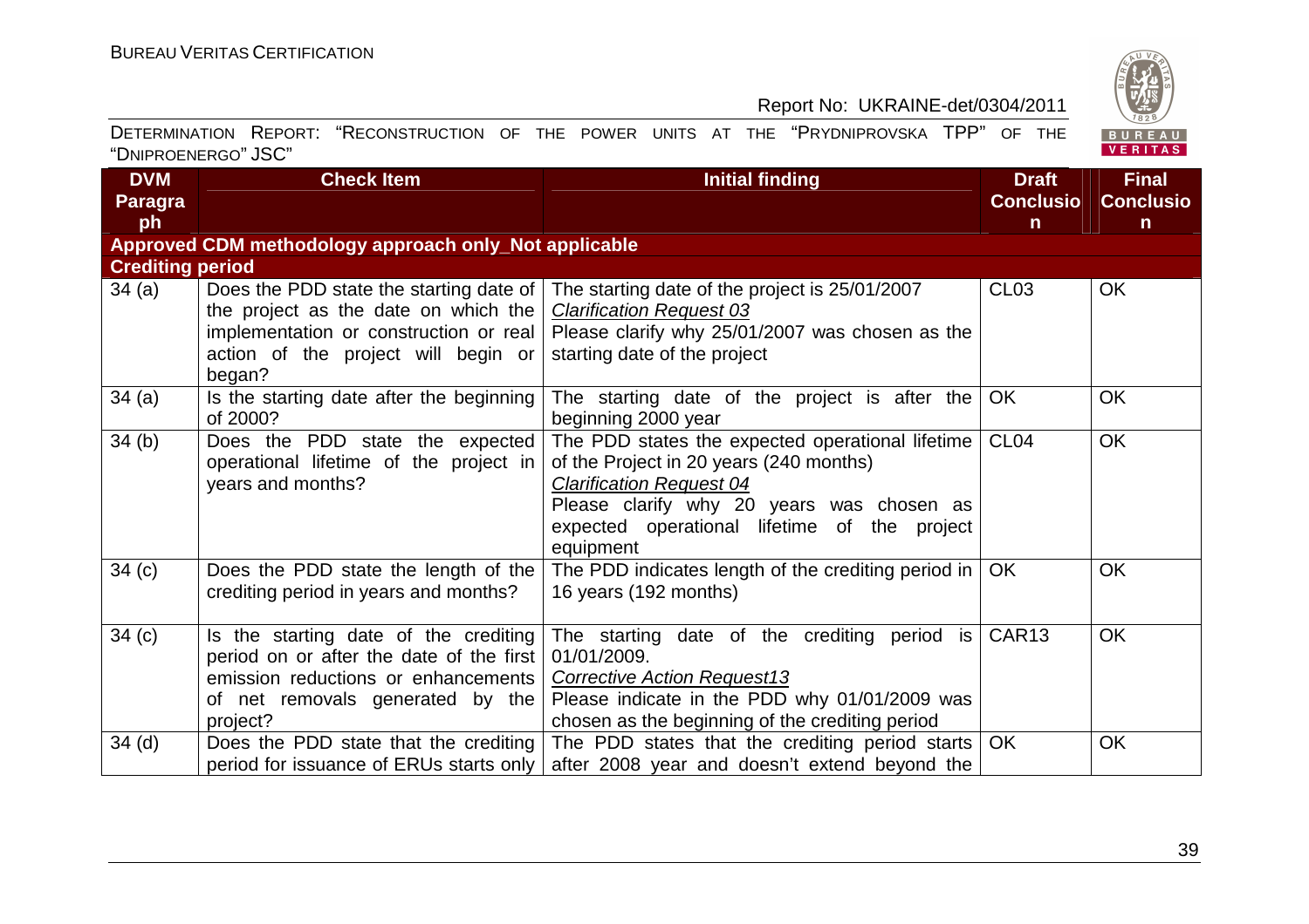| DVM Paragraph | Check Item | Initial finding | Draft Conclusion | Final Conclusion |
|---|---|---|---|---|
| **Approved CDM methodology approach only_Not applicable** | | | | |
| **Crediting period** | | | | |
| 34 (a) | Does the PDD state the starting date of the project as the date on which the implementation or construction or real action of the project will begin or began? | The starting date of the project is 25/01/2007<br>*Clarification Request 03*<br>Please clarify why 25/01/2007 was chosen as the starting date of the project | CL03 | OK |
| 34 (a) | Is the starting date after the beginning of 2000? | The starting date of the project is after the beginning 2000 year | OK | OK |
| 34 (b) | Does the PDD state the expected operational lifetime of the project in years and months? | The PDD states the expected operational lifetime of the Project in 20 years (240 months)<br>*Clarification Request 04*<br>Please clarify why 20 years was chosen as expected operational lifetime of the project equipment | CL04 | OK |
| 34 (c) | Does the PDD state the length of the crediting period in years and months? | The PDD indicates length of the crediting period in 16 years (192 months) | OK | OK |
| 34 (c) | Is the starting date of the crediting period on or after the date of the first emission reductions or enhancements of net removals generated by the project? | The starting date of the crediting period is 01/01/2009.<br>*Corrective Action Request13*<br>Please indicate in the PDD why 01/01/2009 was chosen as the beginning of the crediting period | CAR13 | OK |
| 34 (d) | Does the PDD state that the crediting period for issuance of ERUs starts only | The PDD states that the crediting period starts after 2008 year and doesn't extend beyond the | OK | OK |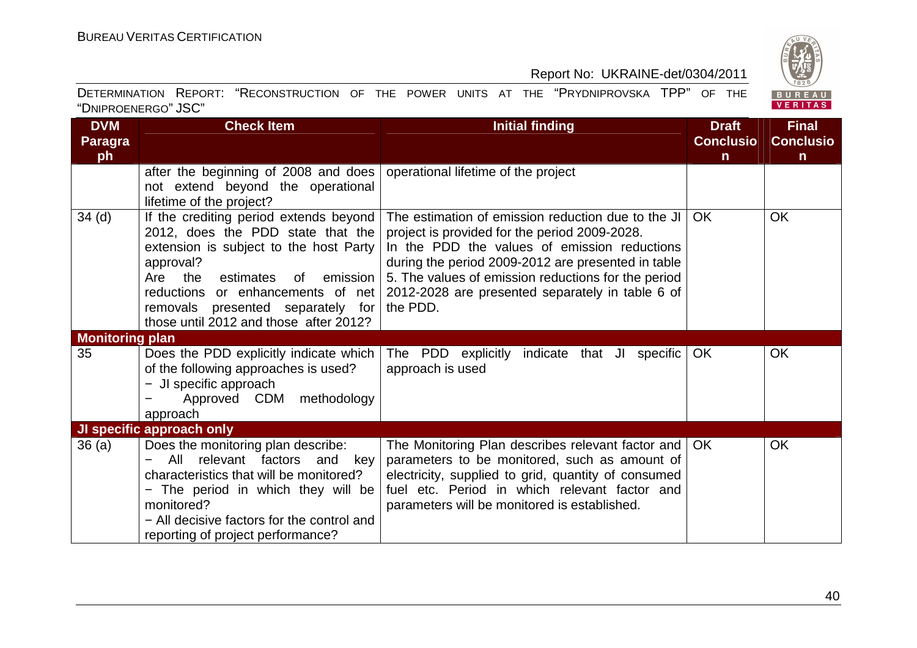| DVM Paragraph | Check Item | Initial finding | Draft Conclusion | Final Conclusion |
|---|---|---|---|---|
| | after the beginning of 2008 and does not extend beyond the operational lifetime of the project? | operational lifetime of the project | | |
| 34 (d) | If the crediting period extends beyond 2012, does the PDD state that the extension is subject to the host Party approval?<br>Are the estimates of emission reductions or enhancements of net removals presented separately for those until 2012 and those after 2012? | The estimation of emission reduction due to the JI project is provided for the period 2009-2028.<br>In the PDD the values of emission reductions during the period 2009-2012 are presented in table 5. The values of emission reductions for the period 2012-2028 are presented separately in table 6 of the PDD. | OK | OK |
| **Monitoring plan** | | | | |
| 35 | Does the PDD explicitly indicate which of the following approaches is used?<br>− JI specific approach<br>− Approved CDM methodology approach | The PDD explicitly indicate that JI specific approach is used | OK | OK |
| **JI specific approach only** | | | | |
| 36 (a) | Does the monitoring plan describe:<br>− All relevant factors and key characteristics that will be monitored?<br>− The period in which they will be monitored?<br>− All decisive factors for the control and reporting of project performance? | The Monitoring Plan describes relevant factor and parameters to be monitored, such as amount of electricity, supplied to grid, quantity of consumed fuel etc. Period in which relevant factor and parameters will be monitored is established. | OK | OK |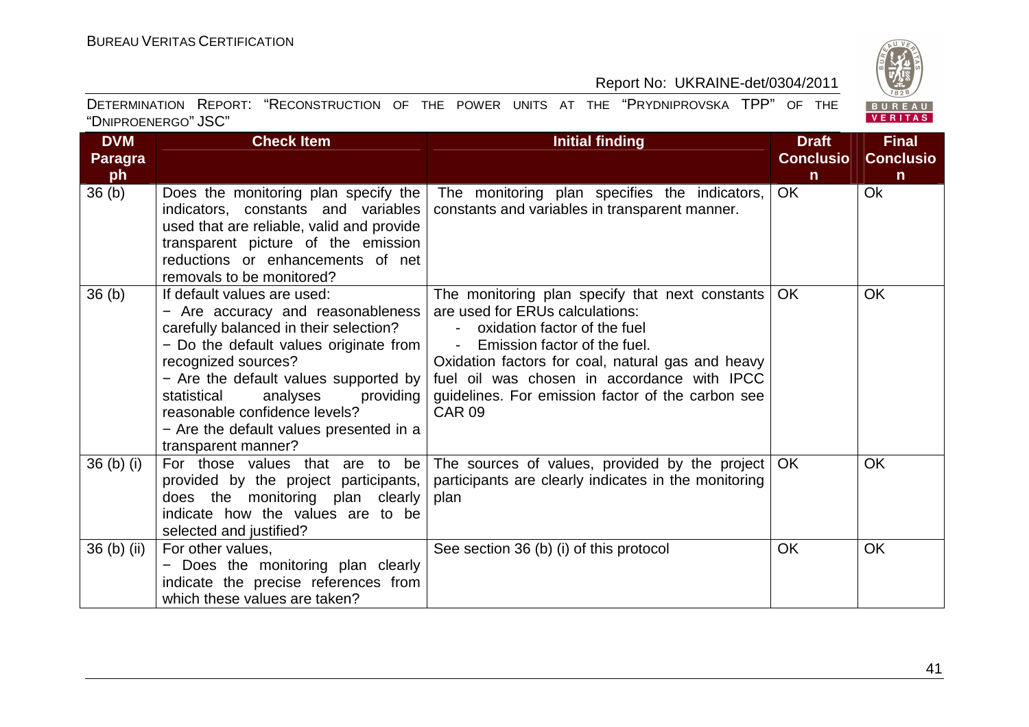| DVM Paragraph | Check Item | Initial finding | Draft Conclusion | Final Conclusion |
|---|---|---|---|---|
| 36 (b) | Does the monitoring plan specify the indicators, constants and variables used that are reliable, valid and provide transparent picture of the emission reductions or enhancements of net removals to be monitored? | The monitoring plan specifies the indicators, constants and variables in transparent manner. | OK | Ok |
| 36 (b) | If default values are used:<br>− Are accuracy and reasonableness carefully balanced in their selection?<br>− Do the default values originate from recognized sources?<br>− Are the default values supported by statistical analyses providing reasonable confidence levels?<br>− Are the default values presented in a transparent manner? | The monitoring plan specify that next constants are used for ERUs calculations:<br>- oxidation factor of the fuel<br>- Emission factor of the fuel.<br>Oxidation factors for coal, natural gas and heavy fuel oil was chosen in accordance with IPCC guidelines. For emission factor of the carbon see CAR 09 | OK | OK |
| 36 (b) (i) | For those values that are to be provided by the project participants, does the monitoring plan clearly indicate how the values are to be selected and justified? | The sources of values, provided by the project participants are clearly indicates in the monitoring plan | OK | OK |
| 36 (b) (ii) | For other values,<br>− Does the monitoring plan clearly indicate the precise references from which these values are taken? | See section 36 (b) (i) of this protocol | OK | OK |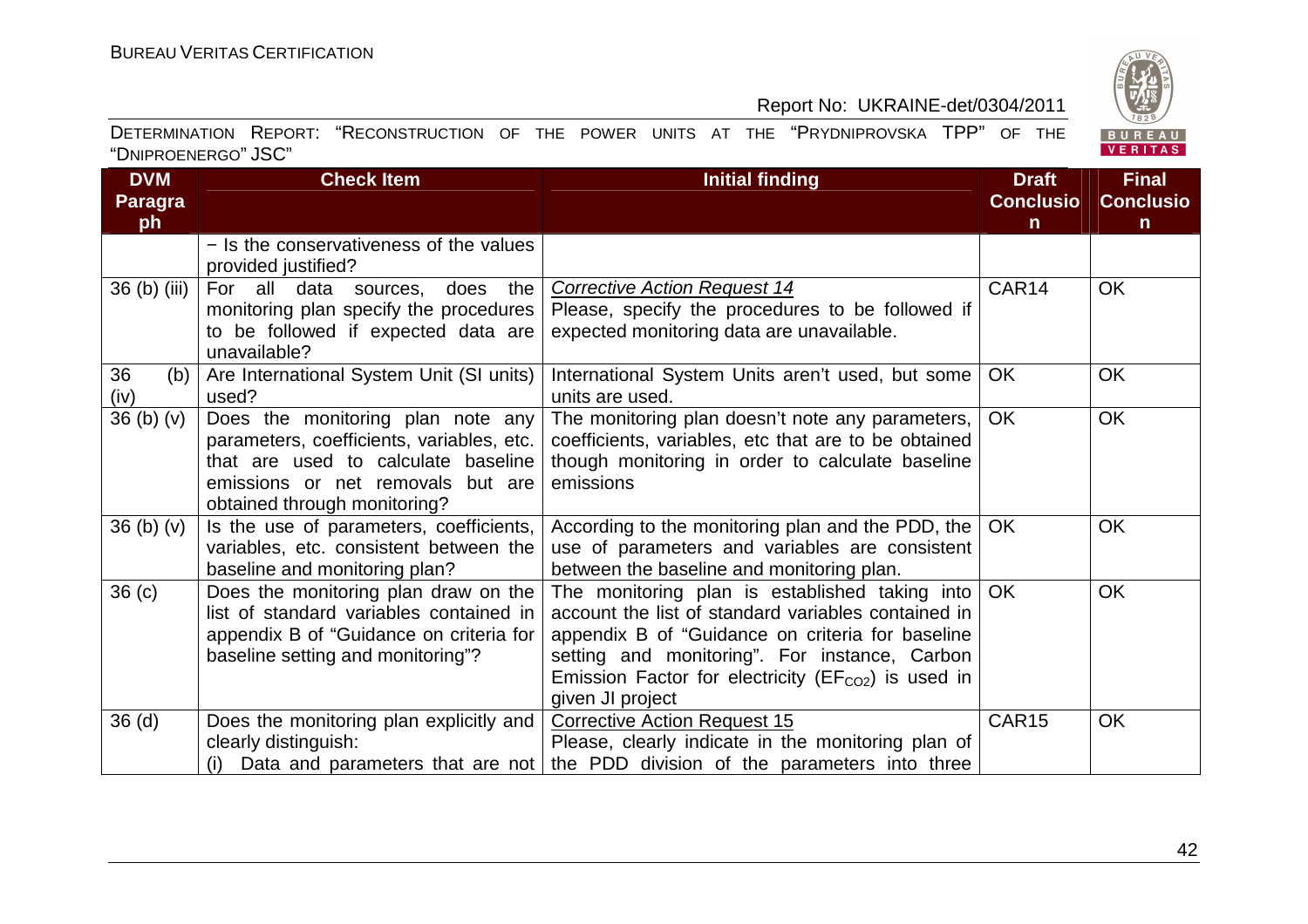| DVM Paragraph | Check Item | Initial finding | Draft Conclusion | Final Conclusion |
|---|---|---|---|---|
| | − Is the conservativeness of the values provided justified? | | | |
| 36 (b) (iii) | For all data sources, does the monitoring plan specify the procedures to be followed if expected data are unavailable? | *Corrective Action Request 14*<br>Please, specify the procedures to be followed if expected monitoring data are unavailable. | CAR14 | OK |
| 36 (b) (iv) | Are International System Unit (SI units) used? | International System Units aren't used, but some units are used. | OK | OK |
| 36 (b) (v) | Does the monitoring plan note any parameters, coefficients, variables, etc. that are used to calculate baseline emissions or net removals but are obtained through monitoring? | The monitoring plan doesn't note any parameters, coefficients, variables, etc that are to be obtained though monitoring in order to calculate baseline emissions | OK | OK |
| 36 (b) (v) | Is the use of parameters, coefficients, variables, etc. consistent between the baseline and monitoring plan? | According to the monitoring plan and the PDD, the use of parameters and variables are consistent between the baseline and monitoring plan. | OK | OK |
| 36 (c) | Does the monitoring plan draw on the list of standard variables contained in appendix B of "Guidance on criteria for baseline setting and monitoring"? | The monitoring plan is established taking into account the list of standard variables contained in appendix B of "Guidance on criteria for baseline setting and monitoring". For instance, Carbon Emission Factor for electricity ($EF_{CO2}$) is used in given JI project | OK | OK |
| 36 (d) | Does the monitoring plan explicitly and clearly distinguish:<br>(i) Data and parameters that are not | Corrective Action Request 15<br>Please, clearly indicate in the monitoring plan of the PDD division of the parameters into three | CAR15 | OK |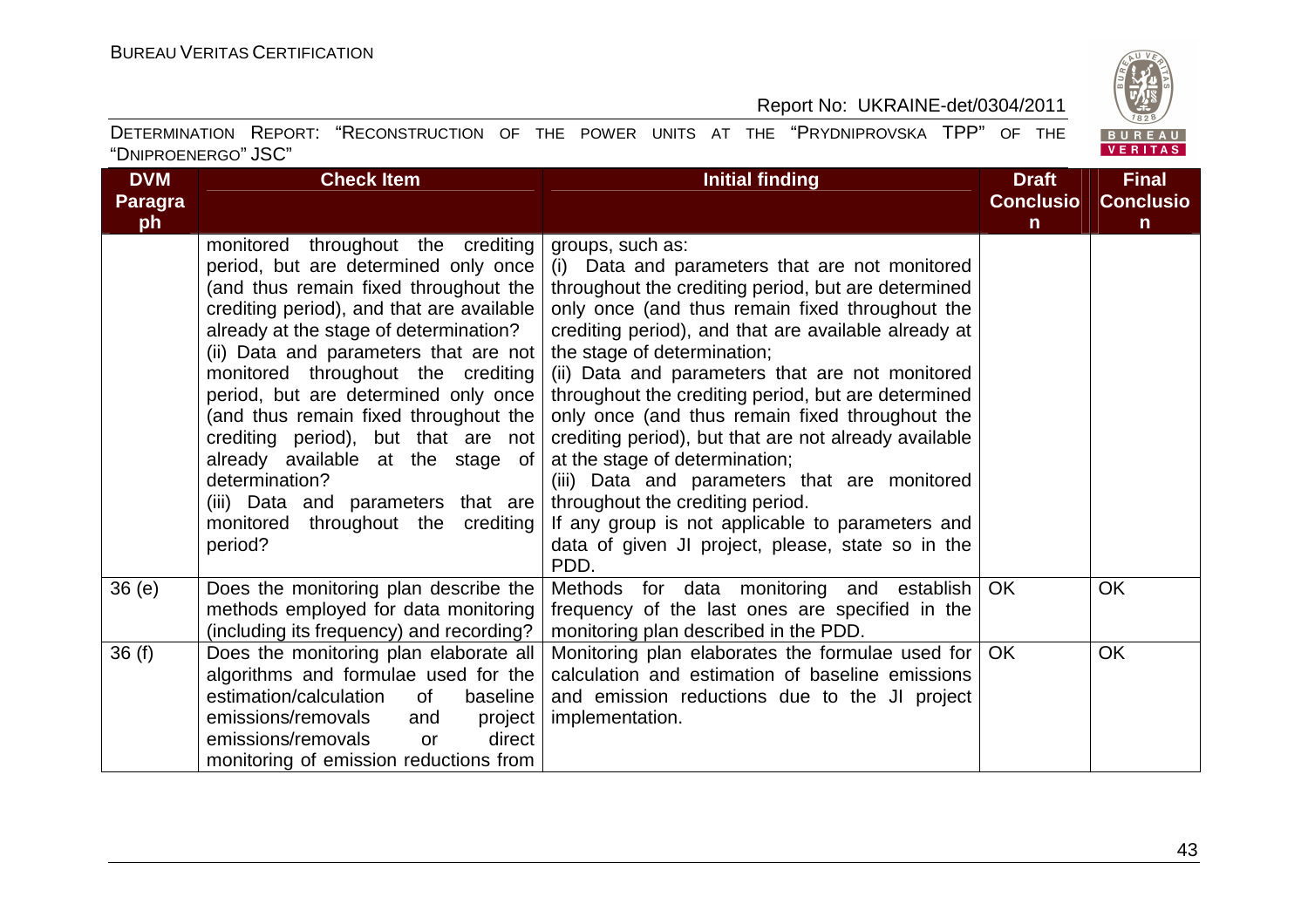| DVM Paragraph | Check Item | Initial finding | Draft Conclusion | Final Conclusion |
|---|---|---|---|---|
| | monitored throughout the crediting period, but are determined only once (and thus remain fixed throughout the crediting period), and that are available already at the stage of determination? (ii) Data and parameters that are not monitored throughout the crediting period, but are determined only once (and thus remain fixed throughout the crediting period), but that are not already available at the stage of determination? (iii) Data and parameters that are monitored throughout the crediting period? | groups, such as: (i) Data and parameters that are not monitored throughout the crediting period, but are determined only once (and thus remain fixed throughout the crediting period), and that are available already at the stage of determination; (ii) Data and parameters that are not monitored throughout the crediting period, but are determined only once (and thus remain fixed throughout the crediting period), but that are not already available at the stage of determination; (iii) Data and parameters that are monitored throughout the crediting period. If any group is not applicable to parameters and data of given JI project, please, state so in the PDD. | | |
| 36 (e) | Does the monitoring plan describe the methods employed for data monitoring (including its frequency) and recording? | Methods for data monitoring and establish frequency of the last ones are specified in the monitoring plan described in the PDD. | OK | OK |
| 36 (f) | Does the monitoring plan elaborate all algorithms and formulae used for the estimation/calculation of baseline emissions/removals and project emissions/removals or direct monitoring of emission reductions from | Monitoring plan elaborates the formulae used for calculation and estimation of baseline emissions and emission reductions due to the JI project implementation. | OK | OK |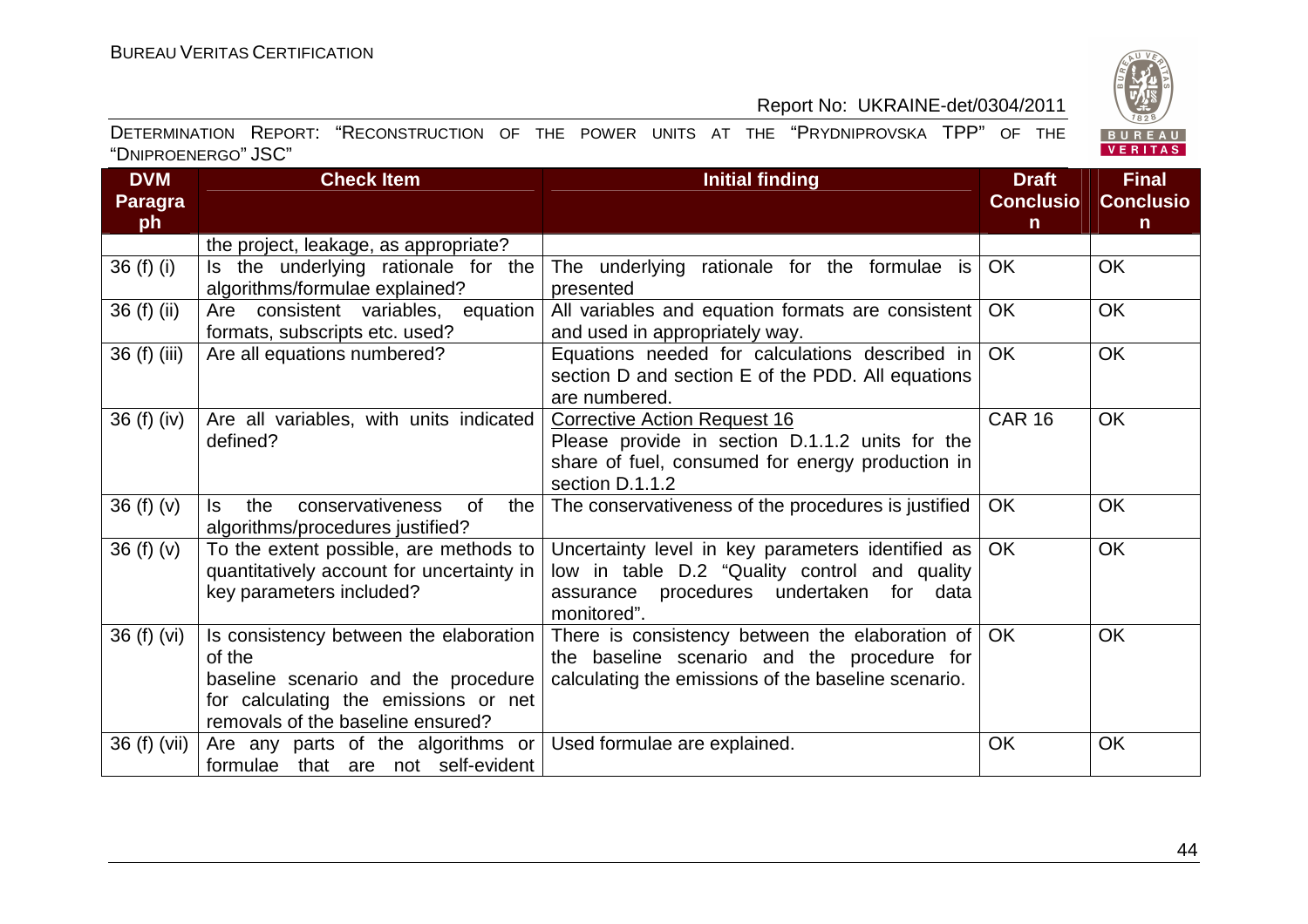| DVM Paragraph | Check Item | Initial finding | Draft Conclusion | Final Conclusion |
|---|---|---|---|---|
| | the project, leakage, as appropriate? | | | |
| 36 (f) (i) | Is the underlying rationale for the algorithms/formulae explained? | The underlying rationale for the formulae is presented | OK | OK |
| 36 (f) (ii) | Are consistent variables, equation formats, subscripts etc. used? | All variables and equation formats are consistent and used in appropriately way. | OK | OK |
| 36 (f) (iii) | Are all equations numbered? | Equations needed for calculations described in section D and section E of the PDD. All equations are numbered. | OK | OK |
| 36 (f) (iv) | Are all variables, with units indicated defined? | Corrective Action Request 16<br>Please provide in section D.1.1.2 units for the share of fuel, consumed for energy production in section D.1.1.2 | CAR 16 | OK |
| 36 (f) (v) | Is the conservativeness of the algorithms/procedures justified? | The conservativeness of the procedures is justified | OK | OK |
| 36 (f) (v) | To the extent possible, are methods to quantitatively account for uncertainty in key parameters included? | Uncertainty level in key parameters identified as low in table D.2 "Quality control and quality assurance procedures undertaken for data monitored". | OK | OK |
| 36 (f) (vi) | Is consistency between the elaboration of the baseline scenario and the procedure for calculating the emissions or net removals of the baseline ensured? | There is consistency between the elaboration of the baseline scenario and the procedure for calculating the emissions of the baseline scenario. | OK | OK |
| 36 (f) (vii) | Are any parts of the algorithms or formulae that are not self-evident | Used formulae are explained. | OK | OK |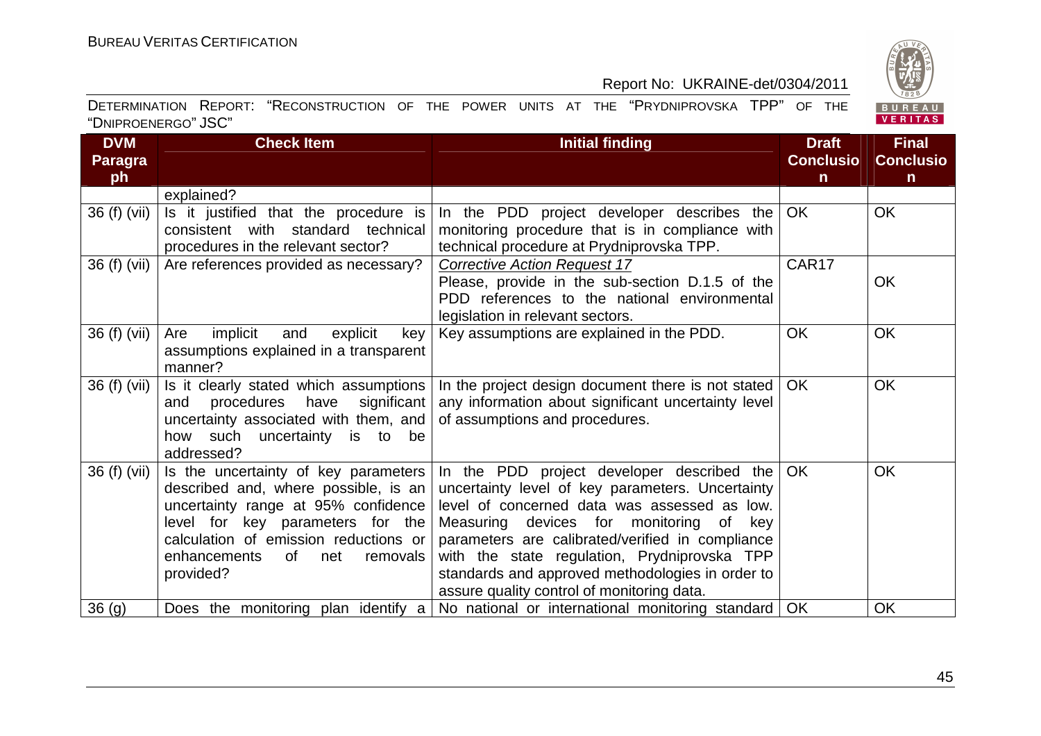| DVM Paragraph | Check Item | Initial finding | Draft Conclusion | Final Conclusion |
|---|---|---|---|---|
| | explained? | | | |
| 36 (f) (vii) | Is it justified that the procedure is consistent with standard technical procedures in the relevant sector? | In the PDD project developer describes the monitoring procedure that is in compliance with technical procedure at Prydniprovska TPP. | OK | OK |
| 36 (f) (vii) | Are references provided as necessary? | *Corrective Action Request 17*<br>Please, provide in the sub-section D.1.5 of the PDD references to the national environmental legislation in relevant sectors. | CAR17 | OK |
| 36 (f) (vii) | Are implicit and explicit key assumptions explained in a transparent manner? | Key assumptions are explained in the PDD. | OK | OK |
| 36 (f) (vii) | Is it clearly stated which assumptions and procedures have significant uncertainty associated with them, and how such uncertainty is to be addressed? | In the project design document there is not stated any information about significant uncertainty level of assumptions and procedures. | OK | OK |
| 36 (f) (vii) | Is the uncertainty of key parameters described and, where possible, is an uncertainty range at 95% confidence level for key parameters for the calculation of emission reductions or enhancements of net removals provided? | In the PDD project developer described the uncertainty level of key parameters. Uncertainty level of concerned data was assessed as low. Measuring devices for monitoring of key parameters are calibrated/verified in compliance with the state regulation, Prydniprovska TPP standards and approved methodologies in order to assure quality control of monitoring data. | OK | OK |
| 36 (g) | Does the monitoring plan identify a | No national or international monitoring standard | OK | OK |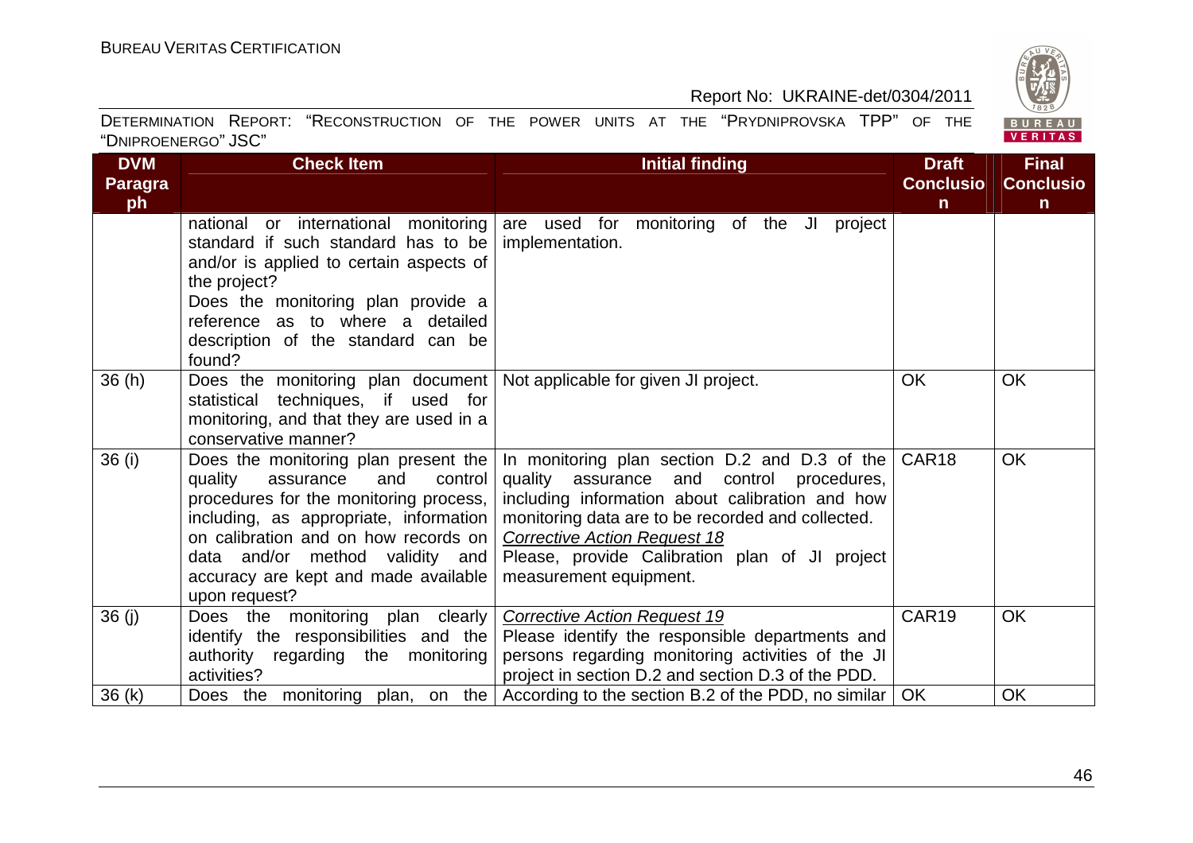| DVM Paragraph | Check Item | Initial finding | Draft Conclusion | Final Conclusion |
|---|---|---|---|---|
| | national or international monitoring standard if such standard has to be and/or is applied to certain aspects of the project? Does the monitoring plan provide a reference as to where a detailed description of the standard can be found? | are used for monitoring of the JI project implementation. | | |
| 36 (h) | Does the monitoring plan document statistical techniques, if used for monitoring, and that they are used in a conservative manner? | Not applicable for given JI project. | OK | OK |
| 36 (i) | Does the monitoring plan present the quality assurance and control procedures for the monitoring process, including, as appropriate, information on calibration and on how records on data and/or method validity and accuracy are kept and made available upon request? | In monitoring plan section D.2 and D.3 of the quality assurance and control procedures, including information about calibration and how monitoring data are to be recorded and collected. *Corrective Action Request 18* Please, provide Calibration plan of JI project measurement equipment. | CAR18 | OK |
| 36 (j) | Does the monitoring plan clearly identify the responsibilities and the authority regarding the monitoring activities? | *Corrective Action Request 19* Please identify the responsible departments and persons regarding monitoring activities of the JI project in section D.2 and section D.3 of the PDD. | CAR19 | OK |
| 36 (k) | Does the monitoring plan, on the | According to the section B.2 of the PDD, no similar | OK | OK |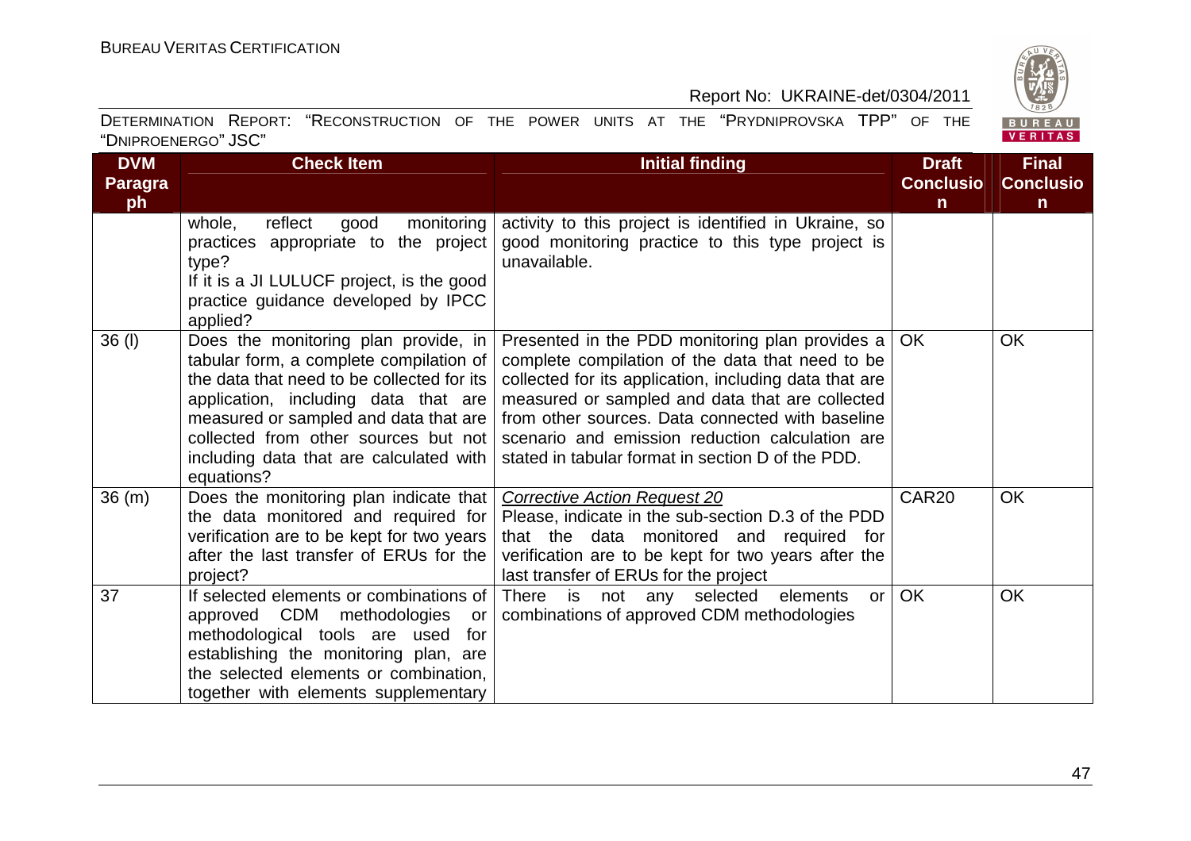| DVM Paragraph | Check Item | Initial finding | Draft Conclusion | Final Conclusion |
|---|---|---|---|---|
| | whole, reflect good monitoring practices appropriate to the project type? If it is a JI LULUCF project, is the good practice guidance developed by IPCC applied? | activity to this project is identified in Ukraine, so good monitoring practice to this type project is unavailable. | | |
| 36 (l) | Does the monitoring plan provide, in tabular form, a complete compilation of the data that need to be collected for its application, including data that are measured or sampled and data that are collected from other sources but not including data that are calculated with equations? | Presented in the PDD monitoring plan provides a complete compilation of the data that need to be collected for its application, including data that are measured or sampled and data that are collected from other sources. Data connected with baseline scenario and emission reduction calculation are stated in tabular format in section D of the PDD. | OK | OK |
| 36 (m) | Does the monitoring plan indicate that the data monitored and required for verification are to be kept for two years after the last transfer of ERUs for the project? | *Corrective Action Request 20* Please, indicate in the sub-section D.3 of the PDD that the data monitored and required for verification are to be kept for two years after the last transfer of ERUs for the project | CAR20 | OK |
| 37 | If selected elements or combinations of approved CDM methodologies or methodological tools are used for establishing the monitoring plan, are the selected elements or combination, together with elements supplementary | There is not any selected elements or combinations of approved CDM methodologies | OK | OK |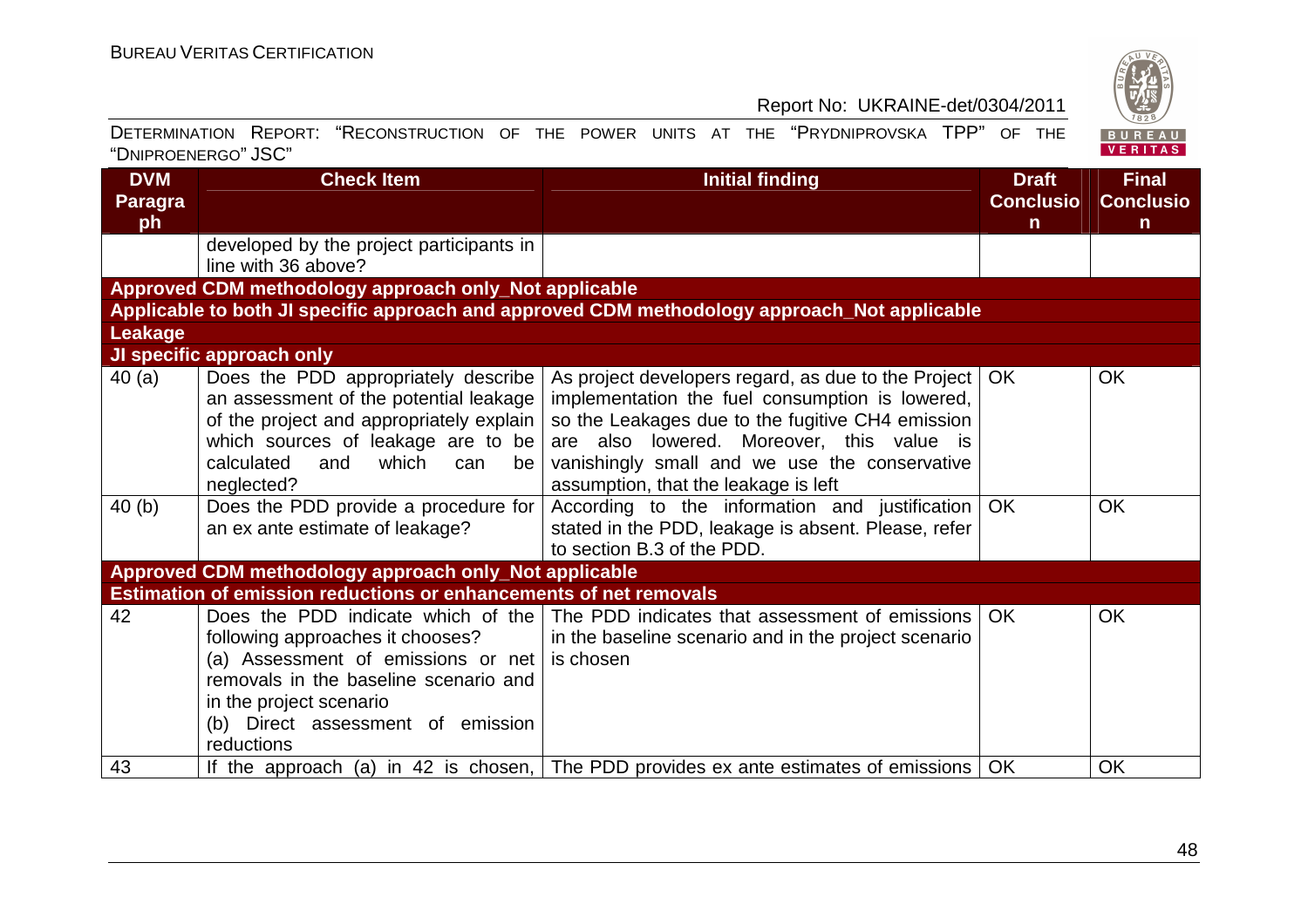| DVM Paragraph | Check Item | Initial finding | Draft Conclusion | Final Conclusion |
|---|---|---|---|---|
| | developed by the project participants in line with 36 above? | | | |
| **Approved CDM methodology approach only_Not applicable** | | | | |
| **Applicable to both JI specific approach and approved CDM methodology approach_Not applicable** | | | | |
| **Leakage** | | | | |
| **JI specific approach only** | | | | |
| 40 (a) | Does the PDD appropriately describe an assessment of the potential leakage of the project and appropriately explain which sources of leakage are to be calculated and which can be neglected? | As project developers regard, as due to the Project implementation the fuel consumption is lowered, so the Leakages due to the fugitive CH4 emission are also lowered. Moreover, this value is vanishingly small and we use the conservative assumption, that the leakage is left | OK | OK |
| 40 (b) | Does the PDD provide a procedure for an ex ante estimate of leakage? | According to the information and justification stated in the PDD, leakage is absent. Please, refer to section B.3 of the PDD. | OK | OK |
| **Approved CDM methodology approach only_Not applicable** | | | | |
| **Estimation of emission reductions or enhancements of net removals** | | | | |
| 42 | Does the PDD indicate which of the following approaches it chooses?<br>(a) Assessment of emissions or net removals in the baseline scenario and in the project scenario<br>(b) Direct assessment of emission reductions | The PDD indicates that assessment of emissions in the baseline scenario and in the project scenario is chosen | OK | OK |
| 43 | If the approach (a) in 42 is chosen, | The PDD provides ex ante estimates of emissions | OK | OK |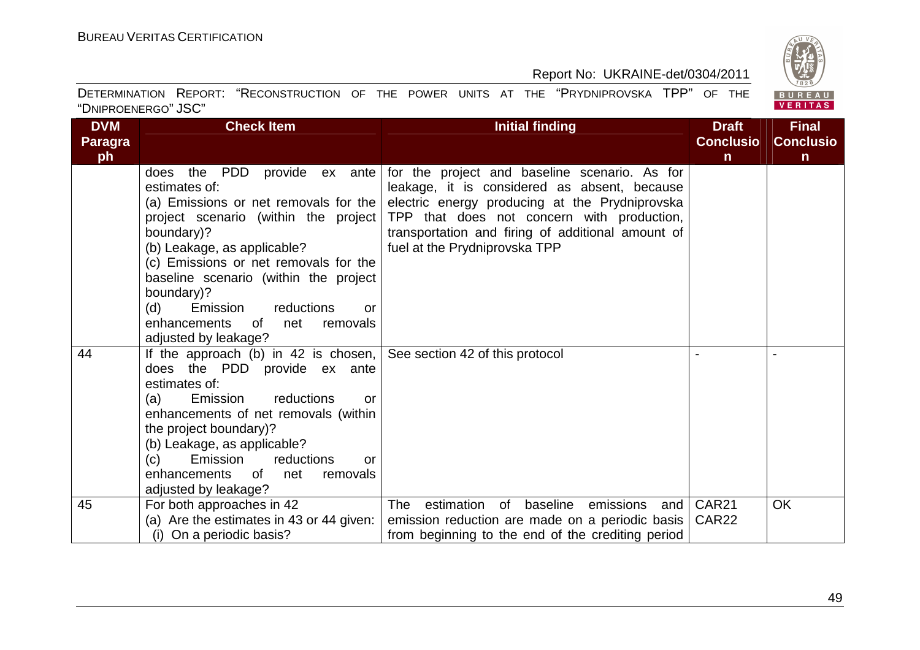| DVM Paragraph | Check Item | Initial finding | Draft Conclusion | Final Conclusion |
|---|---|---|---|---|
| | does the PDD provide ex ante estimates of:<br>(a) Emissions or net removals for the project scenario (within the project boundary)?<br>(b) Leakage, as applicable?<br>(c) Emissions or net removals for the baseline scenario (within the project boundary)?<br>(d) Emission reductions or enhancements of net removals adjusted by leakage? | for the project and baseline scenario. As for leakage, it is considered as absent, because electric energy producing at the Prydniprovska TPP that does not concern with production, transportation and firing of additional amount of fuel at the Prydniprovska TPP | | |
| 44 | If the approach (b) in 42 is chosen, does the PDD provide ex ante estimates of:<br>(a) Emission reductions or enhancements of net removals (within the project boundary)?<br>(b) Leakage, as applicable?<br>(c) Emission reductions or enhancements of net removals adjusted by leakage? | See section 42 of this protocol | - | - |
| 45 | For both approaches in 42<br>(a) Are the estimates in 43 or 44 given:<br>(i) On a periodic basis? | The estimation of baseline emissions and emission reduction are made on a periodic basis from beginning to the end of the crediting period | CAR21<br>CAR22 | OK |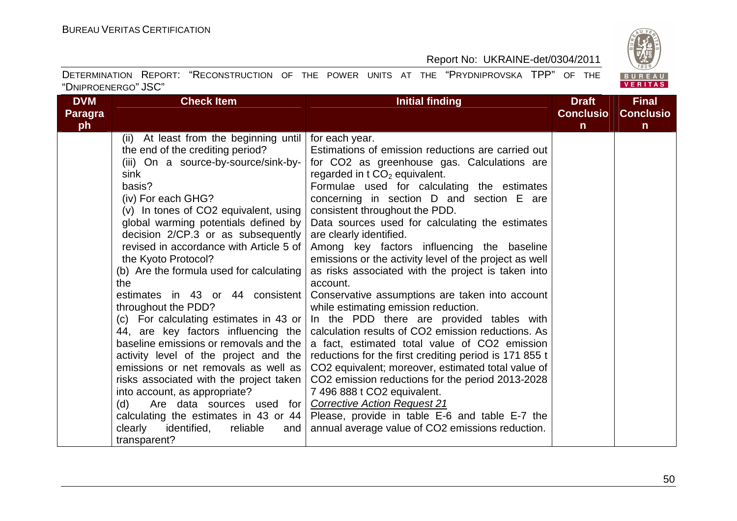| DVM Paragraph | Check Item | Initial finding | Draft Conclusion | Final Conclusion |
|---|---|---|---|---|
| | (ii) At least from the beginning until the end of the crediting period?<br>(iii) On a source-by-source/sink-by-sink basis?<br>(iv) For each GHG?<br>(v) In tones of CO2 equivalent, using global warming potentials defined by decision 2/CP.3 or as subsequently revised in accordance with Article 5 of the Kyoto Protocol?<br>(b) Are the formula used for calculating the estimates in 43 or 44 consistent throughout the PDD?<br>(c) For calculating estimates in 43 or 44, are key factors influencing the baseline emissions or removals and the activity level of the project and the emissions or net removals as well as risks associated with the project taken into account, as appropriate?<br>(d) Are data sources used for calculating the estimates in 43 or 44 clearly identified, reliable and transparent? | for each year.<br>Estimations of emission reductions are carried out for CO2 as greenhouse gas. Calculations are regarded in t $CO_2$ equivalent.<br>Formulae used for calculating the estimates concerning in section D and section E are consistent throughout the PDD.<br>Data sources used for calculating the estimates are clearly identified.<br>Among key factors influencing the baseline emissions or the activity level of the project as well as risks associated with the project is taken into account.<br>Conservative assumptions are taken into account while estimating emission reduction.<br>In the PDD there are provided tables with calculation results of CO2 emission reductions. As a fact, estimated total value of CO2 emission reductions for the first crediting period is 171 855 t CO2 equivalent; moreover, estimated total value of CO2 emission reductions for the period 2013-2028 7 496 888 t CO2 equivalent.<br>*Corrective Action Request 21*<br>Please, provide in table E-6 and table E-7 the annual average value of CO2 emissions reduction. | | |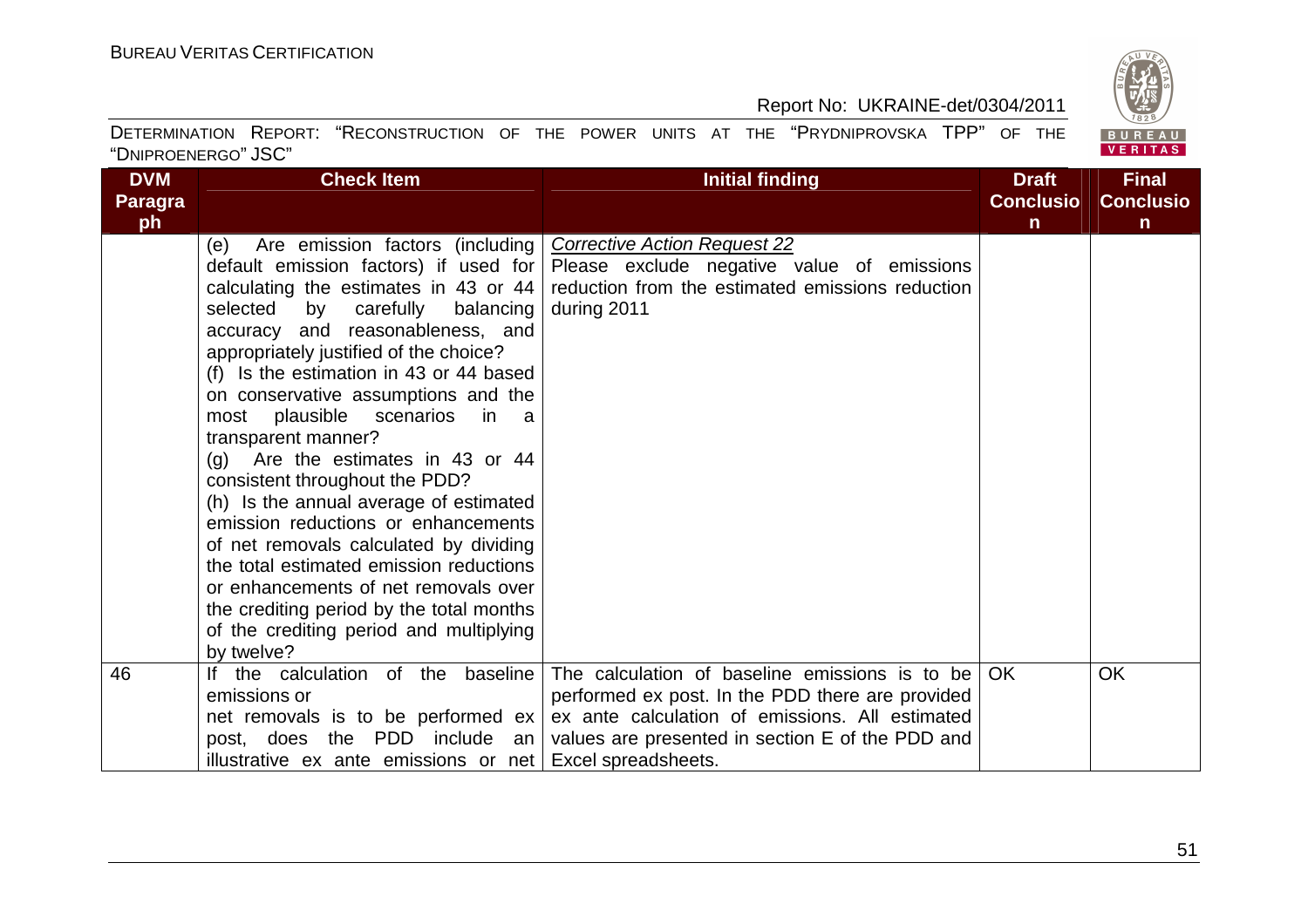| DVM Paragraph | Check Item | Initial finding | Draft Conclusion | Final Conclusion |
|---|---|---|---|---|
| | (e) Are emission factors (including default emission factors) if used for calculating the estimates in 43 or 44 selected by carefully balancing accuracy and reasonableness, and appropriately justified of the choice?<br>(f) Is the estimation in 43 or 44 based on conservative assumptions and the most plausible scenarios in a transparent manner?<br>(g) Are the estimates in 43 or 44 consistent throughout the PDD?<br>(h) Is the annual average of estimated emission reductions or enhancements of net removals calculated by dividing the total estimated emission reductions or enhancements of net removals over the crediting period by the total months of the crediting period and multiplying by twelve? | *Corrective Action Request 22*<br>Please exclude negative value of emissions reduction from the estimated emissions reduction during 2011 | | |
| 46 | If the calculation of the baseline emissions or net removals is to be performed ex post, does the PDD include an illustrative ex ante emissions or net | The calculation of baseline emissions is to be performed ex post. In the PDD there are provided ex ante calculation of emissions. All estimated values are presented in section E of the PDD and Excel spreadsheets. | OK | OK |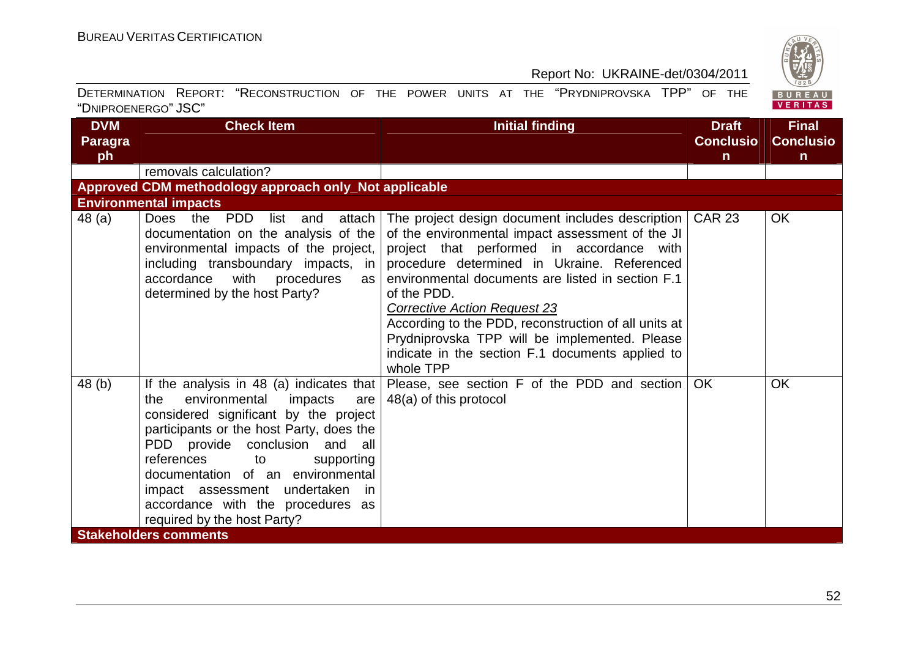| DVM Paragraph | Check Item | Initial finding | Draft Conclusion | Final Conclusion |
|---|---|---|---|---|
| | removals calculation? | | | |
| **Approved CDM methodology approach only_Not applicable** | | | | |
| **Environmental impacts** | | | | |
| 48 (a) | Does the PDD list and attach documentation on the analysis of the environmental impacts of the project, including transboundary impacts, in accordance with procedures as determined by the host Party? | The project design document includes description of the environmental impact assessment of the JI project that performed in accordance with procedure determined in Ukraine. Referenced environmental documents are listed in section F.1 of the PDD.<br>*Corrective Action Request 23*<br>According to the PDD, reconstruction of all units at Prydniprovska TPP will be implemented. Please indicate in the section F.1 documents applied to whole TPP | CAR 23 | OK |
| 48 (b) | If the analysis in 48 (a) indicates that the environmental impacts are considered significant by the project participants or the host Party, does the PDD provide conclusion and all references to supporting documentation of an environmental impact assessment undertaken in accordance with the procedures as required by the host Party? | Please, see section F of the PDD and section 48(a) of this protocol | OK | OK |
| **Stakeholders comments** | | | | |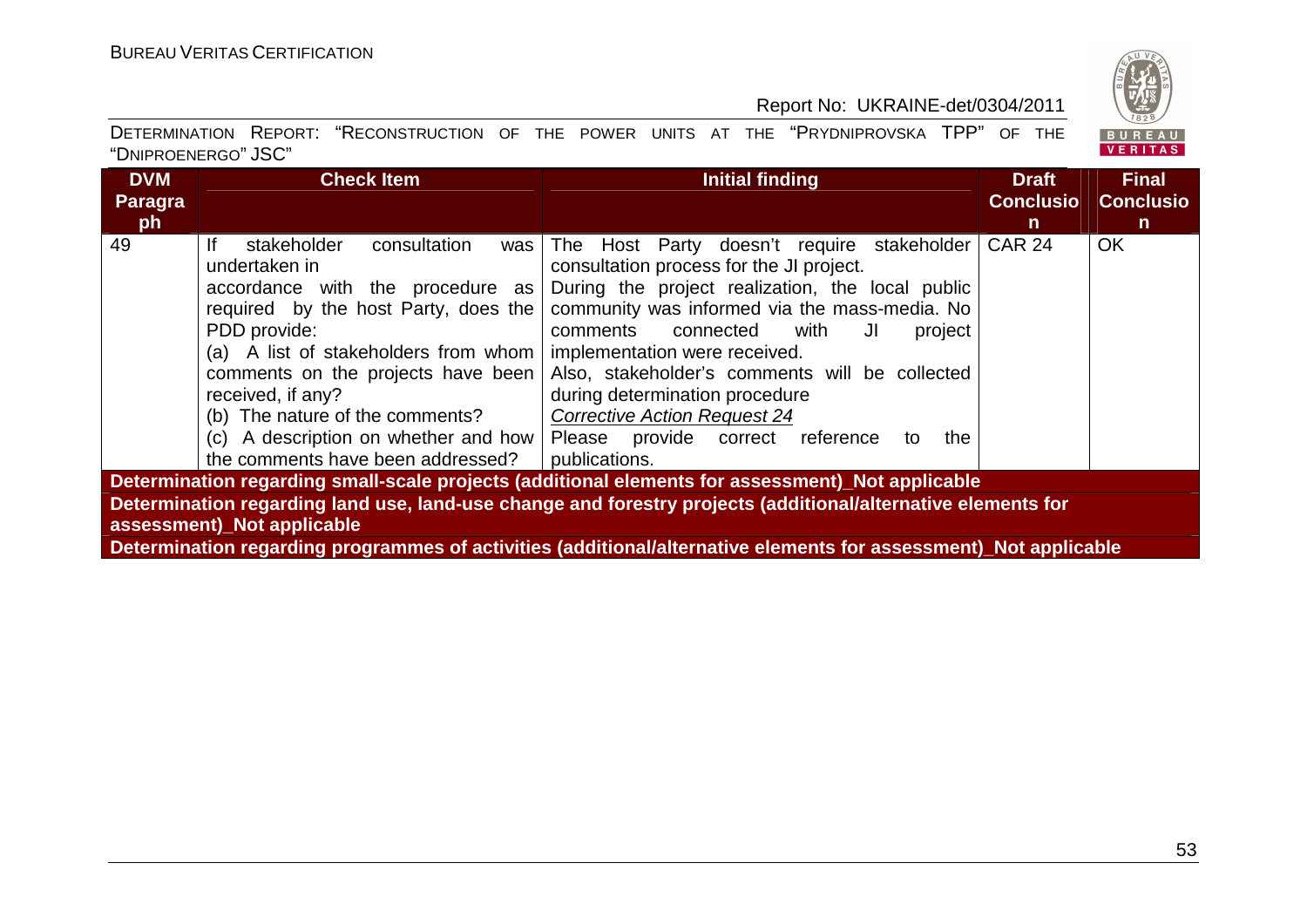| DVM Paragraph | Check Item | Initial finding | Draft Conclusion | Final Conclusion |
|---|---|---|---|---|
| 49 | If stakeholder consultation was undertaken in accordance with the procedure as required by the host Party, does the PDD provide:<br>(a) A list of stakeholders from whom comments on the projects have been received, if any?<br>(b) The nature of the comments?<br>(c) A description on whether and how the comments have been addressed? | The Host Party doesn't require stakeholder consultation process for the JI project.<br>During the project realization, the local public community was informed via the mass-media. No comments connected with JI project implementation were received.<br>Also, stakeholder's comments will be collected during determination procedure<br>*Corrective Action Request 24*<br>Please provide correct reference to the publications. | CAR 24 | OK |
| **Determination regarding small-scale projects (additional elements for assessment)_Not applicable** | | | | |
| **Determination regarding land use, land-use change and forestry projects (additional/alternative elements for assessment)_Not applicable** | | | | |
| **Determination regarding programmes of activities (additional/alternative elements for assessment)_Not applicable** | | | | |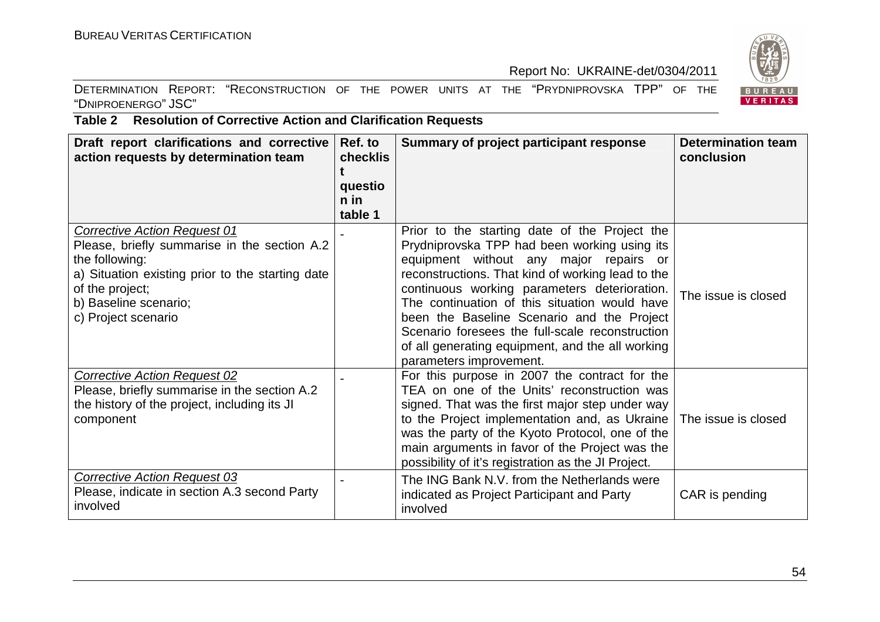**Table 2 Resolution of Corrective Action and Clarification Requests**

| Draft report clarifications and corrective action requests by determination team | Ref. to checklist question in table 1 | Summary of project participant response | Determination team conclusion |
|---|---|---|---|
| Corrective Action Request 01<br>Please, briefly summarise in the section A.2 the following:<br>a) Situation existing prior to the starting date of the project;<br>b) Baseline scenario;<br>c) Project scenario | - | Prior to the starting date of the Project the Prydniprovska TPP had been working using its equipment without any major repairs or reconstructions. That kind of working lead to the continuous working parameters deterioration. The continuation of this situation would have been the Baseline Scenario and the Project Scenario foresees the full-scale reconstruction of all generating equipment, and the all working parameters improvement. | The issue is closed |
| Corrective Action Request 02<br>Please, briefly summarise in the section A.2 the history of the project, including its JI component | - | For this purpose in 2007 the contract for the TEA on one of the Units' reconstruction was signed. That was the first major step under way to the Project implementation and, as Ukraine was the party of the Kyoto Protocol, one of the main arguments in favor of the Project was the possibility of it's registration as the JI Project. | The issue is closed |
| Corrective Action Request 03<br>Please, indicate in section A.3 second Party involved | - | The ING Bank N.V. from the Netherlands were indicated as Project Participant and Party involved | CAR is pending |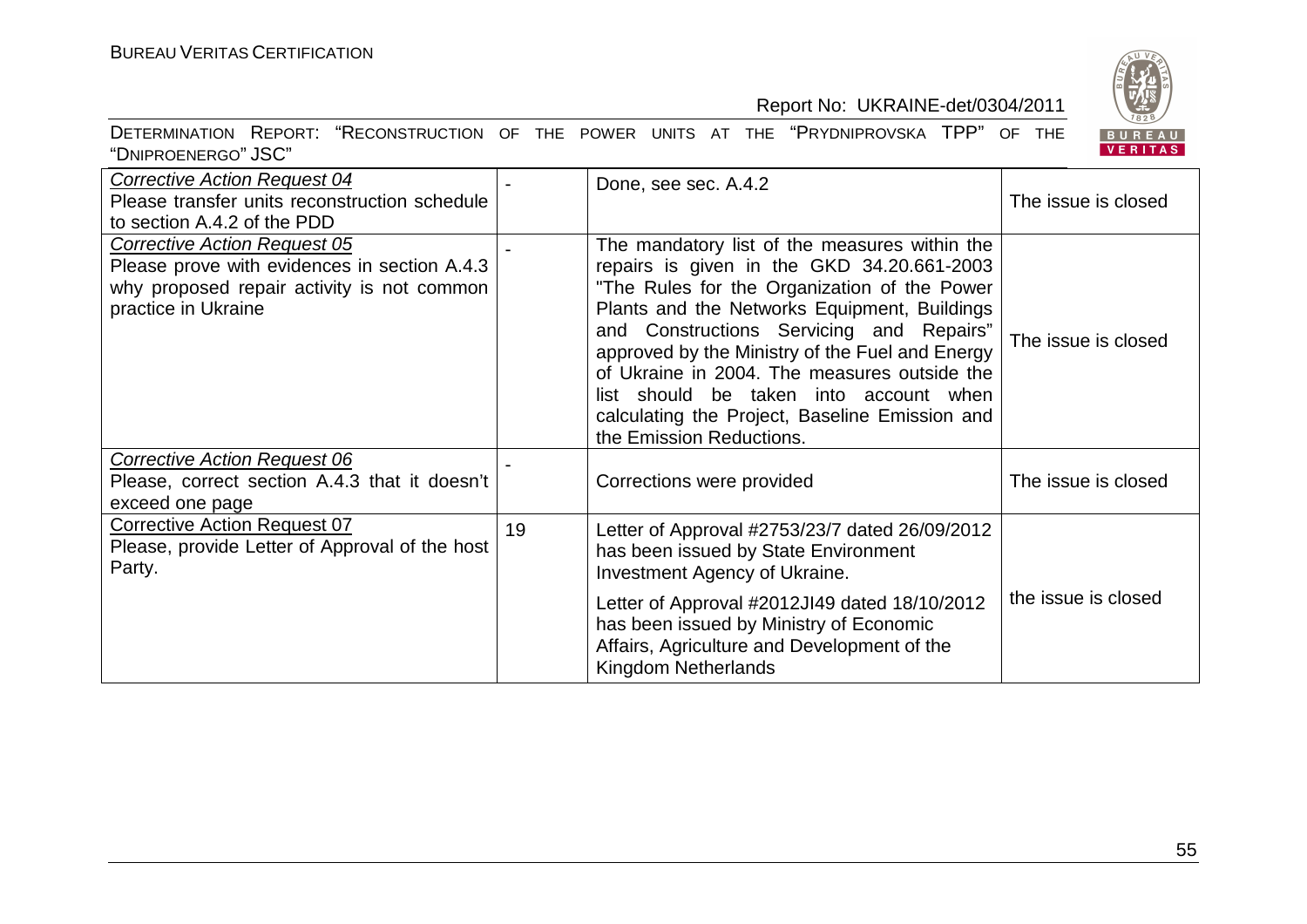| *Corrective Action Request 04* Please transfer units reconstruction schedule to section A.4.2 of the PDD | - | Done, see sec. A.4.2 | The issue is closed |
|---|---|---|---|
| *Corrective Action Request 05* Please prove with evidences in section A.4.3 why proposed repair activity is not common practice in Ukraine | - | The mandatory list of the measures within the repairs is given in the GKD 34.20.661-2003 "The Rules for the Organization of the Power Plants and the Networks Equipment, Buildings and Constructions Servicing and Repairs" approved by the Ministry of the Fuel and Energy of Ukraine in 2004. The measures outside the list should be taken into account when calculating the Project, Baseline Emission and the Emission Reductions. | The issue is closed |
| *Corrective Action Request 06* Please, correct section A.4.3 that it doesn't exceed one page | - | Corrections were provided | The issue is closed |
| Corrective Action Request 07 Please, provide Letter of Approval of the host Party. | 19 | Letter of Approval #2753/23/7 dated 26/09/2012 has been issued by State Environment Investment Agency of Ukraine. Letter of Approval #2012JI49 dated 18/10/2012 has been issued by Ministry of Economic Affairs, Agriculture and Development of the Kingdom Netherlands | the issue is closed |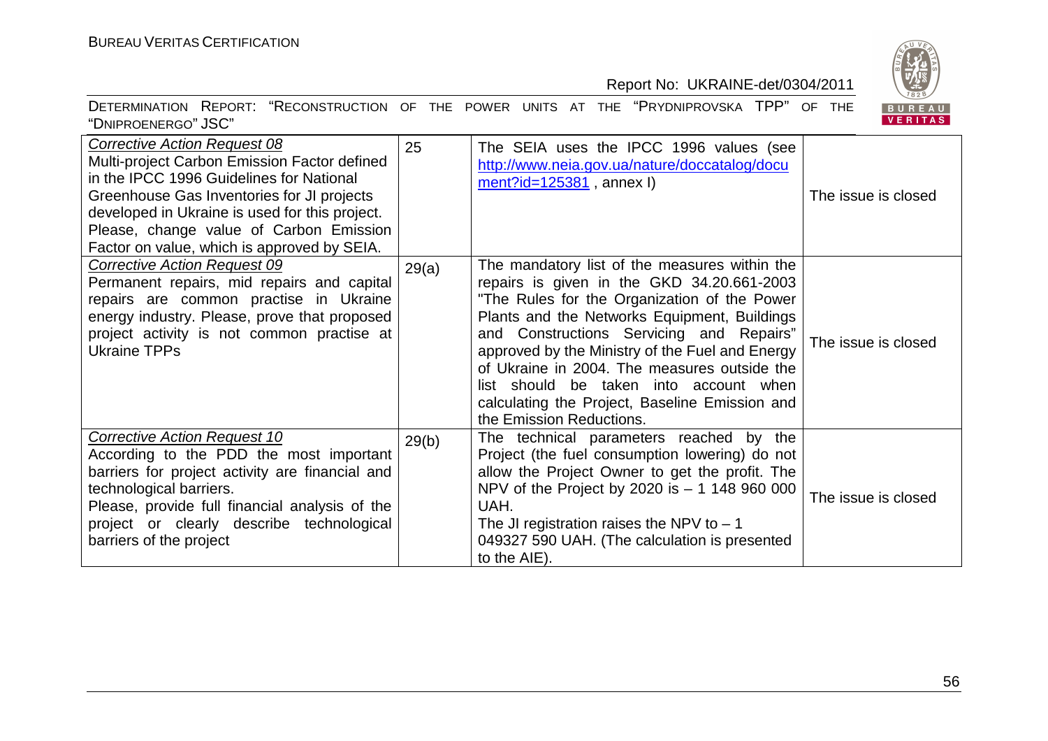| | | | |
|---|---|---|---|
| <u>*Corrective Action Request 08*</u><br>Multi-project Carbon Emission Factor defined in the IPCC 1996 Guidelines for National Greenhouse Gas Inventories for JI projects developed in Ukraine is used for this project. Please, change value of Carbon Emission Factor on value, which is approved by SEIA. | 25 | The SEIA uses the IPCC 1996 values (see http://www.neia.gov.ua/nature/doccatalog/document?id=125381 , annex I) | The issue is closed |
| <u>*Corrective Action Request 09*</u><br>Permanent repairs, mid repairs and capital repairs are common practise in Ukraine energy industry. Please, prove that proposed project activity is not common practise at Ukraine TPPs | 29(a) | The mandatory list of the measures within the repairs is given in the GKD 34.20.661-2003 "The Rules for the Organization of the Power Plants and the Networks Equipment, Buildings and Constructions Servicing and Repairs" approved by the Ministry of the Fuel and Energy of Ukraine in 2004. The measures outside the list should be taken into account when calculating the Project, Baseline Emission and the Emission Reductions. | The issue is closed |
| <u>*Corrective Action Request 10*</u><br>According to the PDD the most important barriers for project activity are financial and technological barriers.<br>Please, provide full financial analysis of the project or clearly describe technological barriers of the project | 29(b) | The technical parameters reached by the Project (the fuel consumption lowering) do not allow the Project Owner to get the profit. The NPV of the Project by 2020 is – 1 148 960 000 UAH.<br>The JI registration raises the NPV to – 1 049327 590 UAH. (The calculation is presented to the AIE). | The issue is closed |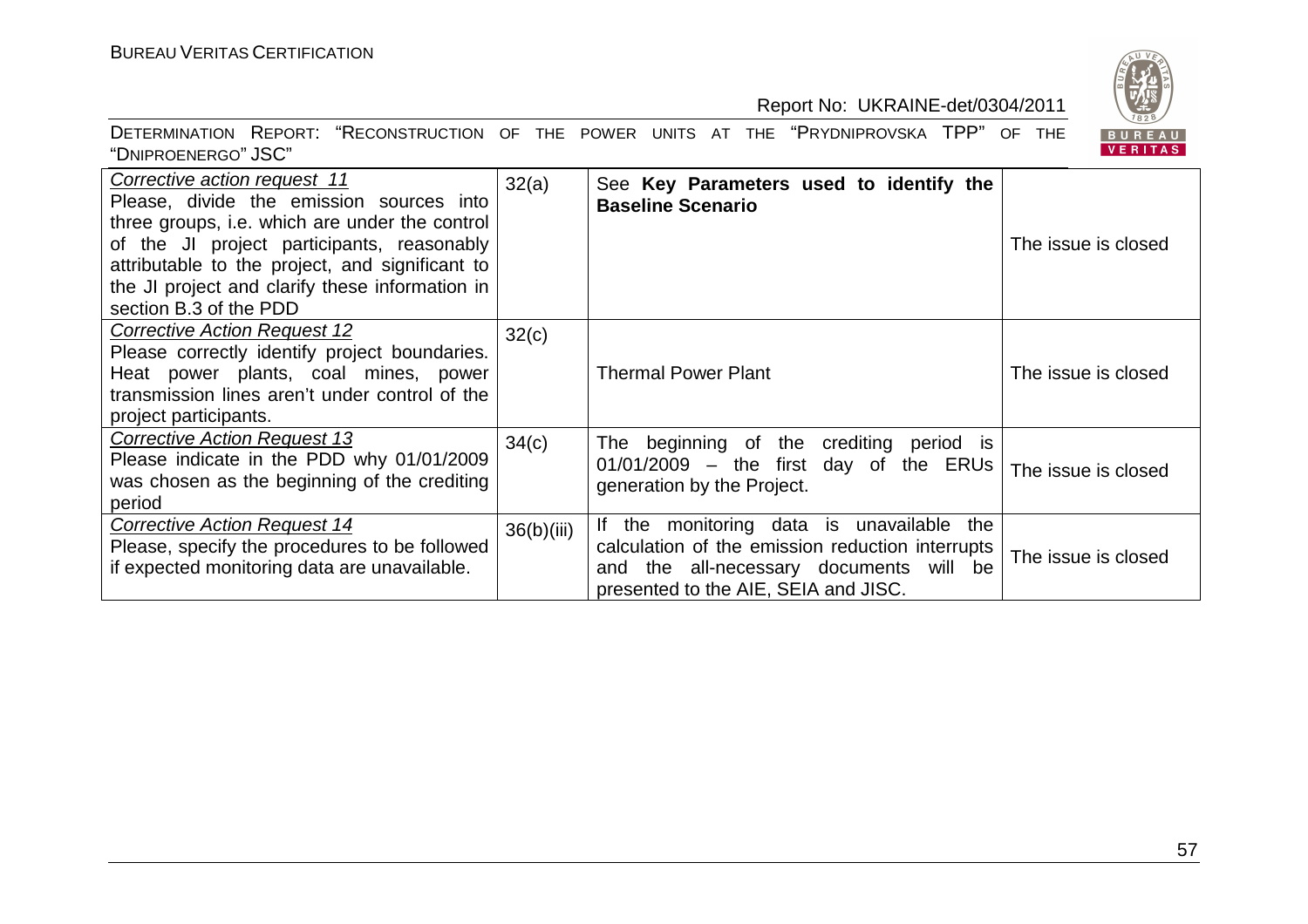| | | | |
|---|---|---|---|
| *Corrective action request 11*<br>Please, divide the emission sources into three groups, i.e. which are under the control of the JI project participants, reasonably attributable to the project, and significant to the JI project and clarify these information in section B.3 of the PDD | 32(a) | See **Key Parameters used to identify the Baseline Scenario** | The issue is closed |
| *Corrective Action Request 12*<br>Please correctly identify project boundaries. Heat power plants, coal mines, power transmission lines aren't under control of the project participants. | 32(c) | Thermal Power Plant | The issue is closed |
| *Corrective Action Request 13*<br>Please indicate in the PDD why 01/01/2009 was chosen as the beginning of the crediting period | 34(c) | The beginning of the crediting period is 01/01/2009 – the first day of the ERUs generation by the Project. | The issue is closed |
| *Corrective Action Request 14*<br>Please, specify the procedures to be followed if expected monitoring data are unavailable. | 36(b)(iii) | If the monitoring data is unavailable the calculation of the emission reduction interrupts and the all-necessary documents will be presented to the AIE, SEIA and JISC. | The issue is closed |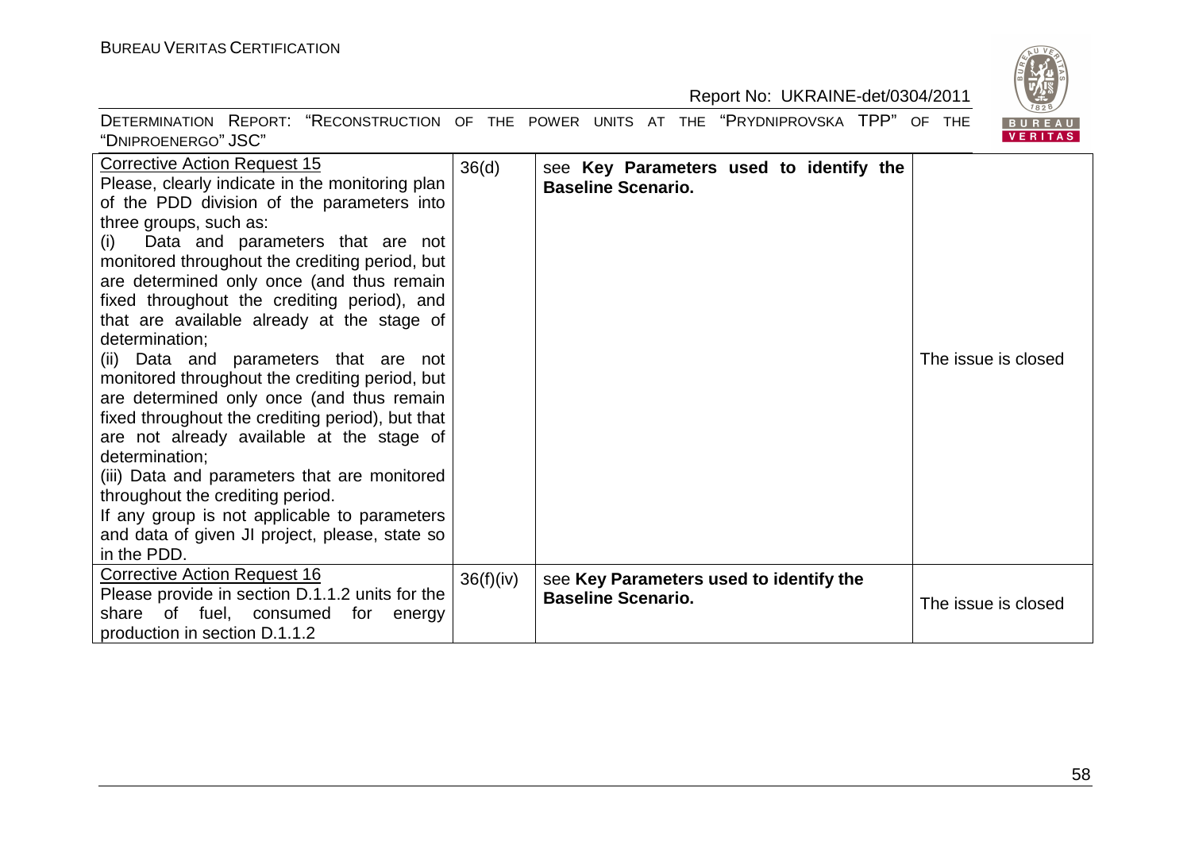| | | | |
|---|---|---|---|
| Corrective Action Request 15<br>Please, clearly indicate in the monitoring plan of the PDD division of the parameters into three groups, such as:<br>(i) Data and parameters that are not monitored throughout the crediting period, but are determined only once (and thus remain fixed throughout the crediting period), and that are available already at the stage of determination;<br>(ii) Data and parameters that are not monitored throughout the crediting period, but are determined only once (and thus remain fixed throughout the crediting period), but that are not already available at the stage of determination;<br>(iii) Data and parameters that are monitored throughout the crediting period.<br>If any group is not applicable to parameters and data of given JI project, please, state so in the PDD. | 36(d) | see **Key Parameters used to identify the Baseline Scenario.** | The issue is closed |
| Corrective Action Request 16<br>Please provide in section D.1.1.2 units for the share of fuel, consumed for energy production in section D.1.1.2 | 36(f)(iv) | see **Key Parameters used to identify the Baseline Scenario.** | The issue is closed |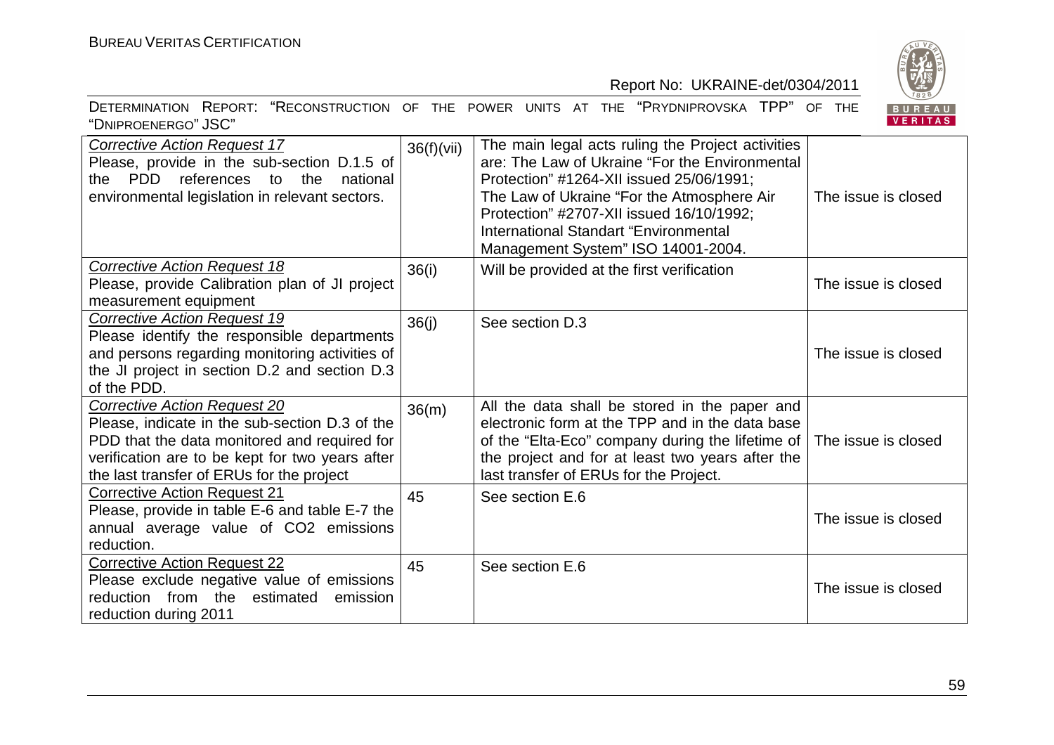| | | | |
|---|---|---|---|
| Corrective Action Request 17<br>Please, provide in the sub-section D.1.5 of the PDD references to the national environmental legislation in relevant sectors. | 36(f)(vii) | The main legal acts ruling the Project activities are: The Law of Ukraine "For the Environmental Protection" #1264-XII issued 25/06/1991;<br>The Law of Ukraine "For the Atmosphere Air Protection" #2707-XII issued 16/10/1992;<br>International Standart "Environmental Management System" ISO 14001-2004. | The issue is closed |
| Corrective Action Request 18<br>Please, provide Calibration plan of JI project measurement equipment | 36(i) | Will be provided at the first verification | The issue is closed |
| Corrective Action Request 19<br>Please identify the responsible departments and persons regarding monitoring activities of the JI project in section D.2 and section D.3 of the PDD. | 36(j) | See section D.3 | The issue is closed |
| Corrective Action Request 20<br>Please, indicate in the sub-section D.3 of the PDD that the data monitored and required for verification are to be kept for two years after the last transfer of ERUs for the project | 36(m) | All the data shall be stored in the paper and electronic form at the TPP and in the data base of the "Elta-Eco" company during the lifetime of the project and for at least two years after the last transfer of ERUs for the Project. | The issue is closed |
| Corrective Action Request 21<br>Please, provide in table E-6 and table E-7 the annual average value of $CO_2$ emissions reduction. | 45 | See section E.6 | The issue is closed |
| Corrective Action Request 22<br>Please exclude negative value of emissions reduction from the estimated emission reduction during 2011 | 45 | See section E.6 | The issue is closed |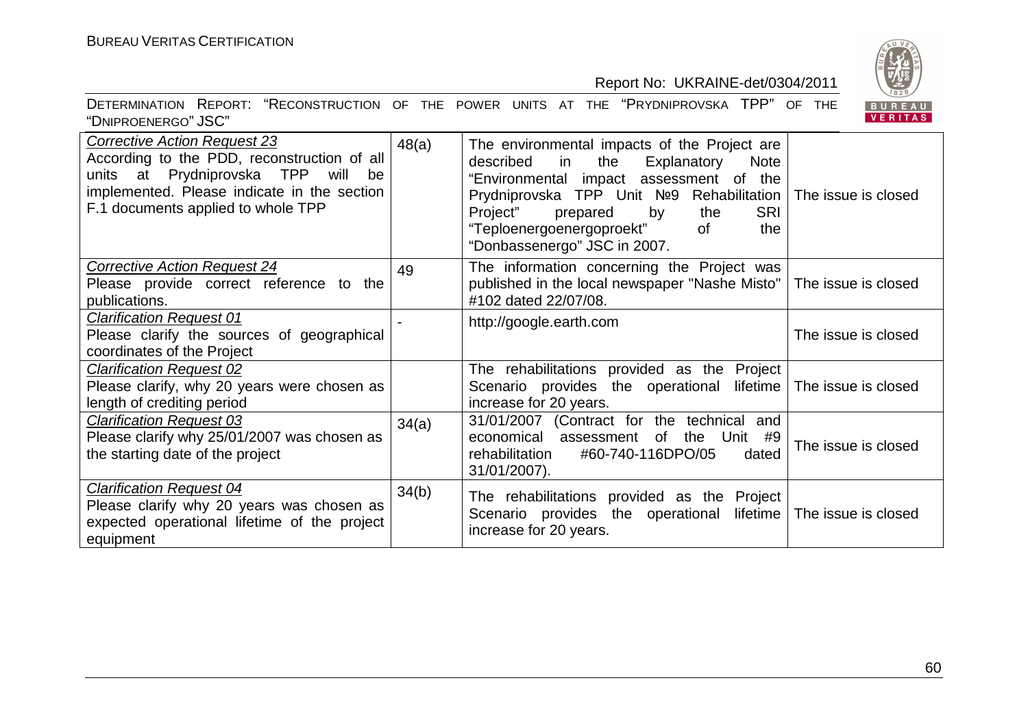| | | | |
|---|---|---|---|
| *Corrective Action Request 23*<br>According to the PDD, reconstruction of all units at Prydniprovska TPP will be implemented. Please indicate in the section F.1 documents applied to whole TPP | 48(a) | The environmental impacts of the Project are described in the Explanatory Note "Environmental impact assessment of the Prydniprovska TPP Unit №9 Rehabilitation Project" prepared by the SRI "Teploenergoenergoproekt" of the "Donbassenergo" JSC in 2007. | The issue is closed |
| *Corrective Action Request 24*<br>Please provide correct reference to the publications. | 49 | The information concerning the Project was published in the local newspaper "Nashe Misto" #102 dated 22/07/08. | The issue is closed |
| *Clarification Request 01*<br>Please clarify the sources of geographical coordinates of the Project | - | http://google.earth.com | The issue is closed |
| *Clarification Request 02*<br>Please clarify, why 20 years were chosen as length of crediting period | | The rehabilitations provided as the Project Scenario provides the operational lifetime increase for 20 years. | The issue is closed |
| *Clarification Request 03*<br>Please clarify why 25/01/2007 was chosen as the starting date of the project | 34(a) | 31/01/2007 (Contract for the technical and economical assessment of the Unit #9 rehabilitation #60-740-116DPO/05 dated 31/01/2007). | The issue is closed |
| *Clarification Request 04*<br>Please clarify why 20 years was chosen as expected operational lifetime of the project equipment | 34(b) | The rehabilitations provided as the Project Scenario provides the operational lifetime increase for 20 years. | The issue is closed |